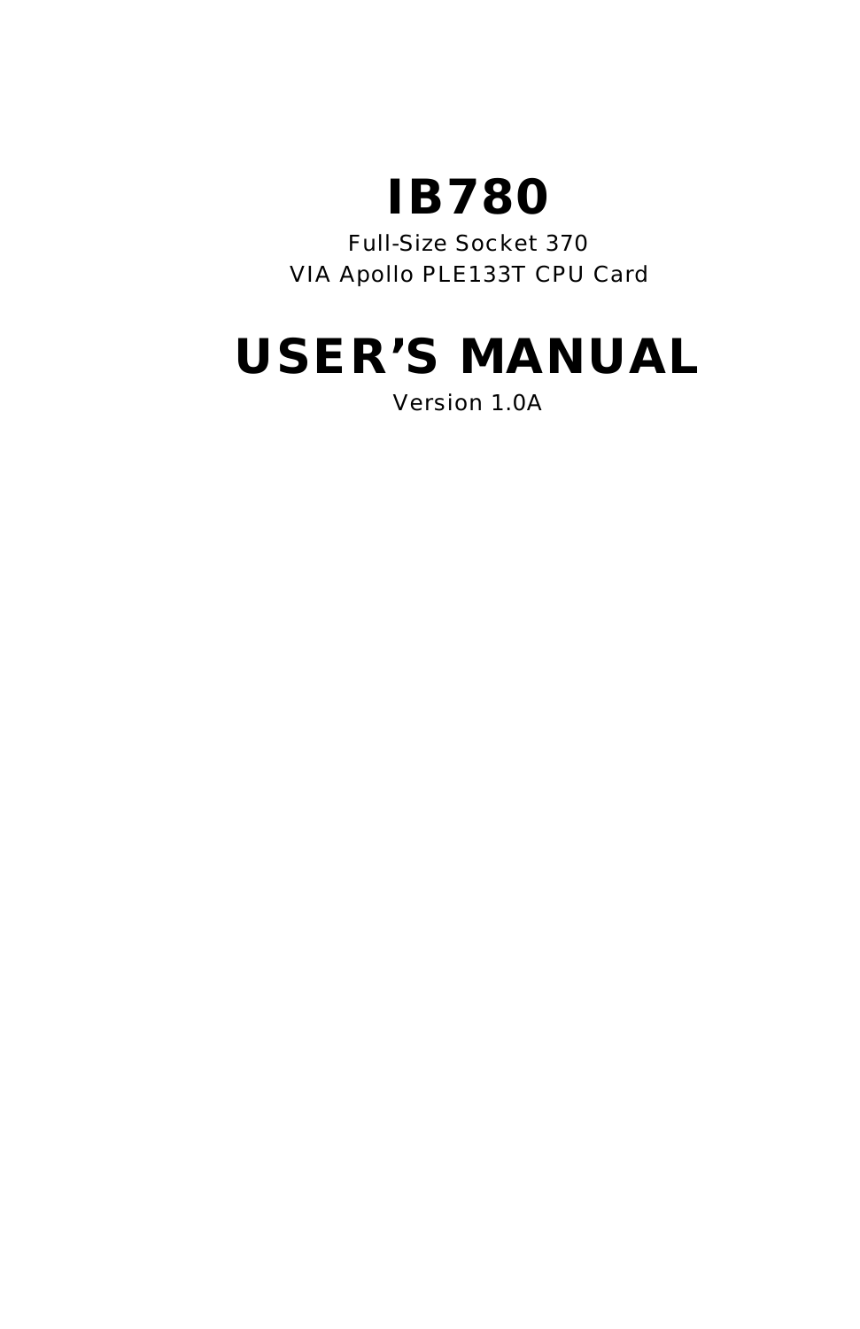# IB780

Full-Size Socket 370

VIA Apollo PLE133T CPU Card

# USER'S MANUAL

Version 1.0A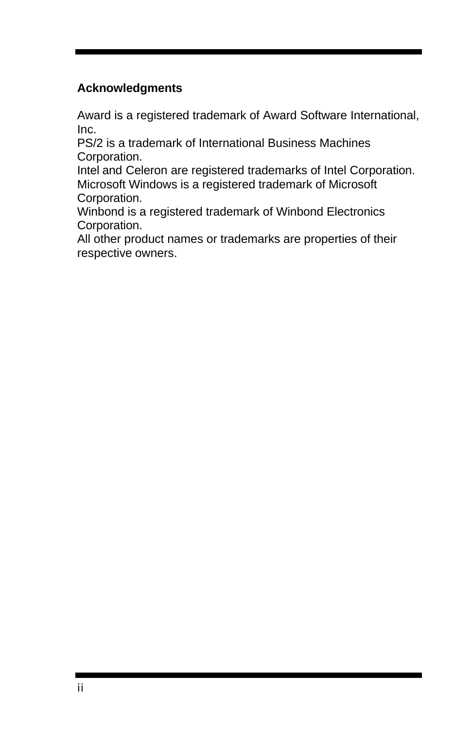**Acknowledgments**

Award is a registered trademark of Award Software International, Inc.
PS/2 is a trademark of International Business Machines Corporation.
Intel and Celeron are registered trademarks of Intel Corporation.
Microsoft Windows is a registered trademark of Microsoft Corporation.
Winbond is a registered trademark of Winbond Electronics Corporation.
All other product names or trademarks are properties of their respective owners.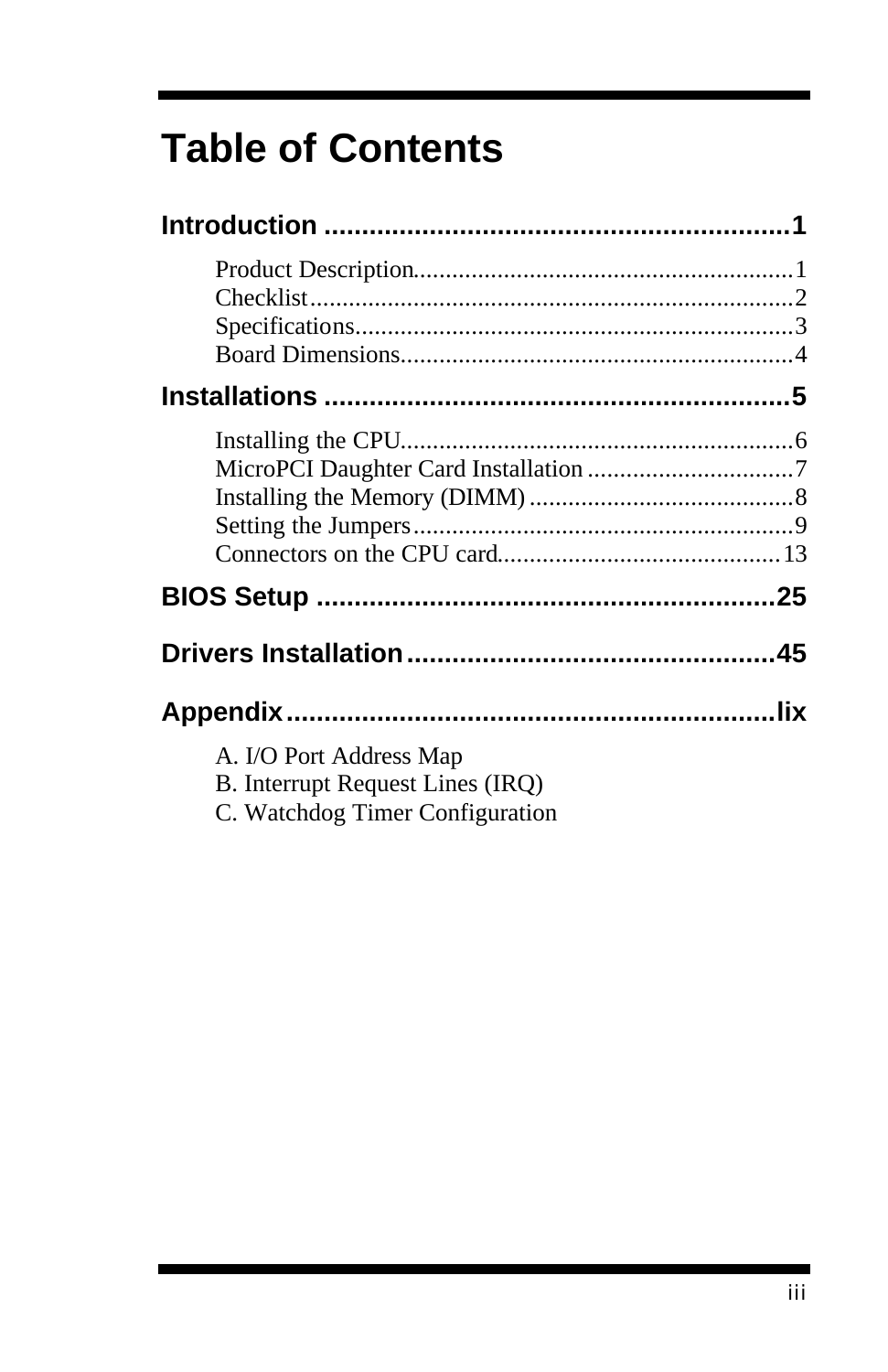# Table of Contents

**Introduction .............................................................1**

- Product Description..........................................................1
- Checklist..........................................................................2
- Specifications...................................................................3
- Board Dimensions............................................................4

**Installations .............................................................5**

- Installing the CPU............................................................6
- MicroPCI Daughter Card Installation ................................7
- Installing the Memory (DIMM) .........................................8
- Setting the Jumpers..........................................................9
- Connectors on the CPU card...........................................13

**BIOS Setup ............................................................25**

**Drivers Installation................................................45**

**Appendix................................................................lix**

- A. I/O Port Address Map
- B. Interrupt Request Lines (IRQ)
- C. Watchdog Timer Configuration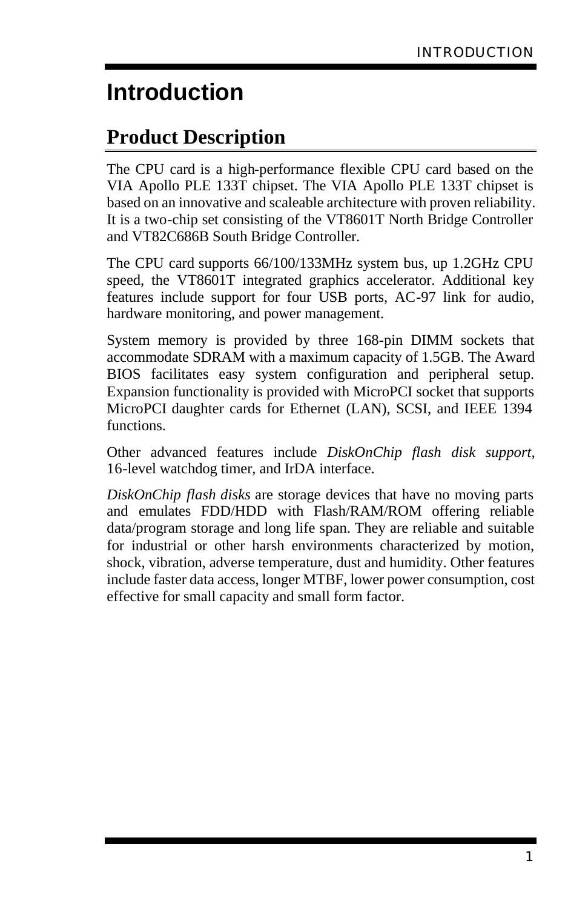# Introduction

## Product Description

The CPU card is a high-performance flexible CPU card based on the VIA Apollo PLE 133T chipset. The VIA Apollo PLE 133T chipset is based on an innovative and scaleable architecture with proven reliability. It is a two-chip set consisting of the VT8601T North Bridge Controller and VT82C686B South Bridge Controller.

The CPU card supports 66/100/133MHz system bus, up 1.2GHz CPU speed, the VT8601T integrated graphics accelerator. Additional key features include support for four USB ports, AC-97 link for audio, hardware monitoring, and power management.

System memory is provided by three 168-pin DIMM sockets that accommodate SDRAM with a maximum capacity of 1.5GB. The Award BIOS facilitates easy system configuration and peripheral setup. Expansion functionality is provided with MicroPCI socket that supports MicroPCI daughter cards for Ethernet (LAN), SCSI, and IEEE 1394 functions.

Other advanced features include *DiskOnChip flash disk support*, 16-level watchdog timer, and IrDA interface.

*DiskOnChip flash disks* are storage devices that have no moving parts and emulates FDD/HDD with Flash/RAM/ROM offering reliable data/program storage and long life span. They are reliable and suitable for industrial or other harsh environments characterized by motion, shock, vibration, adverse temperature, dust and humidity. Other features include faster data access, longer MTBF, lower power consumption, cost effective for small capacity and small form factor.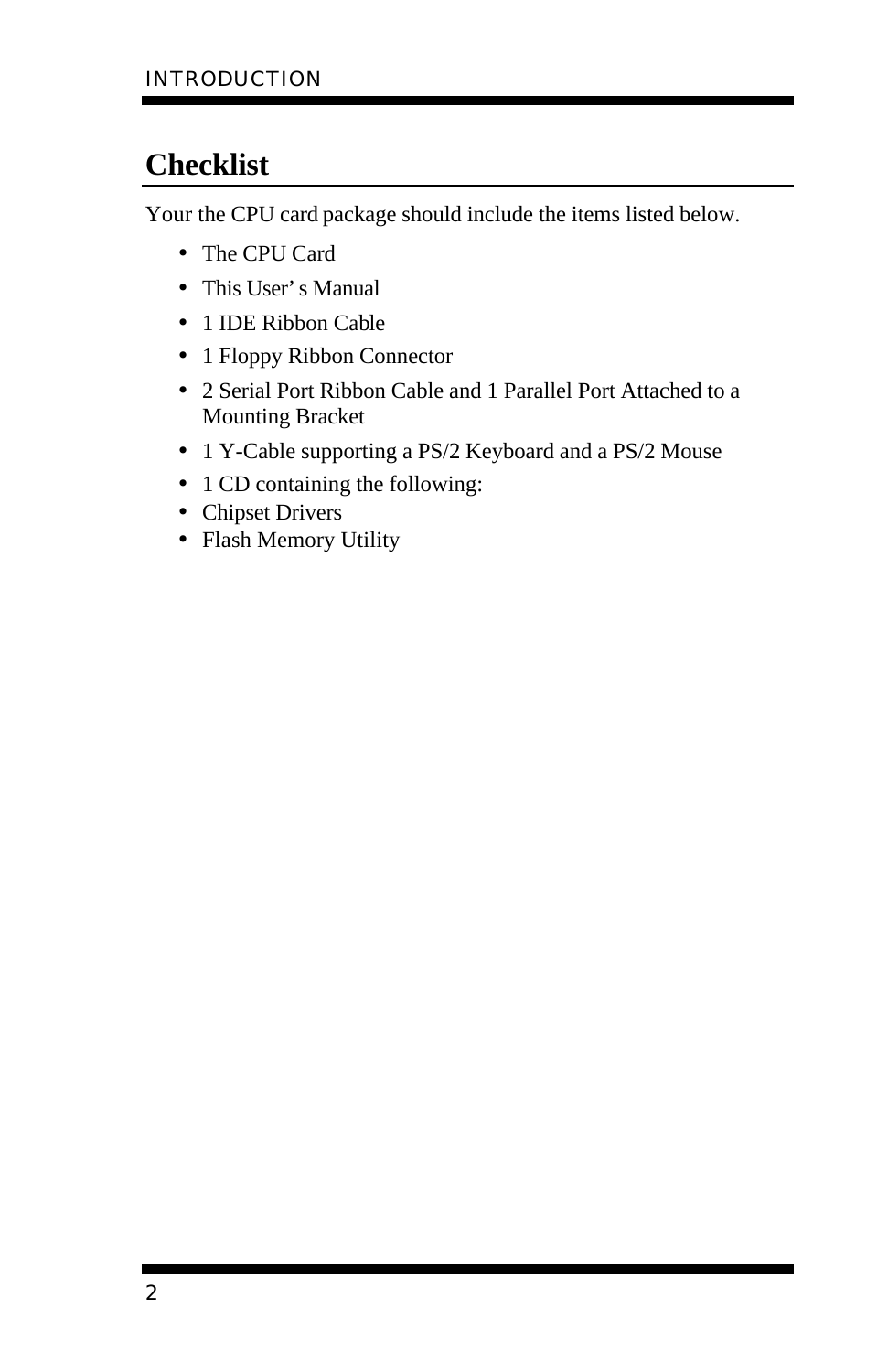## Checklist

Your the CPU card package should include the items listed below.

- The CPU Card
- This User's Manual
- 1 IDE Ribbon Cable
- 1 Floppy Ribbon Connector
- 2 Serial Port Ribbon Cable and 1 Parallel Port Attached to a Mounting Bracket
- 1 Y-Cable supporting a PS/2 Keyboard and a PS/2 Mouse
- 1 CD containing the following:
- Chipset Drivers
- Flash Memory Utility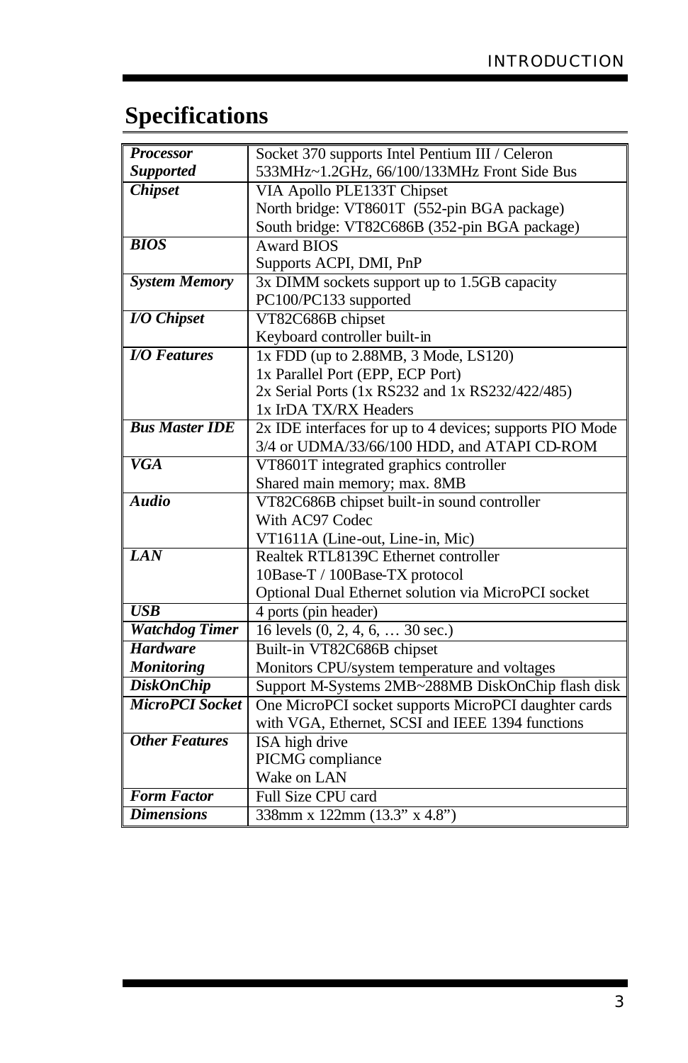## Specifications

| | |
|---|---|
| ***Processor Supported*** | Socket 370 supports Intel Pentium III / Celeron 533MHz~1.2GHz, 66/100/133MHz Front Side Bus |
| ***Chipset*** | VIA Apollo PLE133T Chipset<br>North bridge: VT8601T (552-pin BGA package)<br>South bridge: VT82C686B (352-pin BGA package) |
| ***BIOS*** | Award BIOS<br>Supports ACPI, DMI, PnP |
| ***System Memory*** | 3x DIMM sockets support up to 1.5GB capacity<br>PC100/PC133 supported |
| ***I/O Chipset*** | VT82C686B chipset<br>Keyboard controller built-in |
| ***I/O Features*** | 1x FDD (up to 2.88MB, 3 Mode, LS120)<br>1x Parallel Port (EPP, ECP Port)<br>2x Serial Ports (1x RS232 and 1x RS232/422/485)<br>1x IrDA TX/RX Headers |
| ***Bus Master IDE*** | 2x IDE interfaces for up to 4 devices; supports PIO Mode 3/4 or UDMA/33/66/100 HDD, and ATAPI CD-ROM |
| ***VGA*** | VT8601T integrated graphics controller<br>Shared main memory; max. 8MB |
| ***Audio*** | VT82C686B chipset built-in sound controller<br>With AC97 Codec<br>VT1611A (Line-out, Line-in, Mic) |
| ***LAN*** | Realtek RTL8139C Ethernet controller<br>10Base-T / 100Base-TX protocol<br>Optional Dual Ethernet solution via MicroPCI socket |
| ***USB*** | 4 ports (pin header) |
| ***Watchdog Timer*** | 16 levels (0, 2, 4, 6, … 30 sec.) |
| ***Hardware Monitoring*** | Built-in VT82C686B chipset<br>Monitors CPU/system temperature and voltages |
| ***DiskOnChip*** | Support M-Systems 2MB~288MB DiskOnChip flash disk |
| ***MicroPCI Socket*** | One MicroPCI socket supports MicroPCI daughter cards with VGA, Ethernet, SCSI and IEEE 1394 functions |
| ***Other Features*** | ISA high drive<br>PICMG compliance<br>Wake on LAN |
| ***Form Factor*** | Full Size CPU card |
| ***Dimensions*** | 338mm x 122mm (13.3" x 4.8") |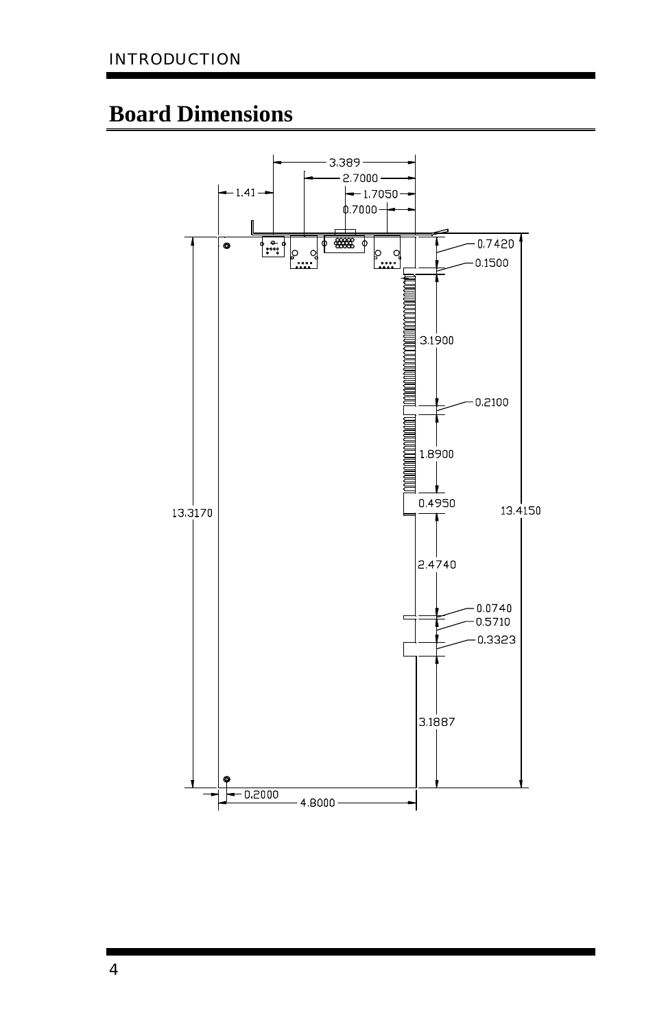## Board Dimensions

3.389

2.7000

1.41

1.7050

0.7000

0.7420

0.1500

3.1900

0.2100

1.8900

0.4950

13.3170

13.4150

2.4740

0.0740

0.5710

0.3323

3.1887

0.2000

4.8000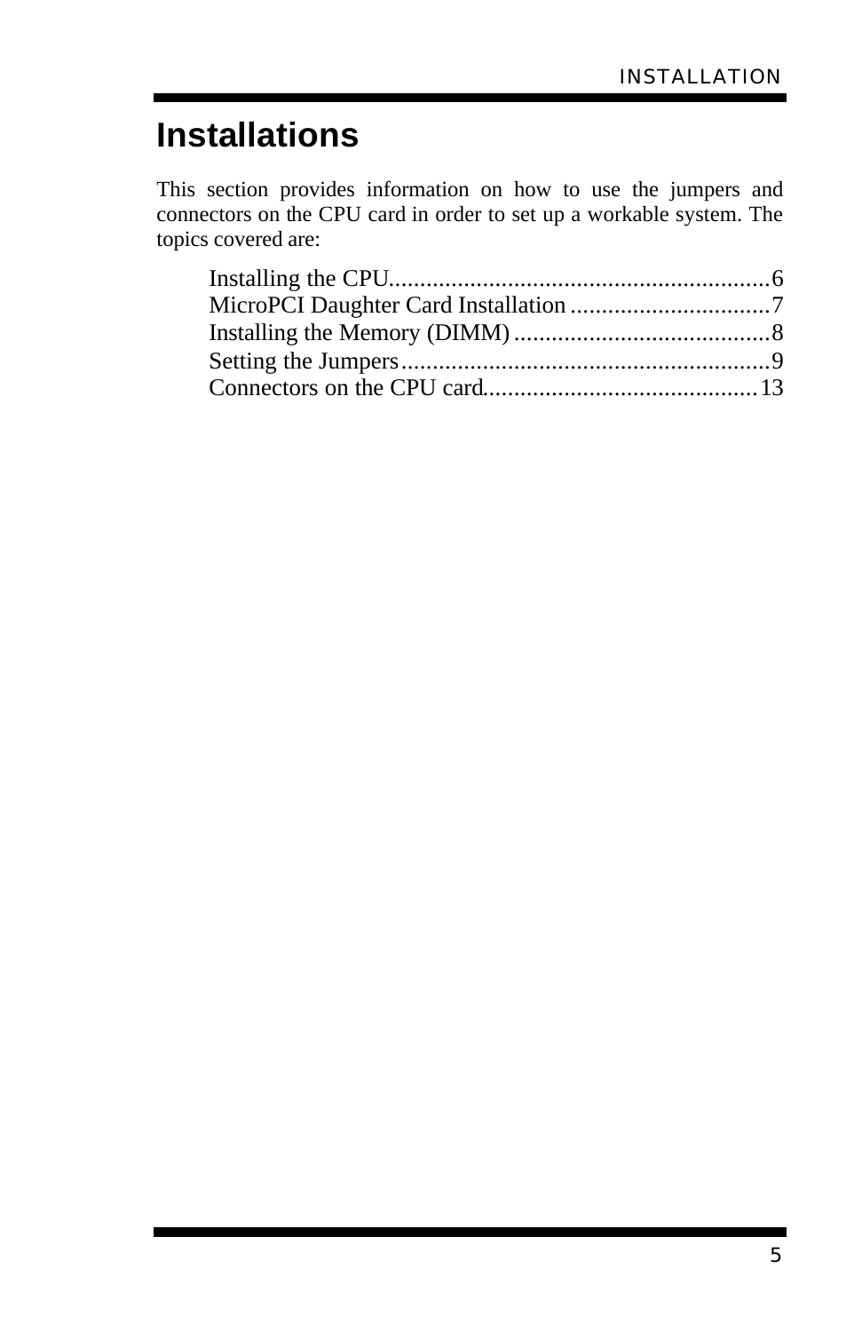# Installations

This section provides information on how to use the jumpers and connectors on the CPU card in order to set up a workable system. The topics covered are:

Installing the CPU.............................................................6
MicroPCI Daughter Card Installation ................................7
Installing the Memory (DIMM) .........................................8
Setting the Jumpers...........................................................9
Connectors on the CPU card...........................................13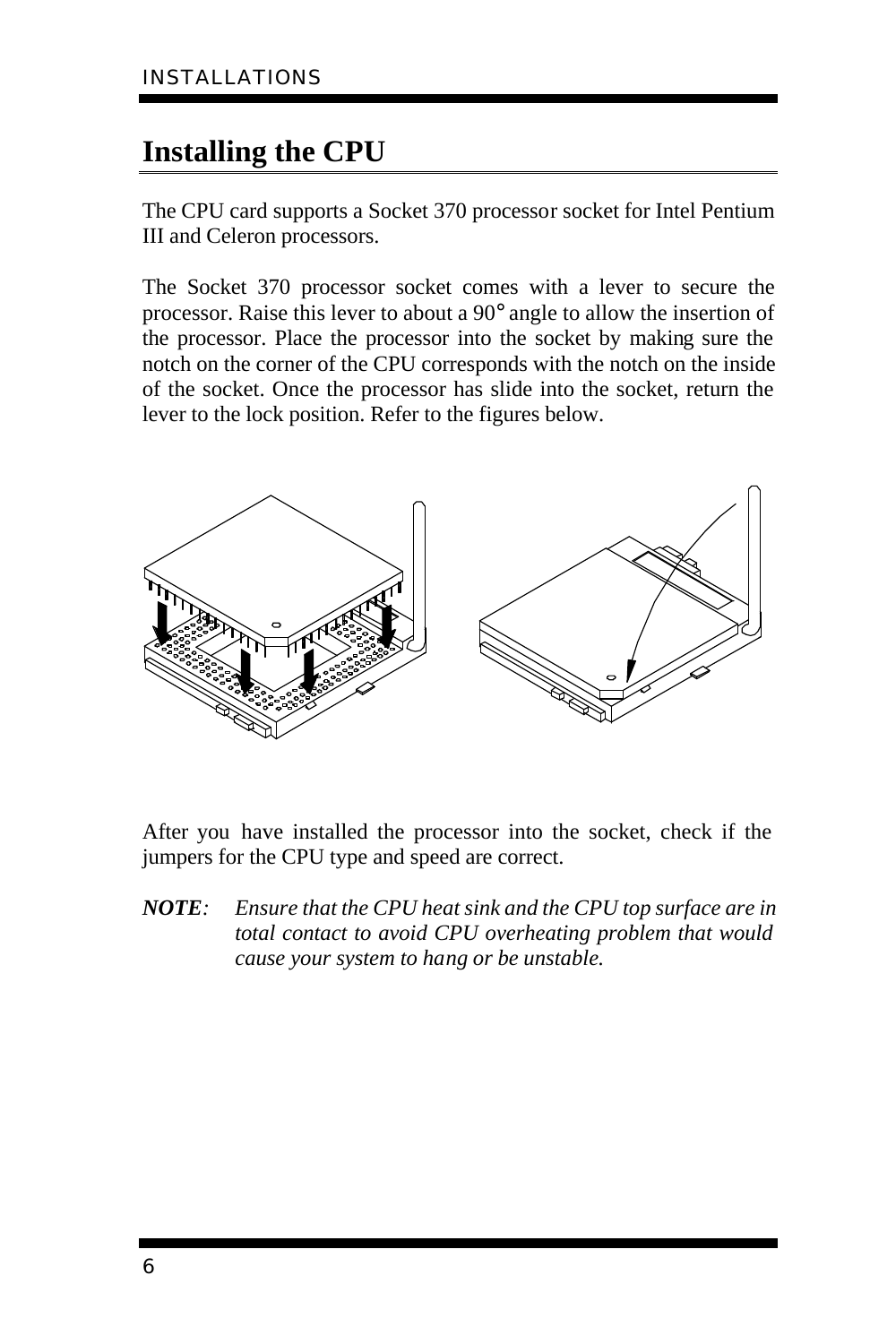# Installing the CPU

The CPU card supports a Socket 370 processor socket for Intel Pentium III and Celeron processors.

The Socket 370 processor socket comes with a lever to secure the processor. Raise this lever to about a 90° angle to allow the insertion of the processor. Place the processor into the socket by making sure the notch on the corner of the CPU corresponds with the notch on the inside of the socket. Once the processor has slide into the socket, return the lever to the lock position. Refer to the figures below.

After you have installed the processor into the socket, check if the jumpers for the CPU type and speed are correct.

***NOTE**:* *Ensure that the CPU heat sink and the CPU top surface are in total contact to avoid CPU overheating problem that would cause your system to hang or be unstable.*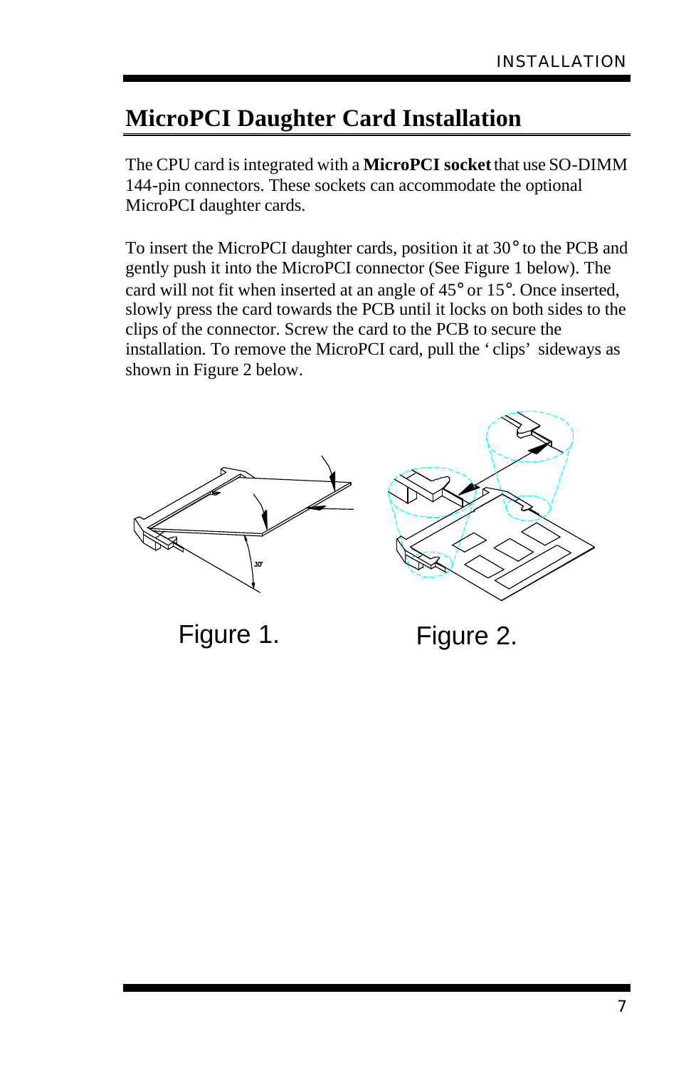# MicroPCI Daughter Card Installation

The CPU card is integrated with a **MicroPCI socket** that use SO-DIMM 144-pin connectors. These sockets can accommodate the optional MicroPCI daughter cards.

To insert the MicroPCI daughter cards, position it at 30° to the PCB and gently push it into the MicroPCI connector (See Figure 1 below). The card will not fit when inserted at an angle of 45° or 15°. Once inserted, slowly press the card towards the PCB until it locks on both sides to the clips of the connector. Screw the card to the PCB to secure the installation. To remove the MicroPCI card, pull the 'clips' sideways as shown in Figure 2 below.

Figure 1.

Figure 2.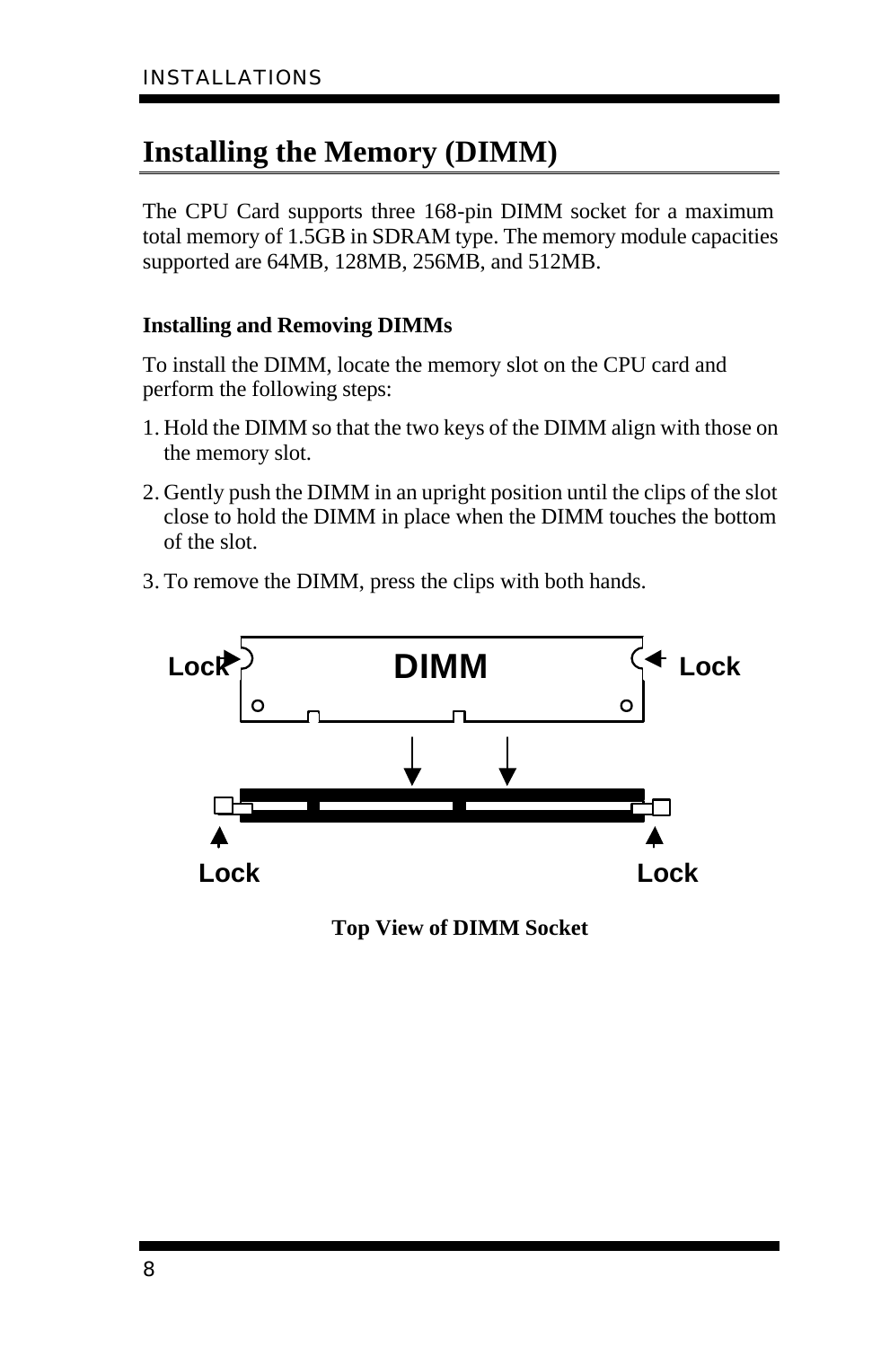# Installing the Memory (DIMM)

The CPU Card supports three 168-pin DIMM socket for a maximum total memory of 1.5GB in SDRAM type. The memory module capacities supported are 64MB, 128MB, 256MB, and 512MB.

### Installing and Removing DIMMs

To install the DIMM, locate the memory slot on the CPU card and perform the following steps:

1. Hold the DIMM so that the two keys of the DIMM align with those on the memory slot.
2. Gently push the DIMM in an upright position until the clips of the slot close to hold the DIMM in place when the DIMM touches the bottom of the slot.
3. To remove the DIMM, press the clips with both hands.

Lock DIMM Lock

Lock Lock

**Top View of DIMM Socket**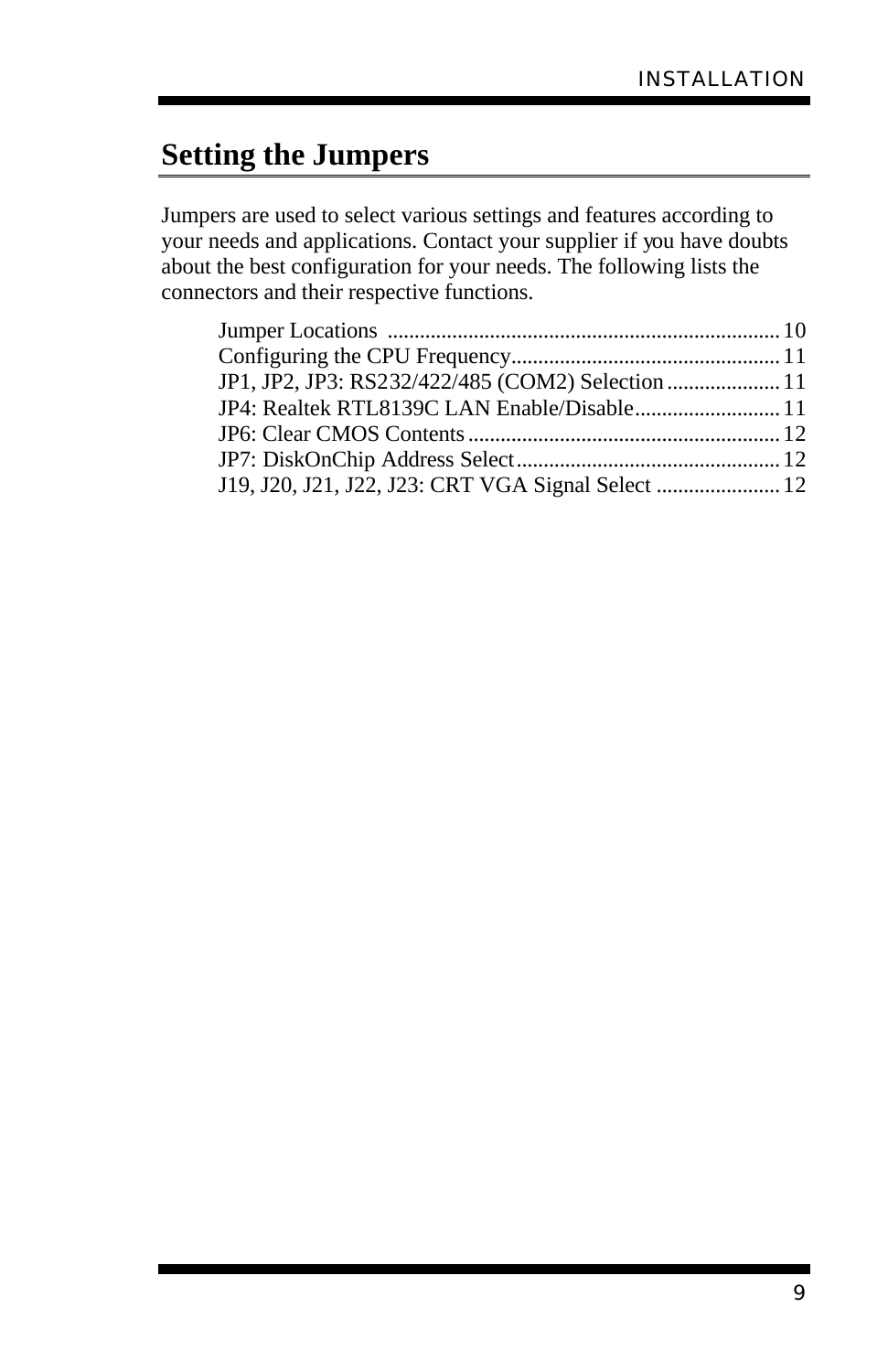## Setting the Jumpers

Jumpers are used to select various settings and features according to your needs and applications. Contact your supplier if you have doubts about the best configuration for your needs. The following lists the connectors and their respective functions.

Jumper Locations ........................................................................ 10
Configuring the CPU Frequency.................................................. 11
JP1, JP2, JP3: RS232/422/485 (COM2) Selection..................... 11
JP4: Realtek RTL8139C LAN Enable/Disable........................... 11
JP6: Clear CMOS Contents.......................................................... 12
JP7: DiskOnChip Address Select................................................. 12
J19, J20, J21, J22, J23: CRT VGA Signal Select ....................... 12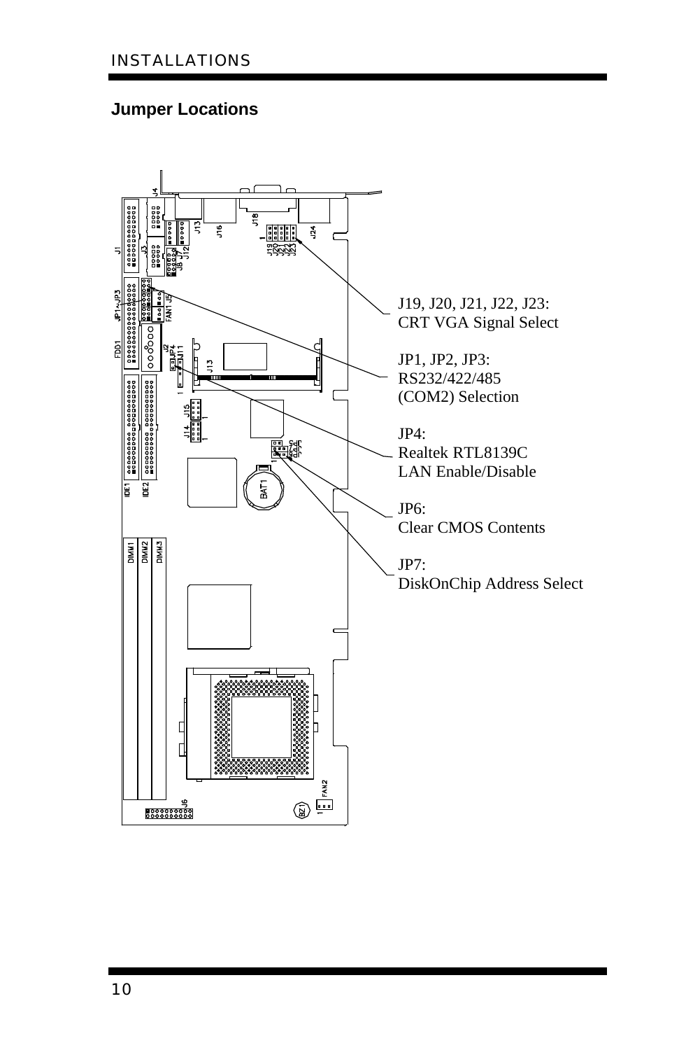## Jumper Locations

J19, J20, J21, J22, J23:
CRT VGA Signal Select

JP1, JP2, JP3:
RS232/422/485
(COM2) Selection

JP4:
Realtek RTL8139C
LAN Enable/Disable

JP6:
Clear CMOS Contents

JP7:
DiskOnChip Address Select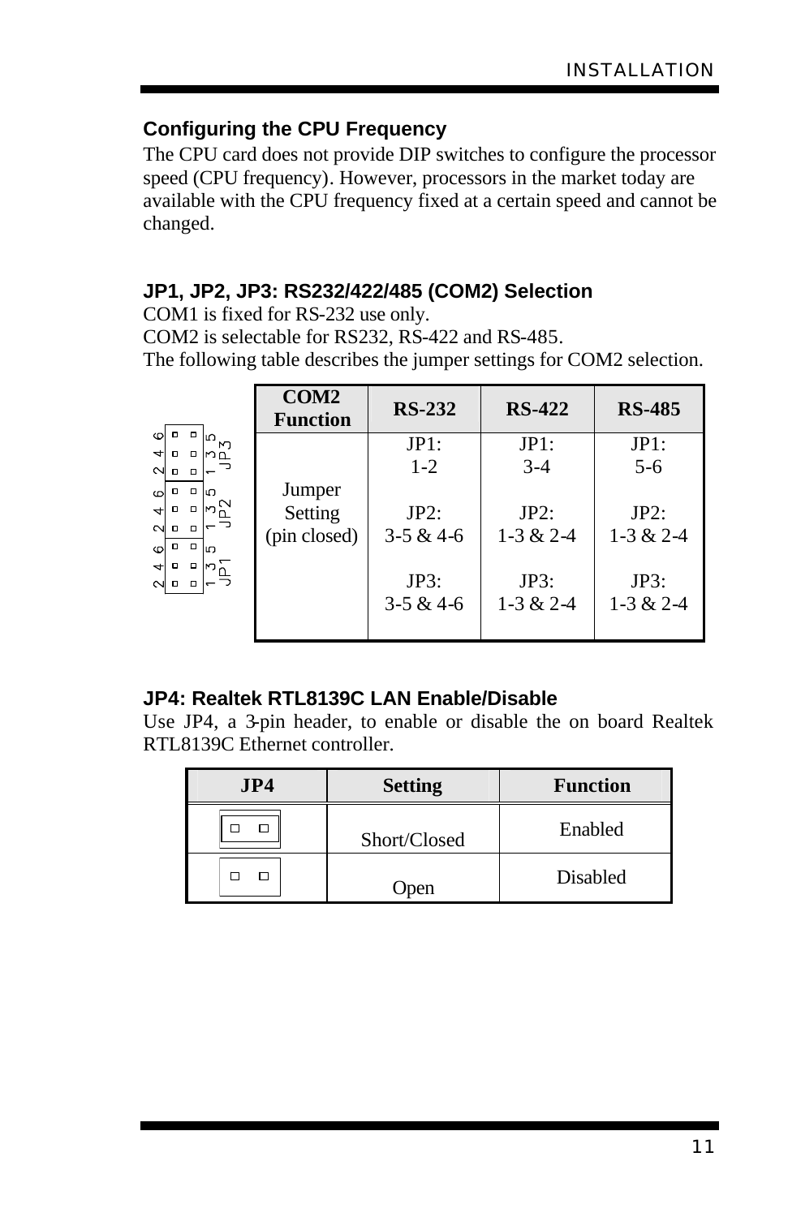## Configuring the CPU Frequency

The CPU card does not provide DIP switches to configure the processor speed (CPU frequency). However, processors in the market today are available with the CPU frequency fixed at a certain speed and cannot be changed.

## JP1, JP2, JP3: RS232/422/485 (COM2) Selection

COM1 is fixed for RS-232 use only.
COM2 is selectable for RS232, RS-422 and RS-485.
The following table describes the jumper settings for COM2 selection.

| COM2 Function | RS-232 | RS-422 | RS-485 |
|---|---|---|---|
| Jumper Setting (pin closed) | JP1: 1-2<br><br>JP2: 3-5 & 4-6<br><br>JP3: 3-5 & 4-6 | JP1: 3-4<br><br>JP2: 1-3 & 2-4<br><br>JP3: 1-3 & 2-4 | JP1: 5-6<br><br>JP2: 1-3 & 2-4<br><br>JP3: 1-3 & 2-4 |

## JP4: Realtek RTL8139C LAN Enable/Disable

Use JP4, a 3-pin header, to enable or disable the on board Realtek RTL8139C Ethernet controller.

| JP4 | Setting | Function |
|---|---|---|
| | Short/Closed | Enabled |
| | Open | Disabled |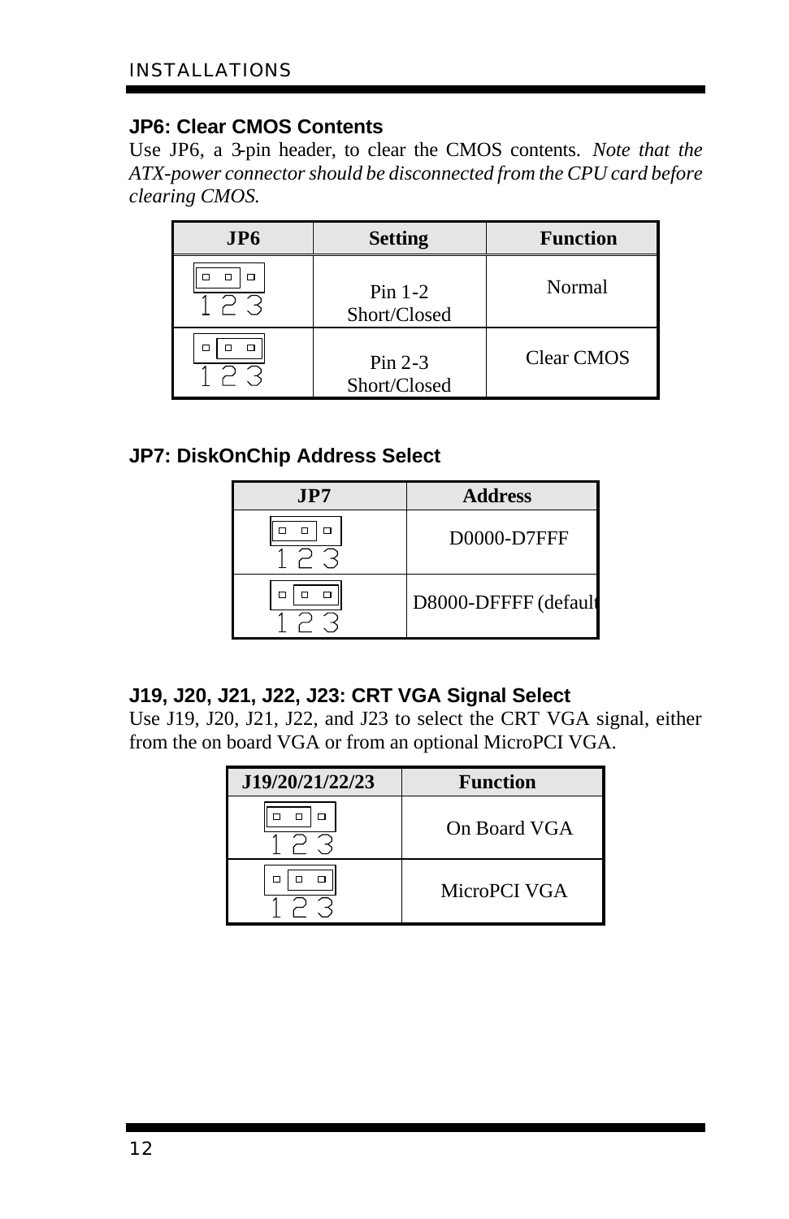### JP6: Clear CMOS Contents

Use JP6, a 3-pin header, to clear the CMOS contents. *Note that the ATX-power connector should be disconnected from the CPU card before clearing CMOS.*

| JP6 | Setting | Function |
|---|---|---|
| 1 2 3 | Pin 1-2 Short/Closed | Normal |
| 1 2 3 | Pin 2-3 Short/Closed | Clear CMOS |

### JP7: DiskOnChip Address Select

| JP7 | Address |
|---|---|
| 1 2 3 | D0000-D7FFF |
| 1 2 3 | D8000-DFFFF (default) |

### J19, J20, J21, J22, J23: CRT VGA Signal Select

Use J19, J20, J21, J22, and J23 to select the CRT VGA signal, either from the on board VGA or from an optional MicroPCI VGA.

| J19/20/21/22/23 | Function |
|---|---|
| 1 2 3 | On Board VGA |
| 1 2 3 | MicroPCI VGA |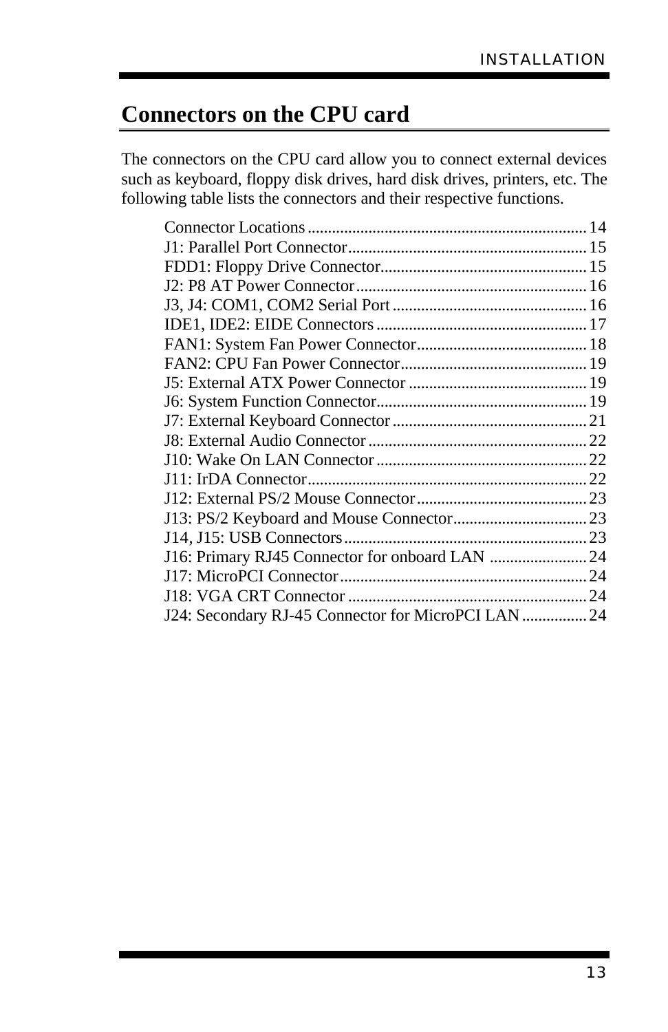# Connectors on the CPU card

The connectors on the CPU card allow you to connect external devices such as keyboard, floppy disk drives, hard disk drives, printers, etc. The following table lists the connectors and their respective functions.

| | |
|---|---|
| Connector Locations | 14 |
| J1: Parallel Port Connector | 15 |
| FDD1: Floppy Drive Connector | 15 |
| J2: P8 AT Power Connector | 16 |
| J3, J4: COM1, COM2 Serial Port | 16 |
| IDE1, IDE2: EIDE Connectors | 17 |
| FAN1: System Fan Power Connector | 18 |
| FAN2: CPU Fan Power Connector | 19 |
| J5: External ATX Power Connector | 19 |
| J6: System Function Connector | 19 |
| J7: External Keyboard Connector | 21 |
| J8: External Audio Connector | 22 |
| J10: Wake On LAN Connector | 22 |
| J11: IrDA Connector | 22 |
| J12: External PS/2 Mouse Connector | 23 |
| J13: PS/2 Keyboard and Mouse Connector | 23 |
| J14, J15: USB Connectors | 23 |
| J16: Primary RJ45 Connector for onboard LAN | 24 |
| J17: MicroPCI Connector | 24 |
| J18: VGA CRT Connector | 24 |
| J24: Secondary RJ-45 Connector for MicroPCI LAN | 24 |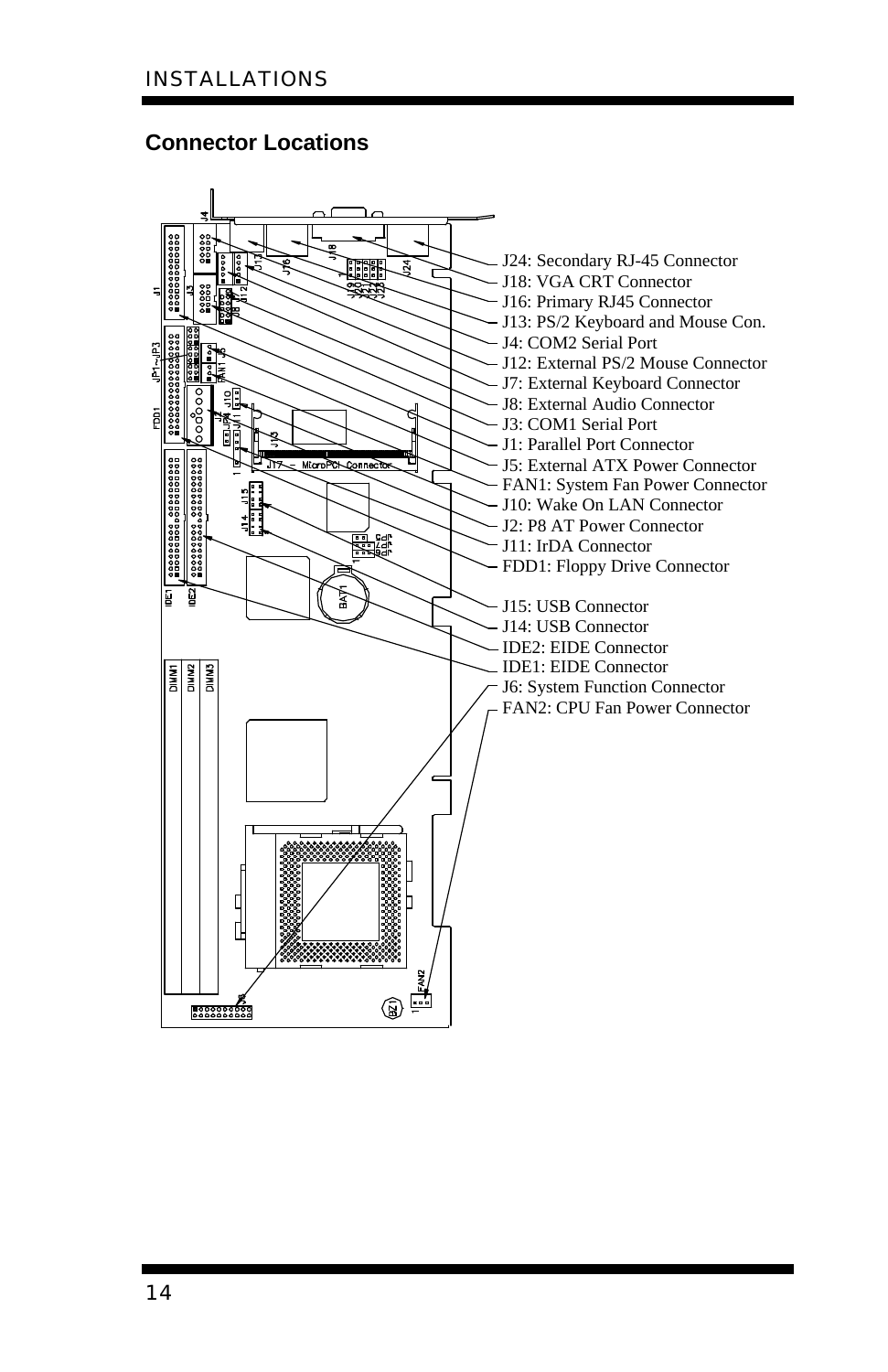## Connector Locations

- J24: Secondary RJ-45 Connector
- J18: VGA CRT Connector
- J16: Primary RJ45 Connector
- J13: PS/2 Keyboard and Mouse Con.
- J4: COM2 Serial Port
- J12: External PS/2 Mouse Connector
- J7: External Keyboard Connector
- J8: External Audio Connector
- J3: COM1 Serial Port
- J1: Parallel Port Connector
- J5: External ATX Power Connector
- FAN1: System Fan Power Connector
- J10: Wake On LAN Connector
- J2: P8 AT Power Connector
- J11: IrDA Connector
- FDD1: Floppy Drive Connector
- J15: USB Connector
- J14: USB Connector
- IDE2: EIDE Connector
- IDE1: EIDE Connector
- J6: System Function Connector
- FAN2: CPU Fan Power Connector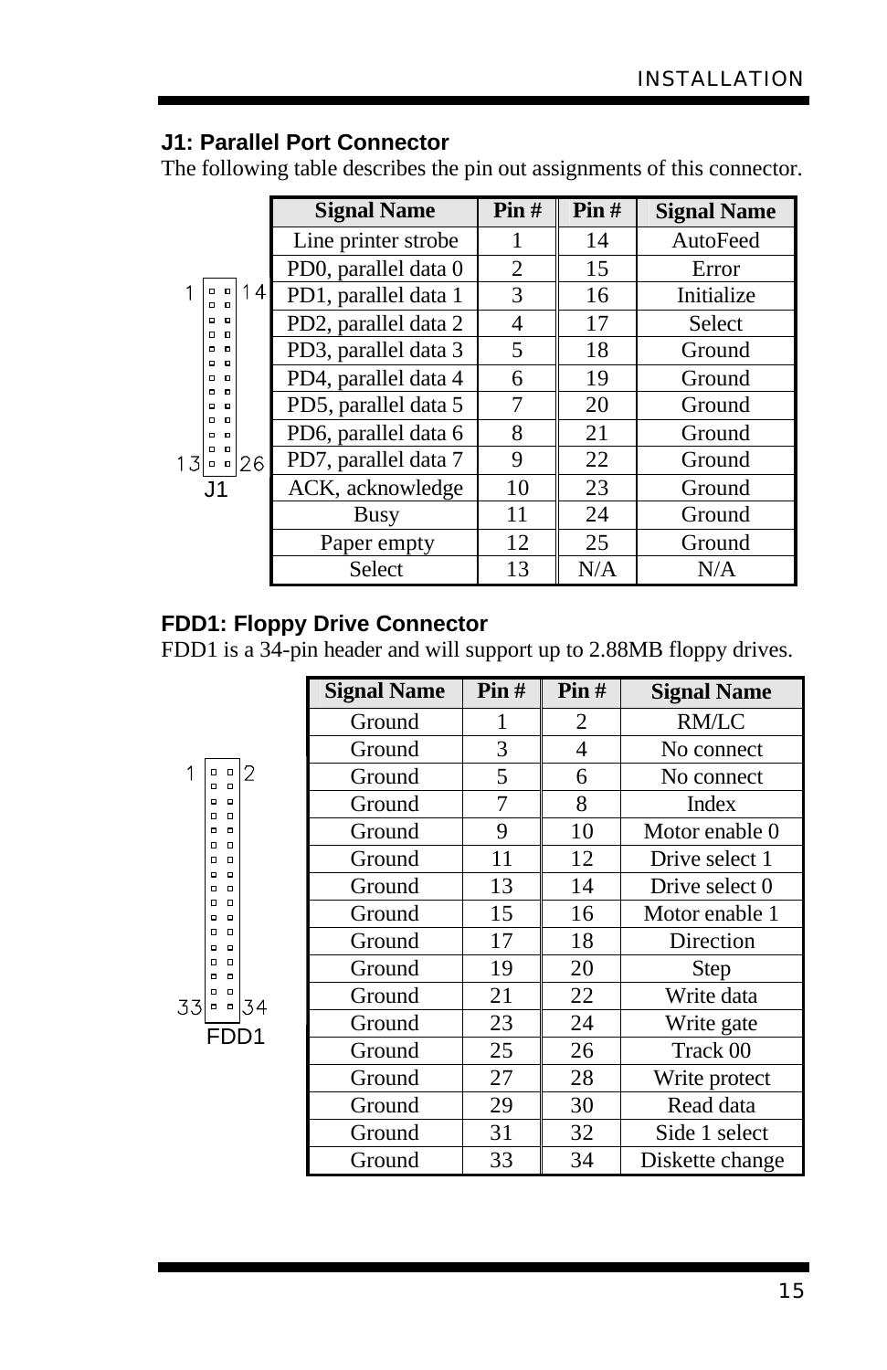## J1: Parallel Port Connector

The following table describes the pin out assignments of this connector.

| Signal Name | Pin # | Pin # | Signal Name |
|---|---|---|---|
| Line printer strobe | 1 | 14 | AutoFeed |
| PD0, parallel data 0 | 2 | 15 | Error |
| PD1, parallel data 1 | 3 | 16 | Initialize |
| PD2, parallel data 2 | 4 | 17 | Select |
| PD3, parallel data 3 | 5 | 18 | Ground |
| PD4, parallel data 4 | 6 | 19 | Ground |
| PD5, parallel data 5 | 7 | 20 | Ground |
| PD6, parallel data 6 | 8 | 21 | Ground |
| PD7, parallel data 7 | 9 | 22 | Ground |
| ACK, acknowledge | 10 | 23 | Ground |
| Busy | 11 | 24 | Ground |
| Paper empty | 12 | 25 | Ground |
| Select | 13 | N/A | N/A |

J1

## FDD1: Floppy Drive Connector

FDD1 is a 34-pin header and will support up to 2.88MB floppy drives.

| Signal Name | Pin # | Pin # | Signal Name |
|---|---|---|---|
| Ground | 1 | 2 | RM/LC |
| Ground | 3 | 4 | No connect |
| Ground | 5 | 6 | No connect |
| Ground | 7 | 8 | Index |
| Ground | 9 | 10 | Motor enable 0 |
| Ground | 11 | 12 | Drive select 1 |
| Ground | 13 | 14 | Drive select 0 |
| Ground | 15 | 16 | Motor enable 1 |
| Ground | 17 | 18 | Direction |
| Ground | 19 | 20 | Step |
| Ground | 21 | 22 | Write data |
| Ground | 23 | 24 | Write gate |
| Ground | 25 | 26 | Track 00 |
| Ground | 27 | 28 | Write protect |
| Ground | 29 | 30 | Read data |
| Ground | 31 | 32 | Side 1 select |
| Ground | 33 | 34 | Diskette change |

FDD1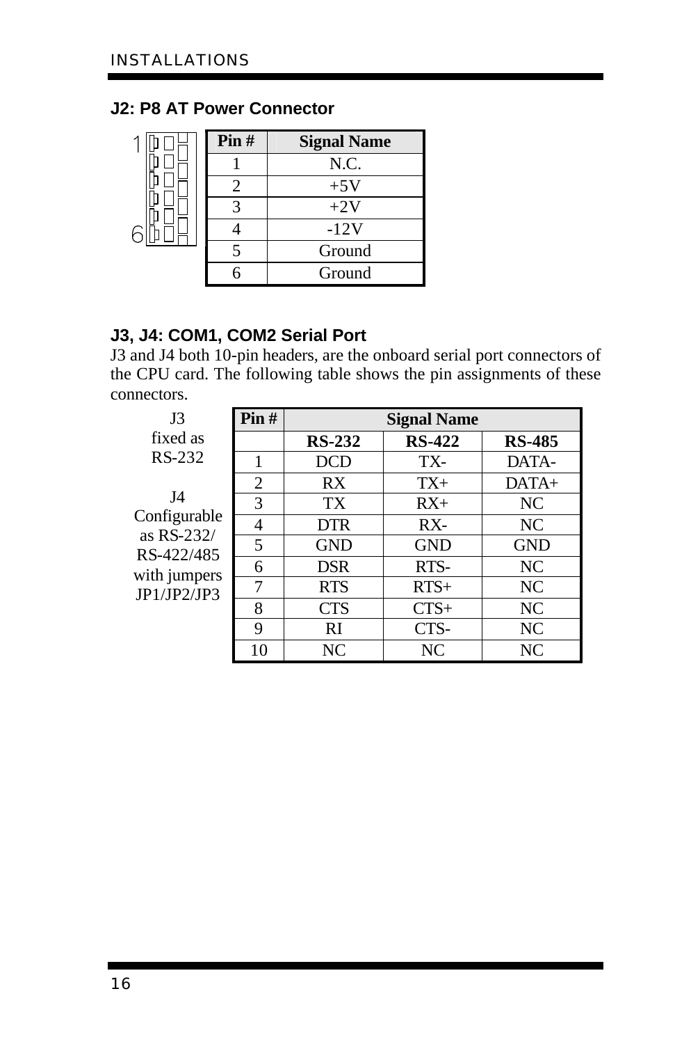## J2: P8 AT Power Connector

| Pin # | Signal Name |
|---|---|
| 1 | N.C. |
| 2 | +5V |
| 3 | +2V |
| 4 | -12V |
| 5 | Ground |
| 6 | Ground |

## J3, J4: COM1, COM2 Serial Port

J3 and J4 both 10-pin headers, are the onboard serial port connectors of the CPU card. The following table shows the pin assignments of these connectors.

J3 fixed as RS-232

J4 Configurable as RS-232/ RS-422/485 with jumpers JP1/JP2/JP3

| Pin # | Signal Name | | |
|---|---|---|---|
| | **RS-232** | **RS-422** | **RS-485** |
| 1 | DCD | TX- | DATA- |
| 2 | RX | TX+ | DATA+ |
| 3 | TX | RX+ | NC |
| 4 | DTR | RX- | NC |
| 5 | GND | GND | GND |
| 6 | DSR | RTS- | NC |
| 7 | RTS | RTS+ | NC |
| 8 | CTS | CTS+ | NC |
| 9 | RI | CTS- | NC |
| 10 | NC | NC | NC |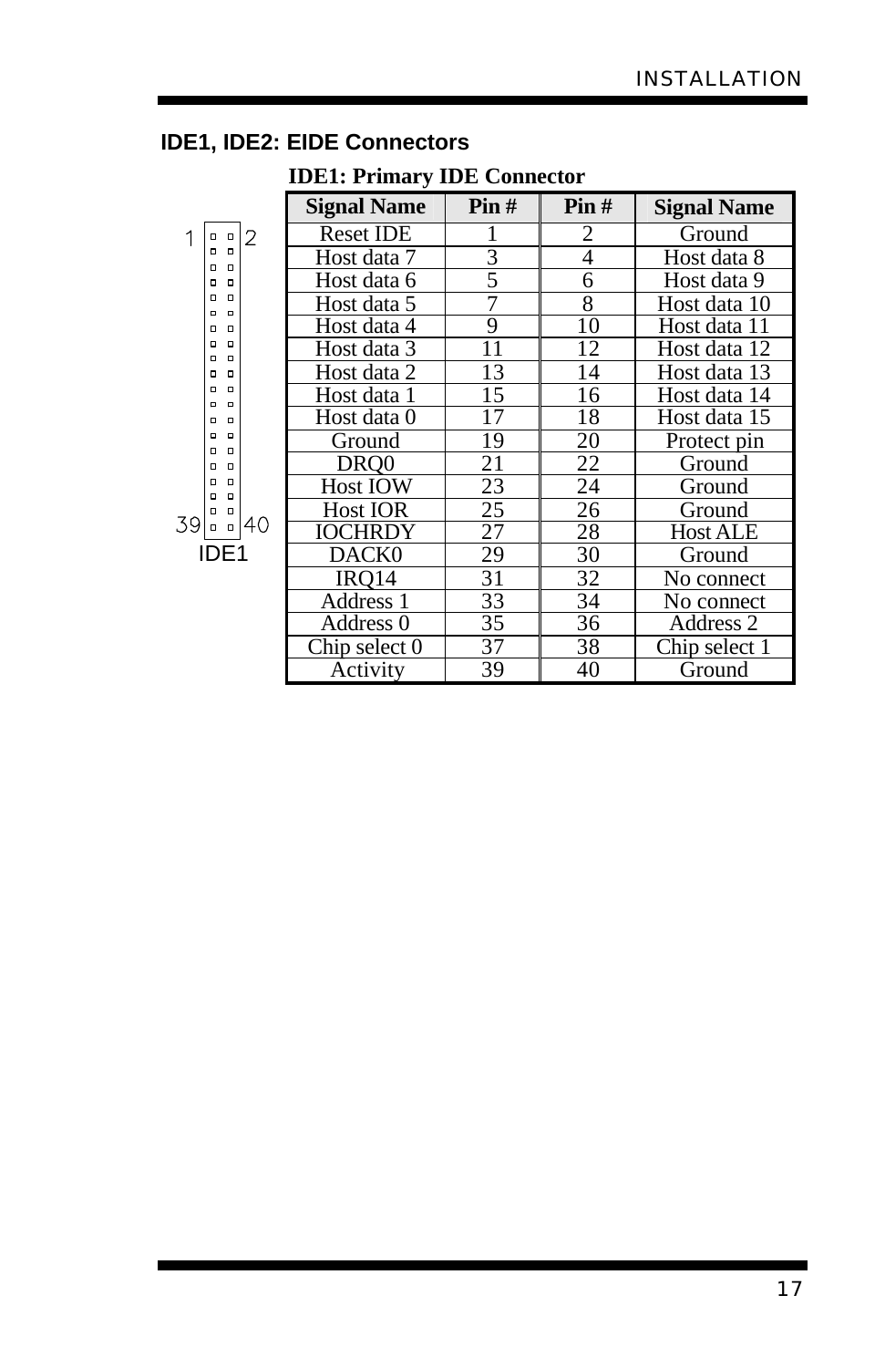## IDE1, IDE2: EIDE Connectors

**IDE1: Primary IDE Connector**

IDE1

| Signal Name | Pin # | Pin # | Signal Name |
|---|---|---|---|
| Reset IDE | 1 | 2 | Ground |
| Host data 7 | 3 | 4 | Host data 8 |
| Host data 6 | 5 | 6 | Host data 9 |
| Host data 5 | 7 | 8 | Host data 10 |
| Host data 4 | 9 | 10 | Host data 11 |
| Host data 3 | 11 | 12 | Host data 12 |
| Host data 2 | 13 | 14 | Host data 13 |
| Host data 1 | 15 | 16 | Host data 14 |
| Host data 0 | 17 | 18 | Host data 15 |
| Ground | 19 | 20 | Protect pin |
| DRQ0 | 21 | 22 | Ground |
| Host IOW | 23 | 24 | Ground |
| Host IOR | 25 | 26 | Ground |
| IOCHRDY | 27 | 28 | Host ALE |
| DACK0 | 29 | 30 | Ground |
| IRQ14 | 31 | 32 | No connect |
| Address 1 | 33 | 34 | No connect |
| Address 0 | 35 | 36 | Address 2 |
| Chip select 0 | 37 | 38 | Chip select 1 |
| Activity | 39 | 40 | Ground |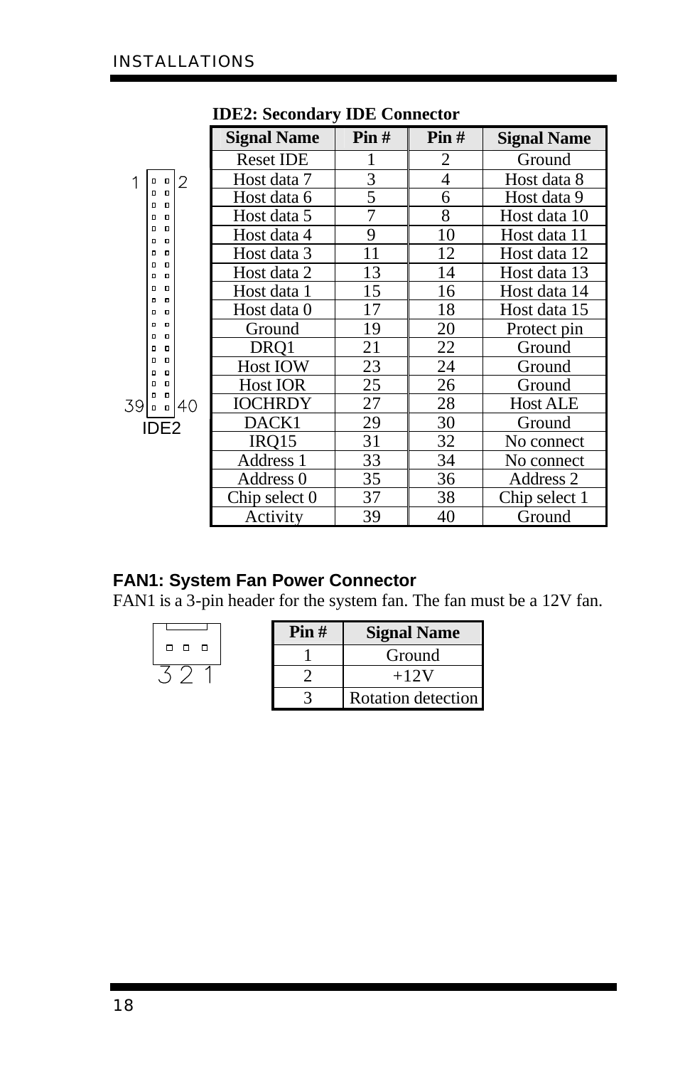**IDE2: Secondary IDE Connector**

| Signal Name | Pin # | Pin # | Signal Name |
|---|---|---|---|
| Reset IDE | 1 | 2 | Ground |
| Host data 7 | 3 | 4 | Host data 8 |
| Host data 6 | 5 | 6 | Host data 9 |
| Host data 5 | 7 | 8 | Host data 10 |
| Host data 4 | 9 | 10 | Host data 11 |
| Host data 3 | 11 | 12 | Host data 12 |
| Host data 2 | 13 | 14 | Host data 13 |
| Host data 1 | 15 | 16 | Host data 14 |
| Host data 0 | 17 | 18 | Host data 15 |
| Ground | 19 | 20 | Protect pin |
| DRQ1 | 21 | 22 | Ground |
| Host IOW | 23 | 24 | Ground |
| Host IOR | 25 | 26 | Ground |
| IOCHRDY | 27 | 28 | Host ALE |
| DACK1 | 29 | 30 | Ground |
| IRQ15 | 31 | 32 | No connect |
| Address 1 | 33 | 34 | No connect |
| Address 0 | 35 | 36 | Address 2 |
| Chip select 0 | 37 | 38 | Chip select 1 |
| Activity | 39 | 40 | Ground |

### FAN1: System Fan Power Connector

FAN1 is a 3-pin header for the system fan. The fan must be a 12V fan.

| Pin # | Signal Name |
|---|---|
| 1 | Ground |
| 2 | +12V |
| 3 | Rotation detection |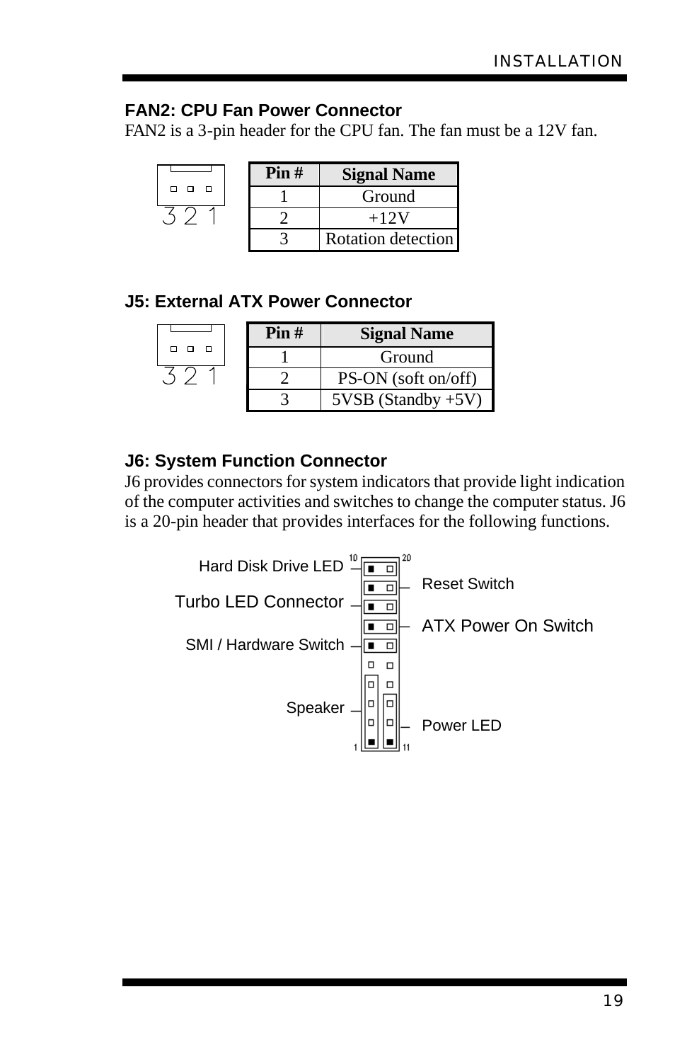### FAN2: CPU Fan Power Connector

FAN2 is a 3-pin header for the CPU fan. The fan must be a 12V fan.

| Pin # | Signal Name |
|---|---|
| 1 | Ground |
| 2 | +12V |
| 3 | Rotation detection |

### J5: External ATX Power Connector

| Pin # | Signal Name |
|---|---|
| 1 | Ground |
| 2 | PS-ON (soft on/off) |
| 3 | 5VSB (Standby +5V) |

### J6: System Function Connector

J6 provides connectors for system indicators that provide light indication of the computer activities and switches to change the computer status. J6 is a 20-pin header that provides interfaces for the following functions.

Hard Disk Drive LED

Turbo LED Connector

SMI / Hardware Switch

Speaker

Reset Switch

ATX Power On Switch

Power LED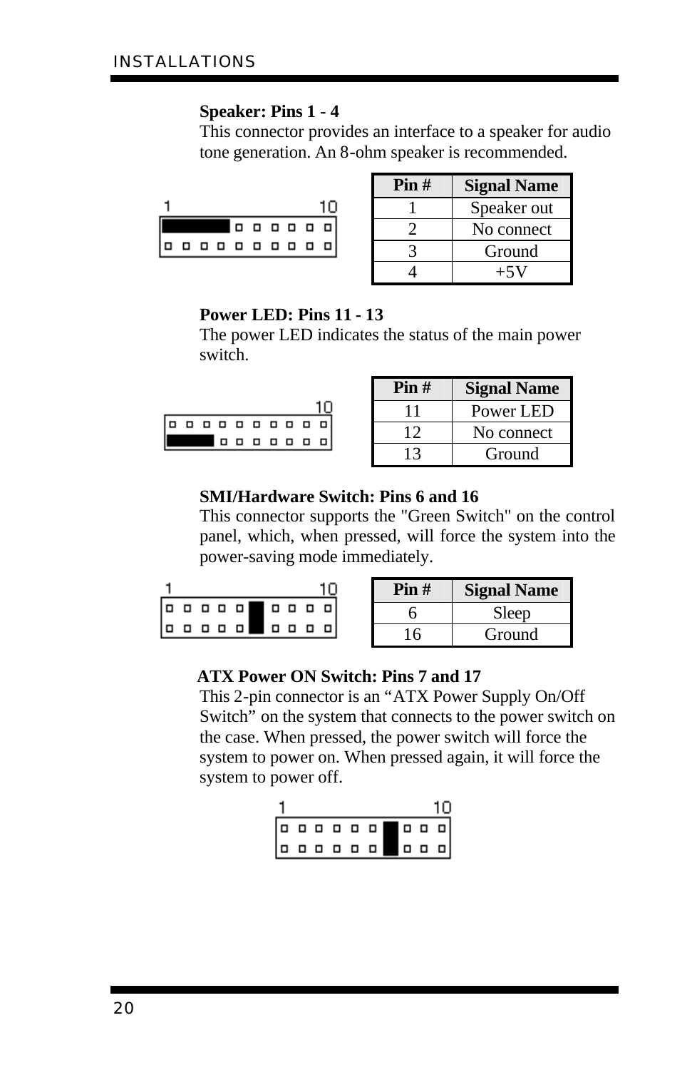**Speaker: Pins 1 - 4**

This connector provides an interface to a speaker for audio tone generation. An 8-ohm speaker is recommended.

| Pin # | Signal Name |
|---|---|
| 1 | Speaker out |
| 2 | No connect |
| 3 | Ground |
| 4 | +5V |

**Power LED: Pins 11 - 13**

The power LED indicates the status of the main power switch.

| Pin # | Signal Name |
|---|---|
| 11 | Power LED |
| 12 | No connect |
| 13 | Ground |

**SMI/Hardware Switch: Pins 6 and 16**

This connector supports the "Green Switch" on the control panel, which, when pressed, will force the system into the power-saving mode immediately.

| Pin # | Signal Name |
|---|---|
| 6 | Sleep |
| 16 | Ground |

**ATX Power ON Switch: Pins 7 and 17**

This 2-pin connector is an “ATX Power Supply On/Off Switch” on the system that connects to the power switch on the case. When pressed, the power switch will force the system to power on. When pressed again, it will force the system to power off.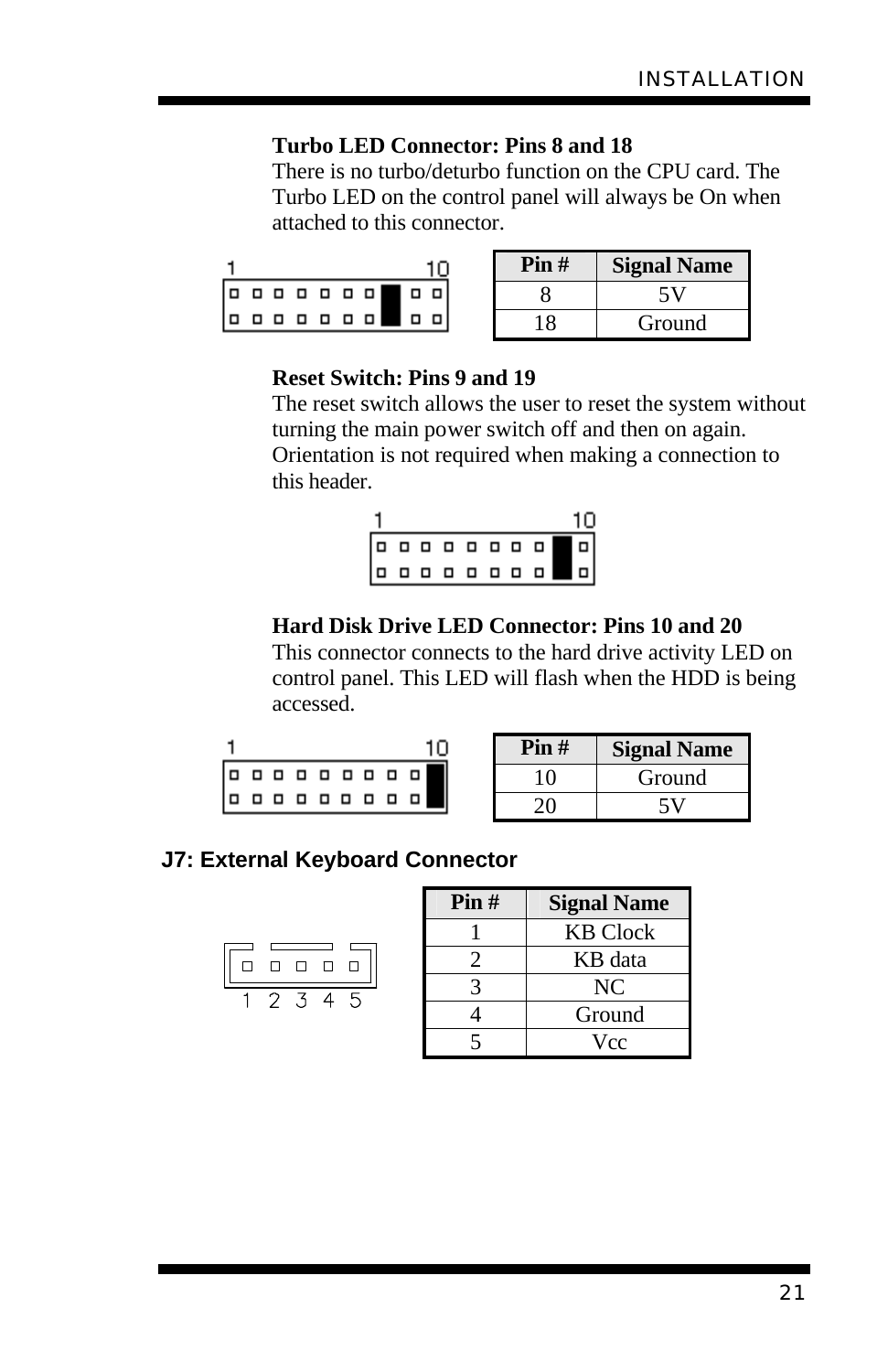**Turbo LED Connector: Pins 8 and 18**
There is no turbo/deturbo function on the CPU card. The Turbo LED on the control panel will always be On when attached to this connector.

| Pin # | Signal Name |
|---|---|
| 8 | 5V |
| 18 | Ground |

**Reset Switch: Pins 9 and 19**
The reset switch allows the user to reset the system without turning the main power switch off and then on again. Orientation is not required when making a connection to this header.

**Hard Disk Drive LED Connector: Pins 10 and 20**
This connector connects to the hard drive activity LED on control panel. This LED will flash when the HDD is being accessed.

| Pin # | Signal Name |
|---|---|
| 10 | Ground |
| 20 | 5V |

## J7: External Keyboard Connector

| Pin # | Signal Name |
|---|---|
| 1 | KB Clock |
| 2 | KB data |
| 3 | NC |
| 4 | Ground |
| 5 | Vcc |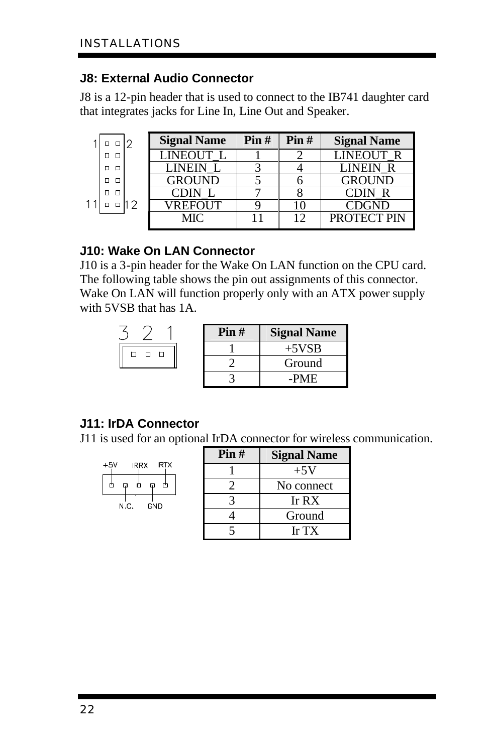## J8: External Audio Connector

J8 is a 12-pin header that is used to connect to the IB741 daughter card that integrates jacks for Line In, Line Out and Speaker.

| Signal Name | Pin # | Pin # | Signal Name |
|---|---|---|---|
| LINEOUT_L | 1 | 2 | LINEOUT_R |
| LINEIN_L | 3 | 4 | LINEIN_R |
| GROUND | 5 | 6 | GROUND |
| CDIN_L | 7 | 8 | CDIN_R |
| VREFOUT | 9 | 10 | CDGND |
| MIC | 11 | 12 | PROTECT PIN |

## J10: Wake On LAN Connector

J10 is a 3-pin header for the Wake On LAN function on the CPU card. The following table shows the pin out assignments of this connector. Wake On LAN will function properly only with an ATX power supply with 5VSB that has 1A.

| Pin # | Signal Name |
|---|---|
| 1 | +5VSB |
| 2 | Ground |
| 3 | -PME |

## J11: IrDA Connector

J11 is used for an optional IrDA connector for wireless communication.

| Pin # | Signal Name |
|---|---|
| 1 | +5V |
| 2 | No connect |
| 3 | Ir RX |
| 4 | Ground |
| 5 | Ir TX |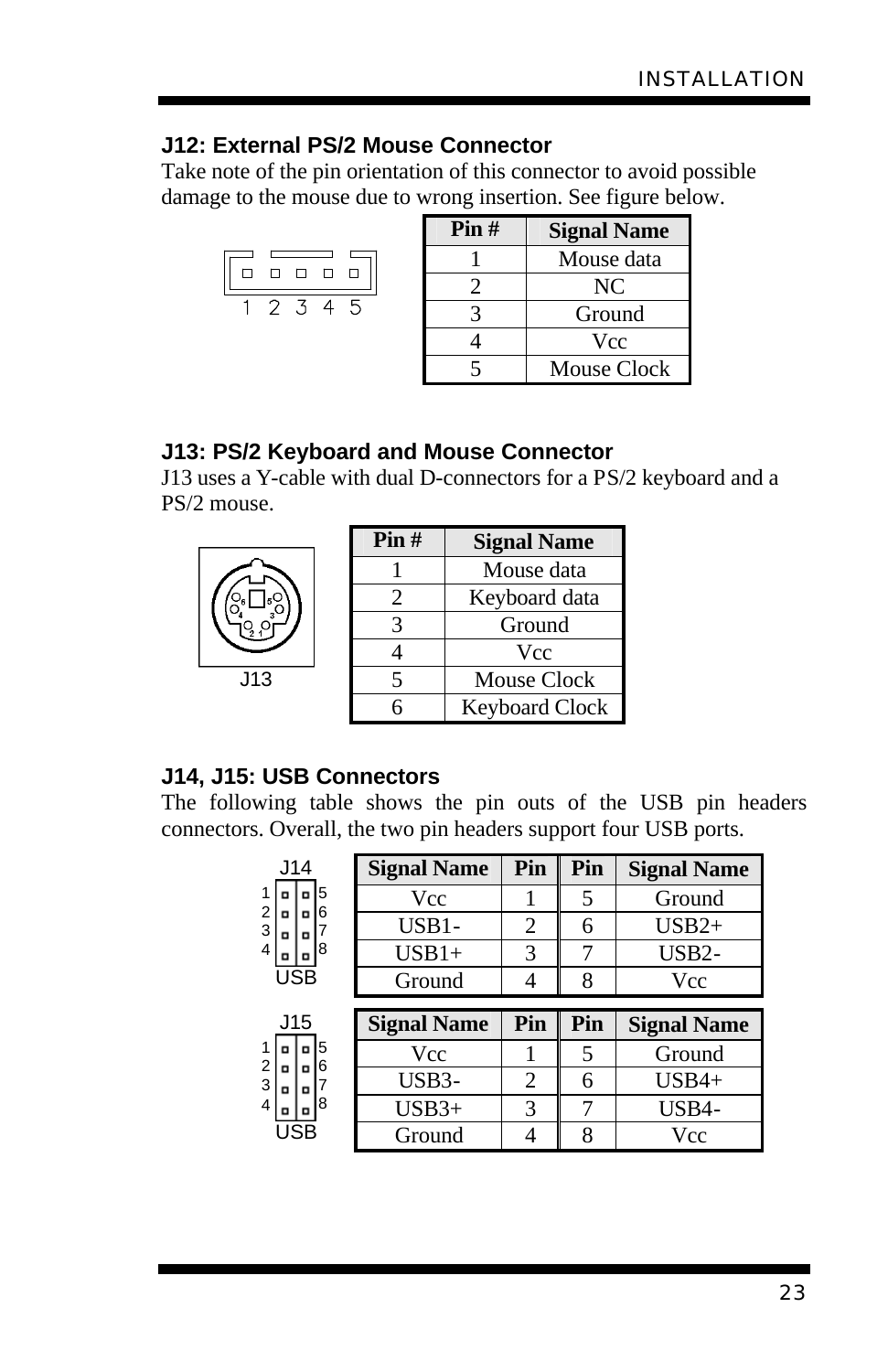### J12: External PS/2 Mouse Connector

Take note of the pin orientation of this connector to avoid possible damage to the mouse due to wrong insertion. See figure below.

| Pin # | Signal Name |
|---|---|
| 1 | Mouse data |
| 2 | NC |
| 3 | Ground |
| 4 | Vcc |
| 5 | Mouse Clock |

### J13: PS/2 Keyboard and Mouse Connector

J13 uses a Y-cable with dual D-connectors for a PS/2 keyboard and a PS/2 mouse.

| Pin # | Signal Name |
|---|---|
| 1 | Mouse data |
| 2 | Keyboard data |
| 3 | Ground |
| 4 | Vcc |
| 5 | Mouse Clock |
| 6 | Keyboard Clock |

### J14, J15: USB Connectors

The following table shows the pin outs of the USB pin headers connectors. Overall, the two pin headers support four USB ports.

J14

| Signal Name | Pin | Pin | Signal Name |
|---|---|---|---|
| Vcc | 1 | 5 | Ground |
| USB1- | 2 | 6 | USB2+ |
| USB1+ | 3 | 7 | USB2- |
| Ground | 4 | 8 | Vcc |

J15

| Signal Name | Pin | Pin | Signal Name |
|---|---|---|---|
| Vcc | 1 | 5 | Ground |
| USB3- | 2 | 6 | USB4+ |
| USB3+ | 3 | 7 | USB4- |
| Ground | 4 | 8 | Vcc |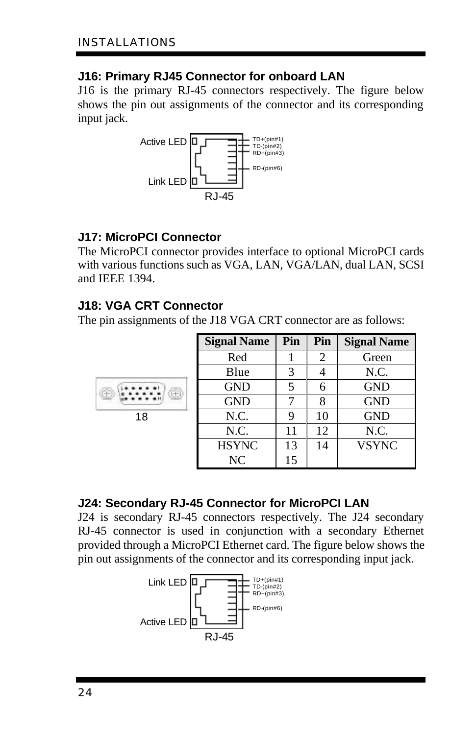### J16: Primary RJ45 Connector for onboard LAN

J16 is the primary RJ-45 connectors respectively. The figure below shows the pin out assignments of the connector and its corresponding input jack.

Active LED
Link LED
TD+(pin#1)
TD-(pin#2)
RD+(pin#3)
RD-(pin#6)
RJ-45

### J17: MicroPCI Connector

The MicroPCI connector provides interface to optional MicroPCI cards with various functions such as VGA, LAN, VGA/LAN, dual LAN, SCSI and IEEE 1394.

### J18: VGA CRT Connector

The pin assignments of the J18 VGA CRT connector are as follows:

18

| Signal Name | Pin | Pin | Signal Name |
|---|---|---|---|
| Red | 1 | 2 | Green |
| Blue | 3 | 4 | N.C. |
| GND | 5 | 6 | GND |
| GND | 7 | 8 | GND |
| N.C. | 9 | 10 | GND |
| N.C. | 11 | 12 | N.C. |
| HSYNC | 13 | 14 | VSYNC |
| NC | 15 | | |

### J24: Secondary RJ-45 Connector for MicroPCI LAN

J24 is secondary RJ-45 connectors respectively. The J24 secondary RJ-45 connector is used in conjunction with a secondary Ethernet provided through a MicroPCI Ethernet card. The figure below shows the pin out assignments of the connector and its corresponding input jack.

Link LED
Active LED
TD+(pin#1)
TD-(pin#2)
RD+(pin#3)
RD-(pin#6)
RJ-45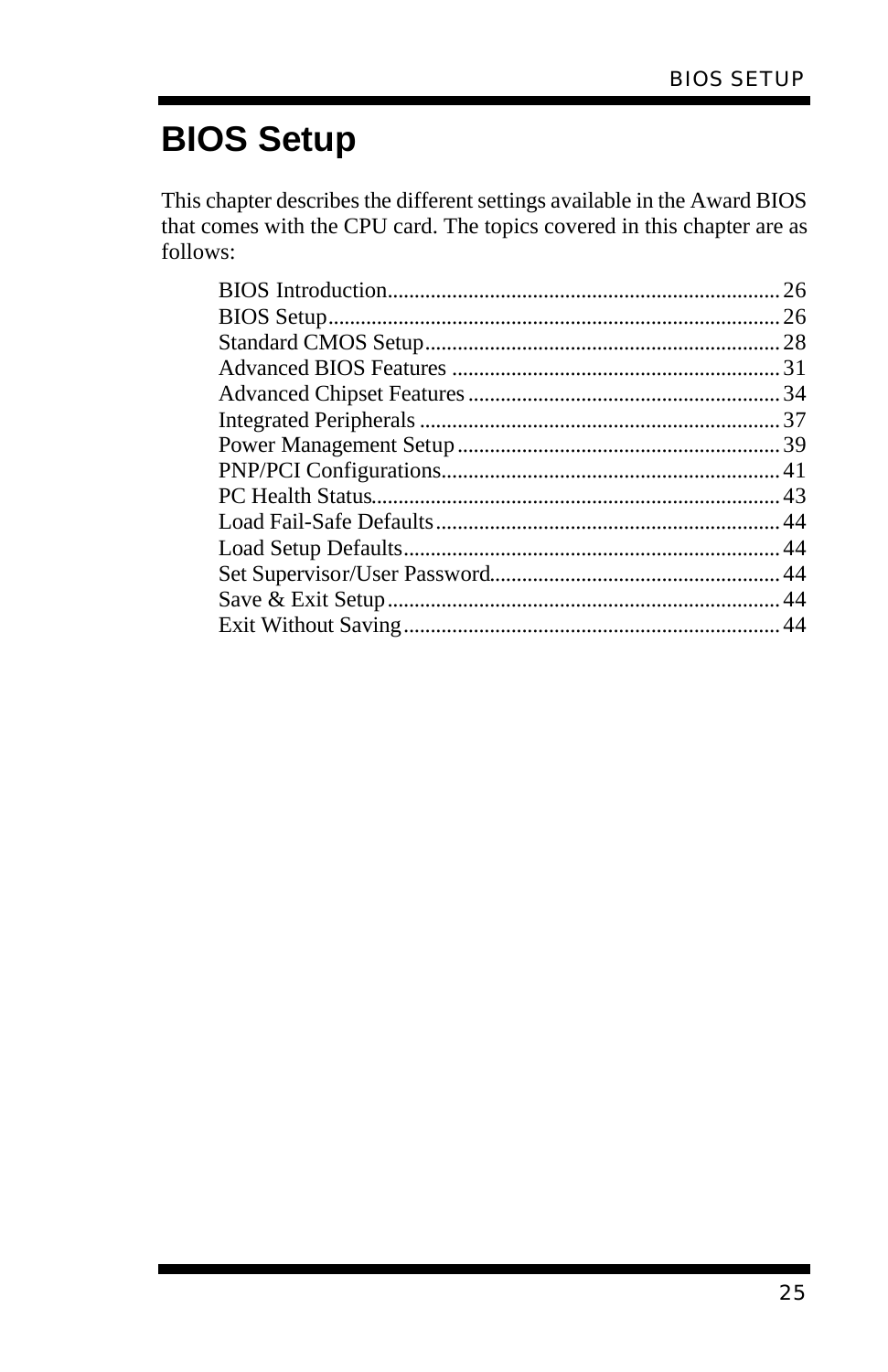# BIOS Setup

This chapter describes the different settings available in the Award BIOS that comes with the CPU card. The topics covered in this chapter are as follows:

| | |
|---|---|
| BIOS Introduction | 26 |
| BIOS Setup | 26 |
| Standard CMOS Setup | 28 |
| Advanced BIOS Features | 31 |
| Advanced Chipset Features | 34 |
| Integrated Peripherals | 37 |
| Power Management Setup | 39 |
| PNP/PCI Configurations | 41 |
| PC Health Status | 43 |
| Load Fail-Safe Defaults | 44 |
| Load Setup Defaults | 44 |
| Set Supervisor/User Password | 44 |
| Save & Exit Setup | 44 |
| Exit Without Saving | 44 |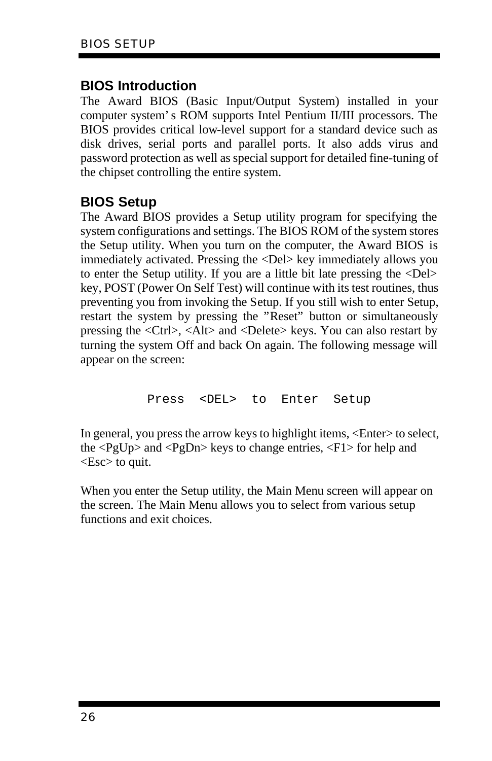## BIOS Introduction

The Award BIOS (Basic Input/Output System) installed in your computer system' s ROM supports Intel Pentium II/III processors. The BIOS provides critical low-level support for a standard device such as disk drives, serial ports and parallel ports. It also adds virus and password protection as well as special support for detailed fine-tuning of the chipset controlling the entire system.

## BIOS Setup

The Award BIOS provides a Setup utility program for specifying the system configurations and settings. The BIOS ROM of the system stores the Setup utility. When you turn on the computer, the Award BIOS is immediately activated. Pressing the <Del> key immediately allows you to enter the Setup utility. If you are a little bit late pressing the <Del> key, POST (Power On Self Test) will continue with its test routines, thus preventing you from invoking the Setup. If you still wish to enter Setup, restart the system by pressing the "Reset" button or simultaneously pressing the <Ctrl>, <Alt> and <Delete> keys. You can also restart by turning the system Off and back On again. The following message will appear on the screen:

```
Press  <DEL>  to  Enter  Setup
```

In general, you press the arrow keys to highlight items, <Enter> to select, the <PgUp> and <PgDn> keys to change entries, <F1> for help and <Esc> to quit.

When you enter the Setup utility, the Main Menu screen will appear on the screen. The Main Menu allows you to select from various setup functions and exit choices.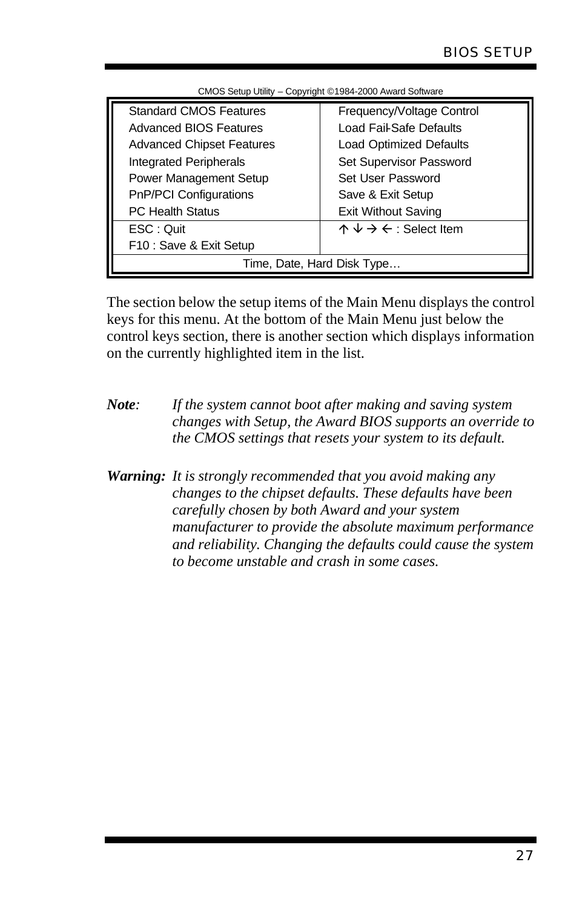CMOS Setup Utility – Copyright ©1984-2000 Award Software

| | |
|---|---|
| Standard CMOS Features | Frequency/Voltage Control |
| Advanced BIOS Features | Load Fail-Safe Defaults |
| Advanced Chipset Features | Load Optimized Defaults |
| Integrated Peripherals | Set Supervisor Password |
| Power Management Setup | Set User Password |
| PnP/PCI Configurations | Save & Exit Setup |
| PC Health Status | Exit Without Saving |
| ESC : Quit | ↑ ↓ → ← : Select Item |
| F10 : Save & Exit Setup | |
| Time, Date, Hard Disk Type… | |

The section below the setup items of the Main Menu displays the control keys for this menu. At the bottom of the Main Menu just below the control keys section, there is another section which displays information on the currently highlighted item in the list.

***Note**: If the system cannot boot after making and saving system changes with Setup, the Award BIOS supports an override to the CMOS settings that resets your system to its default.*

***Warning:** It is strongly recommended that you avoid making any changes to the chipset defaults. These defaults have been carefully chosen by both Award and your system manufacturer to provide the absolute maximum performance and reliability. Changing the defaults could cause the system to become unstable and crash in some cases.*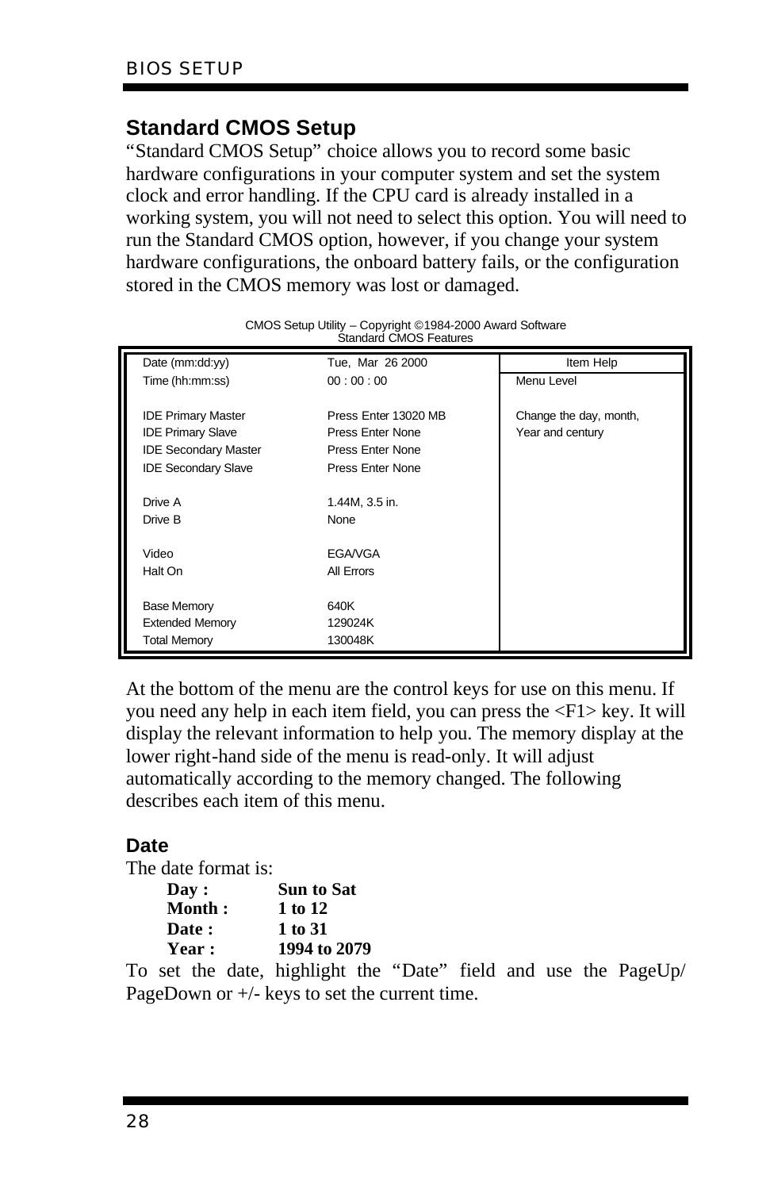## Standard CMOS Setup

"Standard CMOS Setup" choice allows you to record some basic hardware configurations in your computer system and set the system clock and error handling. If the CPU card is already installed in a working system, you will not need to select this option. You will need to run the Standard CMOS option, however, if you change your system hardware configurations, the onboard battery fails, or the configuration stored in the CMOS memory was lost or damaged.

CMOS Setup Utility – Copyright ©1984-2000 Award Software
Standard CMOS Features

| Date (mm:dd:yy) | Tue, Mar 26 2000 | Item Help |
|---|---|---|
| Time (hh:mm:ss) | 00 : 00 : 00 | Menu Level |
| | | |
| IDE Primary Master | Press Enter 13020 MB | Change the day, month, |
| IDE Primary Slave | Press Enter None | Year and century |
| IDE Secondary Master | Press Enter None | |
| IDE Secondary Slave | Press Enter None | |
| | | |
| Drive A | 1.44M, 3.5 in. | |
| Drive B | None | |
| | | |
| Video | EGA/VGA | |
| Halt On | All Errors | |
| | | |
| Base Memory | 640K | |
| Extended Memory | 129024K | |
| Total Memory | 130048K | |

At the bottom of the menu are the control keys for use on this menu. If you need any help in each item field, you can press the <F1> key. It will display the relevant information to help you. The memory display at the lower right-hand side of the menu is read-only. It will adjust automatically according to the memory changed. The following describes each item of this menu.

### Date

The date format is:

**Day :** **Sun to Sat**
**Month :** **1 to 12**
**Date :** **1 to 31**
**Year :** **1994 to 2079**

To set the date, highlight the "Date" field and use the PageUp/ PageDown or +/- keys to set the current time.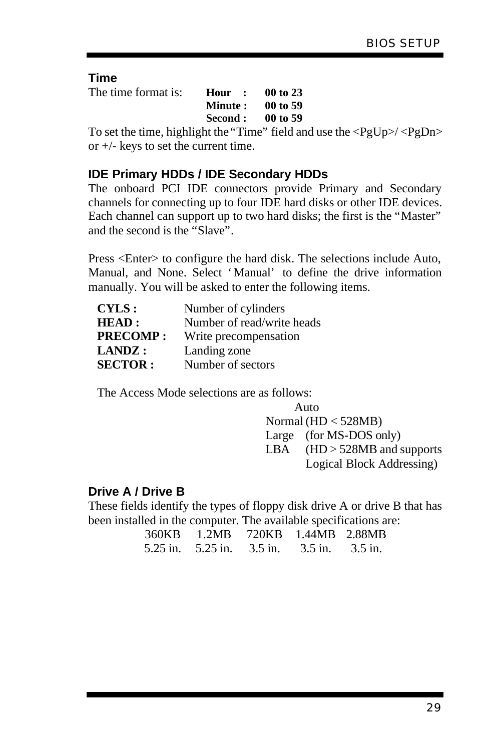### Time

The time format is:

| | |
|---|---|
| **Hour :** | **00 to 23** |
| **Minute :** | **00 to 59** |
| **Second :** | **00 to 59** |

To set the time, highlight the "Time" field and use the <PgUp>/ <PgDn> or +/- keys to set the current time.

### IDE Primary HDDs / IDE Secondary HDDs

The onboard PCI IDE connectors provide Primary and Secondary channels for connecting up to four IDE hard disks or other IDE devices. Each channel can support up to two hard disks; the first is the "Master" and the second is the "Slave".

Press <Enter> to configure the hard disk. The selections include Auto, Manual, and None. Select 'Manual' to define the drive information manually. You will be asked to enter the following items.

| | |
|---|---|
| **CYLS :** | Number of cylinders |
| **HEAD :** | Number of read/write heads |
| **PRECOMP :** | Write precompensation |
| **LANDZ :** | Landing zone |
| **SECTOR :** | Number of sectors |

The Access Mode selections are as follows:

| | |
|---|---|
| Auto | |
| Normal | (HD < 528MB) |
| Large | (for MS-DOS only) |
| LBA | (HD > 528MB and supports Logical Block Addressing) |

### Drive A / Drive B

These fields identify the types of floppy disk drive A or drive B that has been installed in the computer. The available specifications are:

| 360KB | 1.2MB | 720KB | 1.44MB | 2.88MB |
|---|---|---|---|---|
| 5.25 in. | 5.25 in. | 3.5 in. | 3.5 in. | 3.5 in. |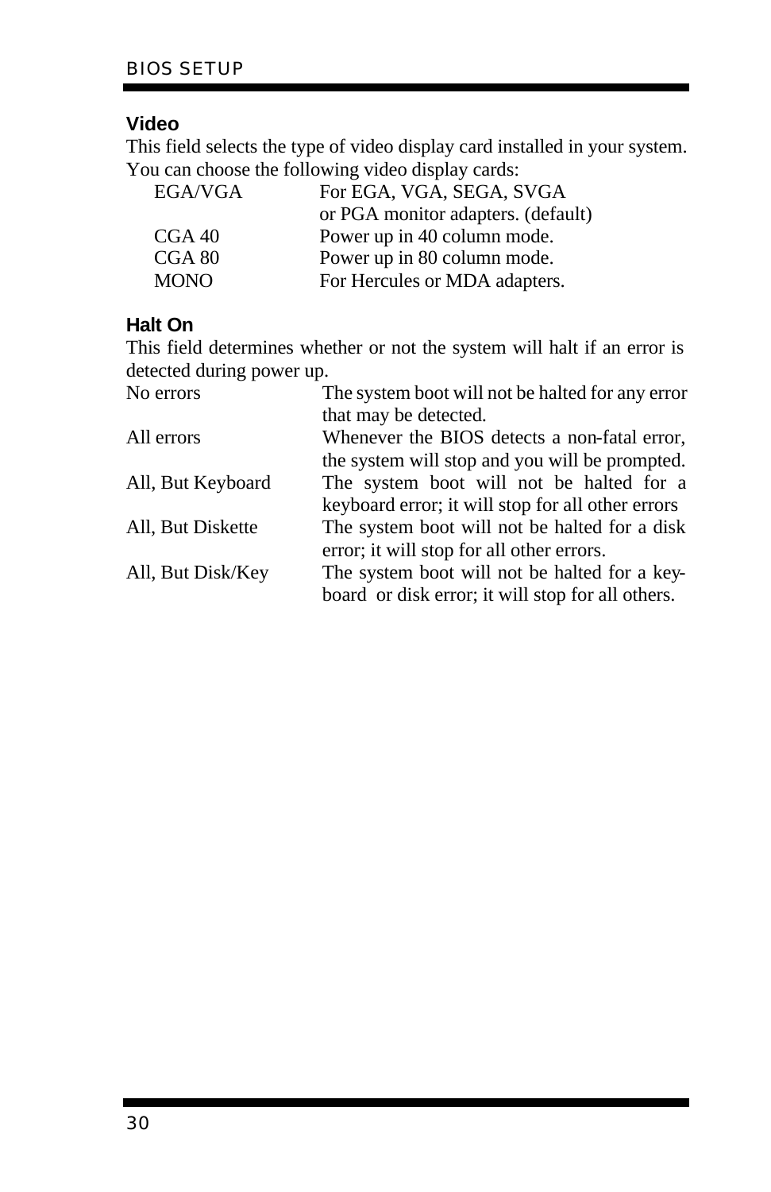### Video

This field selects the type of video display card installed in your system. You can choose the following video display cards:

| | |
|---|---|
| EGA/VGA | For EGA, VGA, SEGA, SVGA or PGA monitor adapters. (default) |
| CGA 40 | Power up in 40 column mode. |
| CGA 80 | Power up in 80 column mode. |
| MONO | For Hercules or MDA adapters. |

### Halt On

This field determines whether or not the system will halt if an error is detected during power up.

| | |
|---|---|
| No errors | The system boot will not be halted for any error that may be detected. |
| All errors | Whenever the BIOS detects a non-fatal error, the system will stop and you will be prompted. |
| All, But Keyboard | The system boot will not be halted for a keyboard error; it will stop for all other errors |
| All, But Diskette | The system boot will not be halted for a disk error; it will stop for all other errors. |
| All, But Disk/Key | The system boot will not be halted for a keyboard or disk error; it will stop for all others. |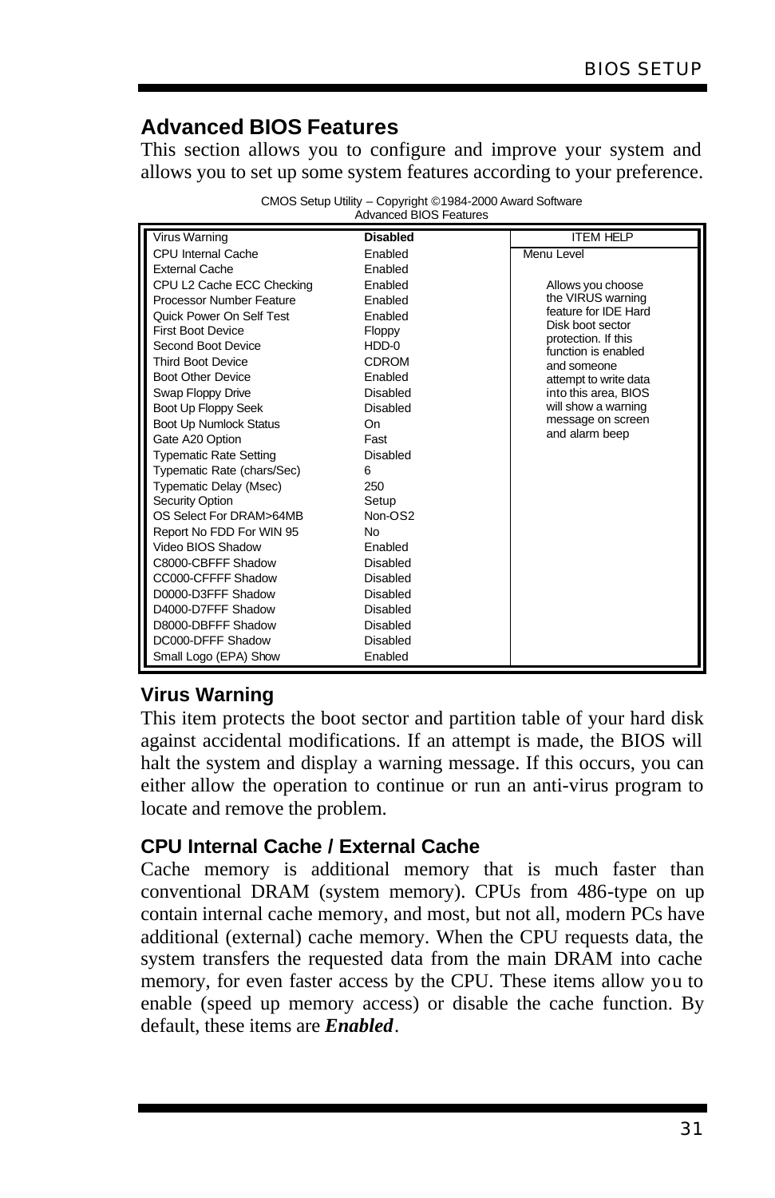## Advanced BIOS Features

This section allows you to configure and improve your system and allows you to set up some system features according to your preference.

CMOS Setup Utility – Copyright ©1984-2000 Award Software
Advanced BIOS Features

| Item | Setting | ITEM HELP |
|---|---|---|
| Virus Warning | **Disabled** | Menu Level |
| CPU Internal Cache | Enabled | |
| External Cache | Enabled | |
| CPU L2 Cache ECC Checking | Enabled | Allows you choose the VIRUS warning feature for IDE Hard Disk boot sector protection. If this function is enabled and someone attempt to write data into this area, BIOS will show a warning message on screen and alarm beep |
| Processor Number Feature | Enabled | |
| Quick Power On Self Test | Enabled | |
| First Boot Device | Floppy | |
| Second Boot Device | HDD-0 | |
| Third Boot Device | CDROM | |
| Boot Other Device | Enabled | |
| Swap Floppy Drive | Disabled | |
| Boot Up Floppy Seek | Disabled | |
| Boot Up Numlock Status | On | |
| Gate A20 Option | Fast | |
| Typematic Rate Setting | Disabled | |
| Typematic Rate (chars/Sec) | 6 | |
| Typematic Delay (Msec) | 250 | |
| Security Option | Setup | |
| OS Select For DRAM>64MB | Non-OS2 | |
| Report No FDD For WIN 95 | No | |
| Video BIOS Shadow | Enabled | |
| C8000-CBFFF Shadow | Disabled | |
| CC000-CFFFF Shadow | Disabled | |
| D0000-D3FFF Shadow | Disabled | |
| D4000-D7FFF Shadow | Disabled | |
| D8000-DBFFF Shadow | Disabled | |
| DC000-DFFF Shadow | Disabled | |
| Small Logo (EPA) Show | Enabled | |

### Virus Warning

This item protects the boot sector and partition table of your hard disk against accidental modifications. If an attempt is made, the BIOS will halt the system and display a warning message. If this occurs, you can either allow the operation to continue or run an anti-virus program to locate and remove the problem.

### CPU Internal Cache / External Cache

Cache memory is additional memory that is much faster than conventional DRAM (system memory). CPUs from 486-type on up contain internal cache memory, and most, but not all, modern PCs have additional (external) cache memory. When the CPU requests data, the system transfers the requested data from the main DRAM into cache memory, for even faster access by the CPU. These items allow you to enable (speed up memory access) or disable the cache function. By default, these items are ***Enabled***.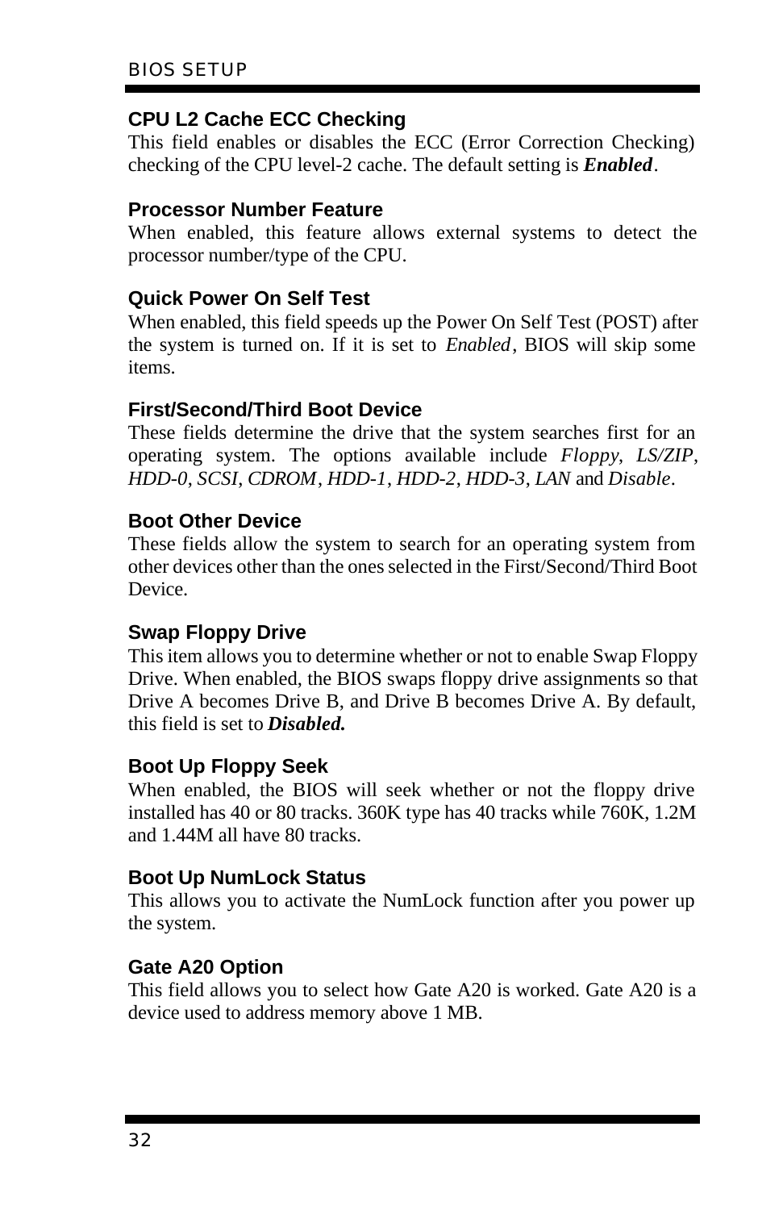### CPU L2 Cache ECC Checking

This field enables or disables the ECC (Error Correction Checking) checking of the CPU level-2 cache. The default setting is ***Enabled***.

### Processor Number Feature

When enabled, this feature allows external systems to detect the processor number/type of the CPU.

### Quick Power On Self Test

When enabled, this field speeds up the Power On Self Test (POST) after the system is turned on. If it is set to *Enabled*, BIOS will skip some items.

### First/Second/Third Boot Device

These fields determine the drive that the system searches first for an operating system. The options available include *Floppy*, *LS/ZIP*, *HDD-0*, *SCSI*, *CDROM*, *HDD-1*, *HDD-2*, *HDD-3*, *LAN* and *Disable*.

### Boot Other Device

These fields allow the system to search for an operating system from other devices other than the ones selected in the First/Second/Third Boot Device.

### Swap Floppy Drive

This item allows you to determine whether or not to enable Swap Floppy Drive. When enabled, the BIOS swaps floppy drive assignments so that Drive A becomes Drive B, and Drive B becomes Drive A. By default, this field is set to ***Disabled.***

### Boot Up Floppy Seek

When enabled, the BIOS will seek whether or not the floppy drive installed has 40 or 80 tracks. 360K type has 40 tracks while 760K, 1.2M and 1.44M all have 80 tracks.

### Boot Up NumLock Status

This allows you to activate the NumLock function after you power up the system.

### Gate A20 Option

This field allows you to select how Gate A20 is worked. Gate A20 is a device used to address memory above 1 MB.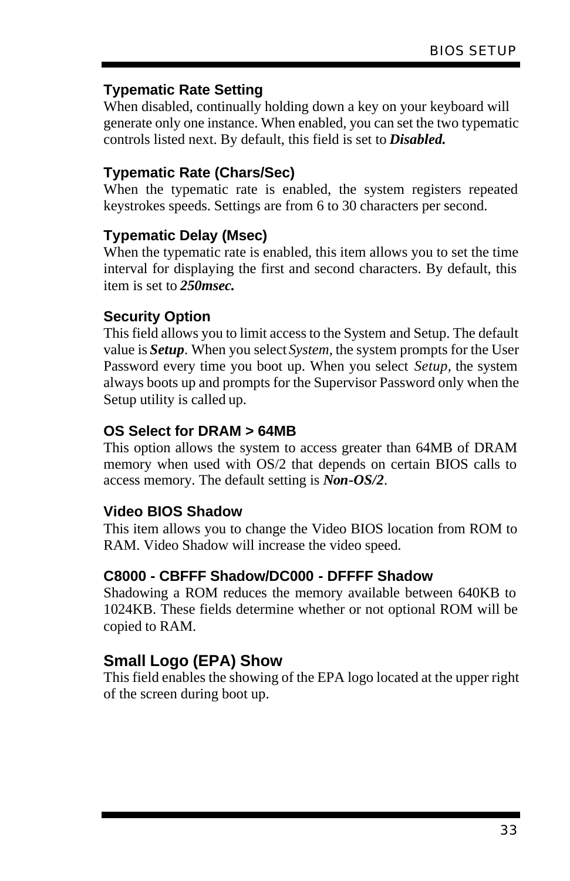### Typematic Rate Setting

When disabled, continually holding down a key on your keyboard will generate only one instance. When enabled, you can set the two typematic controls listed next. By default, this field is set to ***Disabled.***

### Typematic Rate (Chars/Sec)

When the typematic rate is enabled, the system registers repeated keystrokes speeds. Settings are from 6 to 30 characters per second.

### Typematic Delay (Msec)

When the typematic rate is enabled, this item allows you to set the time interval for displaying the first and second characters. By default, this item is set to ***250msec.***

### Security Option

This field allows you to limit access to the System and Setup. The default value is ***Setup***. When you select *System*, the system prompts for the User Password every time you boot up. When you select *Setup*, the system always boots up and prompts for the Supervisor Password only when the Setup utility is called up.

### OS Select for DRAM > 64MB

This option allows the system to access greater than 64MB of DRAM memory when used with OS/2 that depends on certain BIOS calls to access memory. The default setting is ***Non-OS/2***.

### Video BIOS Shadow

This item allows you to change the Video BIOS location from ROM to RAM. Video Shadow will increase the video speed.

### C8000 - CBFFF Shadow/DC000 - DFFFF Shadow

Shadowing a ROM reduces the memory available between 640KB to 1024KB. These fields determine whether or not optional ROM will be copied to RAM.

### Small Logo (EPA) Show

This field enables the showing of the EPA logo located at the upper right of the screen during boot up.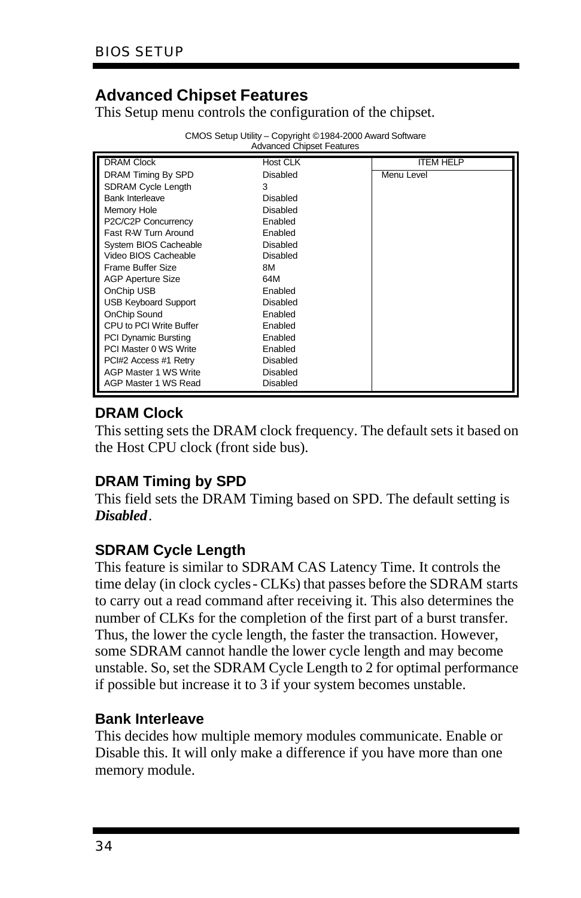## Advanced Chipset Features

This Setup menu controls the configuration of the chipset.

CMOS Setup Utility – Copyright ©1984-2000 Award Software
Advanced Chipset Features

| | | ITEM HELP |
|---|---|---|
| DRAM Clock | Host CLK | Menu Level |
| DRAM Timing By SPD | Disabled | |
| SDRAM Cycle Length | 3 | |
| Bank Interleave | Disabled | |
| Memory Hole | Disabled | |
| P2C/C2P Concurrency | Enabled | |
| Fast R-W Turn Around | Enabled | |
| System BIOS Cacheable | Disabled | |
| Video BIOS Cacheable | Disabled | |
| Frame Buffer Size | 8M | |
| AGP Aperture Size | 64M | |
| OnChip USB | Enabled | |
| USB Keyboard Support | Disabled | |
| OnChip Sound | Enabled | |
| CPU to PCI Write Buffer | Enabled | |
| PCI Dynamic Bursting | Enabled | |
| PCI Master 0 WS Write | Enabled | |
| PCI#2 Access #1 Retry | Disabled | |
| AGP Master 1 WS Write | Disabled | |
| AGP Master 1 WS Read | Disabled | |

### DRAM Clock

This setting sets the DRAM clock frequency. The default sets it based on the Host CPU clock (front side bus).

### DRAM Timing by SPD

This field sets the DRAM Timing based on SPD. The default setting is ***Disabled***.

### SDRAM Cycle Length

This feature is similar to SDRAM CAS Latency Time. It controls the time delay (in clock cycles - CLKs) that passes before the SDRAM starts to carry out a read command after receiving it. This also determines the number of CLKs for the completion of the first part of a burst transfer. Thus, the lower the cycle length, the faster the transaction. However, some SDRAM cannot handle the lower cycle length and may become unstable. So, set the SDRAM Cycle Length to 2 for optimal performance if possible but increase it to 3 if your system becomes unstable.

### Bank Interleave

This decides how multiple memory modules communicate. Enable or Disable this. It will only make a difference if you have more than one memory module.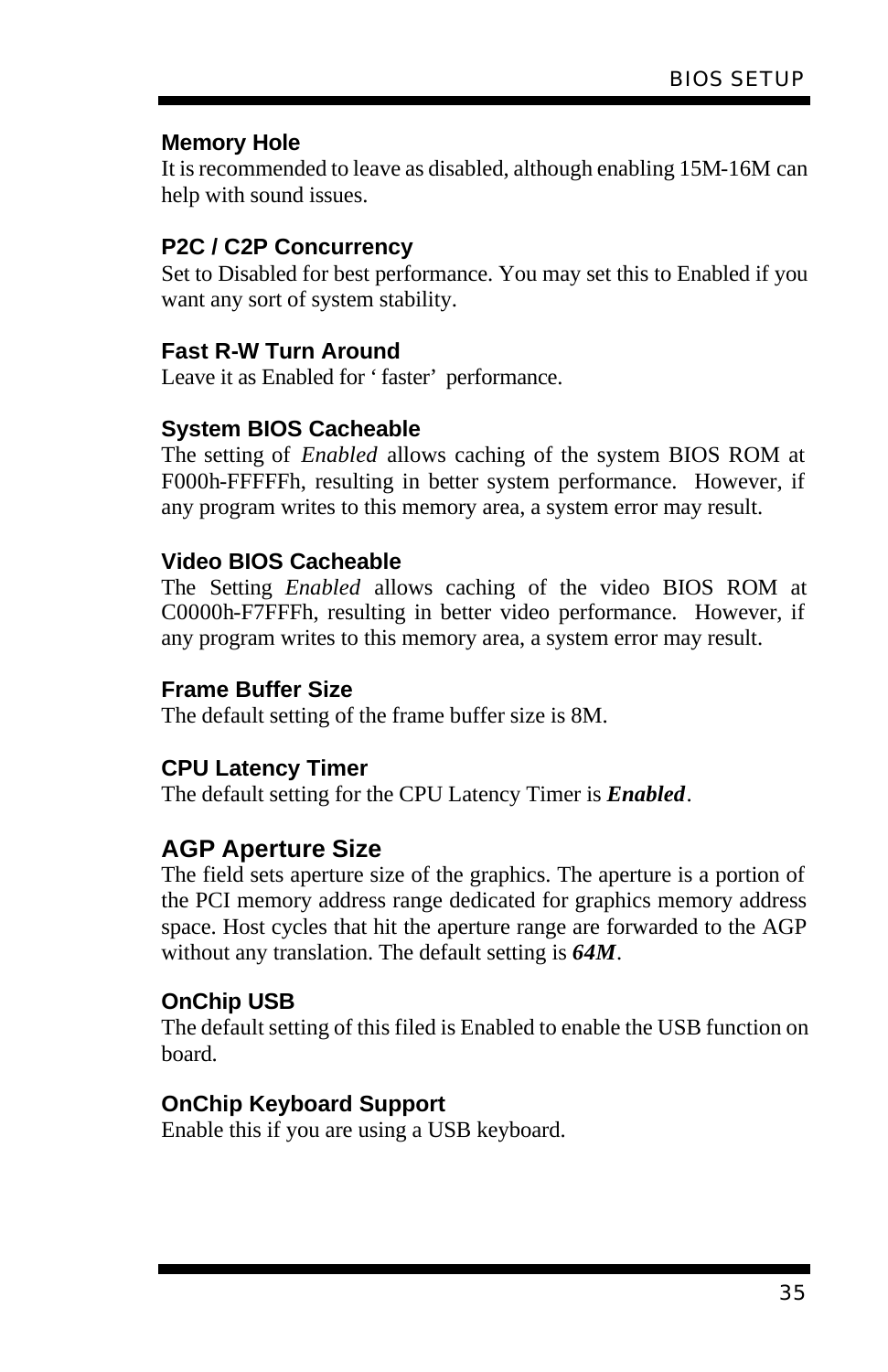### Memory Hole

It is recommended to leave as disabled, although enabling 15M-16M can help with sound issues.

### P2C / C2P Concurrency

Set to Disabled for best performance. You may set this to Enabled if you want any sort of system stability.

### Fast R-W Turn Around

Leave it as Enabled for ‘ faster’ performance.

### System BIOS Cacheable

The setting of *Enabled* allows caching of the system BIOS ROM at F000h-FFFFFh, resulting in better system performance. However, if any program writes to this memory area, a system error may result.

### Video BIOS Cacheable

The Setting *Enabled* allows caching of the video BIOS ROM at C0000h-F7FFFh, resulting in better video performance. However, if any program writes to this memory area, a system error may result.

### Frame Buffer Size

The default setting of the frame buffer size is 8M.

### CPU Latency Timer

The default setting for the CPU Latency Timer is ***Enabled***.

## AGP Aperture Size

The field sets aperture size of the graphics. The aperture is a portion of the PCI memory address range dedicated for graphics memory address space. Host cycles that hit the aperture range are forwarded to the AGP without any translation. The default setting is ***64M***.

### OnChip USB

The default setting of this filed is Enabled to enable the USB function on board.

### OnChip Keyboard Support

Enable this if you are using a USB keyboard.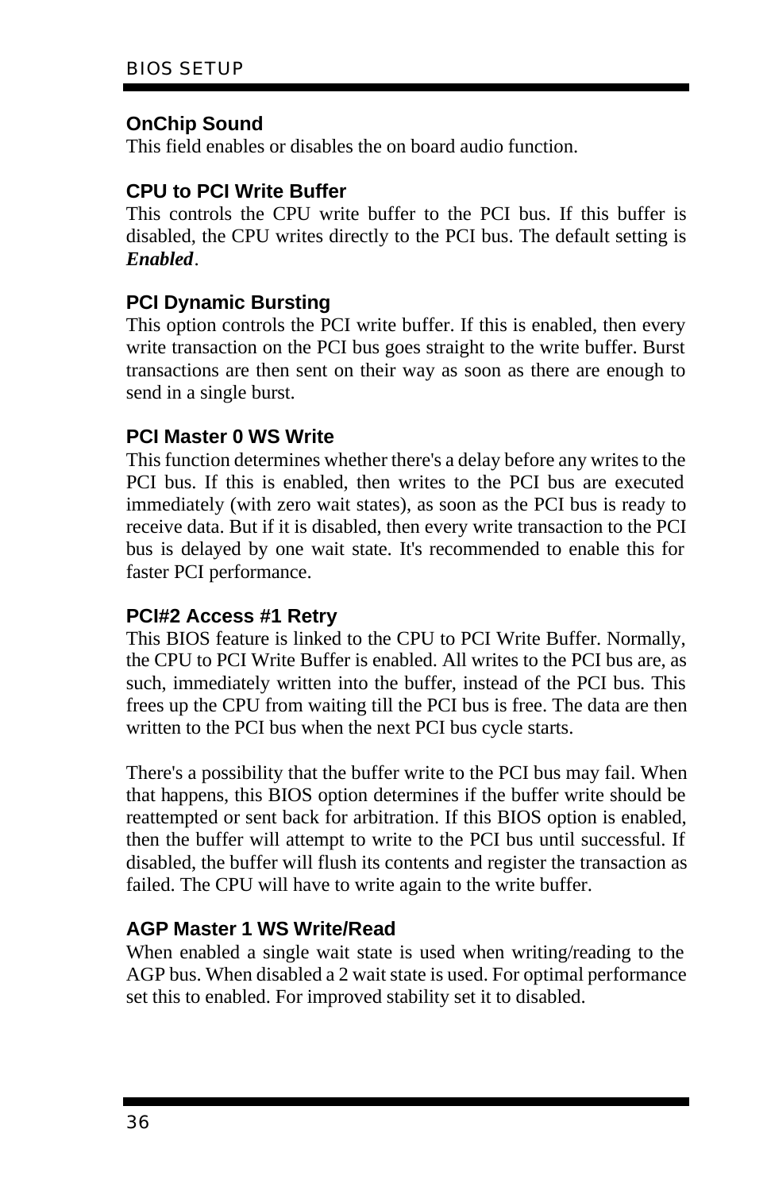### OnChip Sound

This field enables or disables the on board audio function.

### CPU to PCI Write Buffer

This controls the CPU write buffer to the PCI bus. If this buffer is disabled, the CPU writes directly to the PCI bus. The default setting is ***Enabled***.

### PCI Dynamic Bursting

This option controls the PCI write buffer. If this is enabled, then every write transaction on the PCI bus goes straight to the write buffer. Burst transactions are then sent on their way as soon as there are enough to send in a single burst.

### PCI Master 0 WS Write

This function determines whether there's a delay before any writes to the PCI bus. If this is enabled, then writes to the PCI bus are executed immediately (with zero wait states), as soon as the PCI bus is ready to receive data. But if it is disabled, then every write transaction to the PCI bus is delayed by one wait state. It's recommended to enable this for faster PCI performance.

### PCI#2 Access #1 Retry

This BIOS feature is linked to the CPU to PCI Write Buffer. Normally, the CPU to PCI Write Buffer is enabled. All writes to the PCI bus are, as such, immediately written into the buffer, instead of the PCI bus. This frees up the CPU from waiting till the PCI bus is free. The data are then written to the PCI bus when the next PCI bus cycle starts.

There's a possibility that the buffer write to the PCI bus may fail. When that happens, this BIOS option determines if the buffer write should be reattempted or sent back for arbitration. If this BIOS option is enabled, then the buffer will attempt to write to the PCI bus until successful. If disabled, the buffer will flush its contents and register the transaction as failed. The CPU will have to write again to the write buffer.

### AGP Master 1 WS Write/Read

When enabled a single wait state is used when writing/reading to the AGP bus. When disabled a 2 wait state is used. For optimal performance set this to enabled. For improved stability set it to disabled.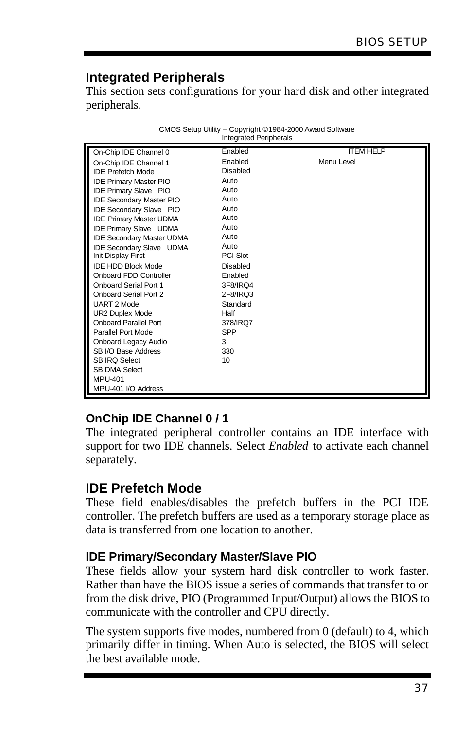## Integrated Peripherals

This section sets configurations for your hard disk and other integrated peripherals.

CMOS Setup Utility – Copyright ©1984-2000 Award Software
Integrated Peripherals

| | | ITEM HELP |
|---|---|---|
| On-Chip IDE Channel 0 | Enabled | |
| On-Chip IDE Channel 1 | Enabled | Menu Level |
| IDE Prefetch Mode | Disabled | |
| IDE Primary Master PIO | Auto | |
| IDE Primary Slave PIO | Auto | |
| IDE Secondary Master PIO | Auto | |
| IDE Secondary Slave PIO | Auto | |
| IDE Primary Master UDMA | Auto | |
| IDE Primary Slave UDMA | Auto | |
| IDE Secondary Master UDMA | Auto | |
| IDE Secondary Slave UDMA | Auto | |
| Init Display First | PCI Slot | |
| IDE HDD Block Mode | Disabled | |
| Onboard FDD Controller | Enabled | |
| Onboard Serial Port 1 | 3F8/IRQ4 | |
| Onboard Serial Port 2 | 2F8/IRQ3 | |
| UART 2 Mode | Standard | |
| UR2 Duplex Mode | Half | |
| Onboard Parallel Port | 378/IRQ7 | |
| Parallel Port Mode | SPP | |
| Onboard Legacy Audio | 3 | |
| SB I/O Base Address | 330 | |
| SB IRQ Select | 10 | |
| SB DMA Select | | |
| MPU-401 | | |
| MPU-401 I/O Address | | |

### OnChip IDE Channel 0 / 1

The integrated peripheral controller contains an IDE interface with support for two IDE channels. Select *Enabled* to activate each channel separately.

## IDE Prefetch Mode

These field enables/disables the prefetch buffers in the PCI IDE controller. The prefetch buffers are used as a temporary storage place as data is transferred from one location to another.

### IDE Primary/Secondary Master/Slave PIO

These fields allow your system hard disk controller to work faster. Rather than have the BIOS issue a series of commands that transfer to or from the disk drive, PIO (Programmed Input/Output) allows the BIOS to communicate with the controller and CPU directly.

The system supports five modes, numbered from 0 (default) to 4, which primarily differ in timing. When Auto is selected, the BIOS will select the best available mode.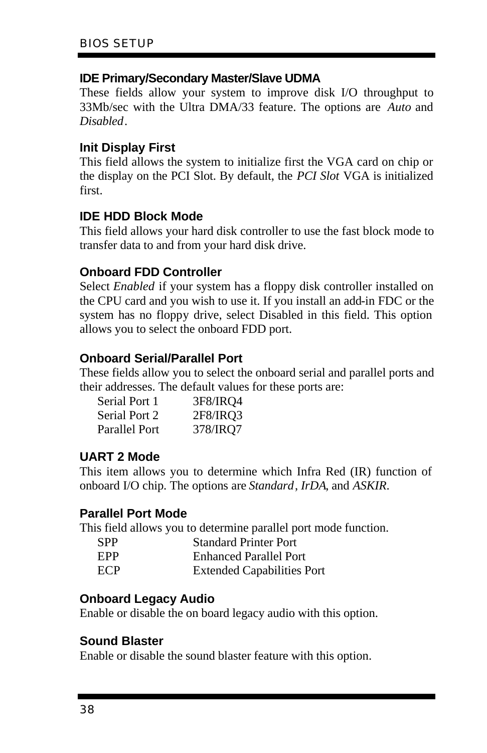### IDE Primary/Secondary Master/Slave UDMA

These fields allow your system to improve disk I/O throughput to 33Mb/sec with the Ultra DMA/33 feature. The options are *Auto* and *Disabled*.

### Init Display First

This field allows the system to initialize first the VGA card on chip or the display on the PCI Slot. By default, the *PCI Slot* VGA is initialized first.

### IDE HDD Block Mode

This field allows your hard disk controller to use the fast block mode to transfer data to and from your hard disk drive.

### Onboard FDD Controller

Select *Enabled* if your system has a floppy disk controller installed on the CPU card and you wish to use it. If you install an add-in FDC or the system has no floppy drive, select Disabled in this field. This option allows you to select the onboard FDD port.

### Onboard Serial/Parallel Port

These fields allow you to select the onboard serial and parallel ports and their addresses. The default values for these ports are:

| | |
|---|---|
| Serial Port 1 | 3F8/IRQ4 |
| Serial Port 2 | 2F8/IRQ3 |
| Parallel Port | 378/IRQ7 |

### UART 2 Mode

This item allows you to determine which Infra Red (IR) function of onboard I/O chip. The options are *Standard*, *IrDA*, and *ASKIR*.

### Parallel Port Mode

This field allows you to determine parallel port mode function.

| | |
|---|---|
| SPP | Standard Printer Port |
| EPP | Enhanced Parallel Port |
| ECP | Extended Capabilities Port |

### Onboard Legacy Audio

Enable or disable the on board legacy audio with this option.

### Sound Blaster

Enable or disable the sound blaster feature with this option.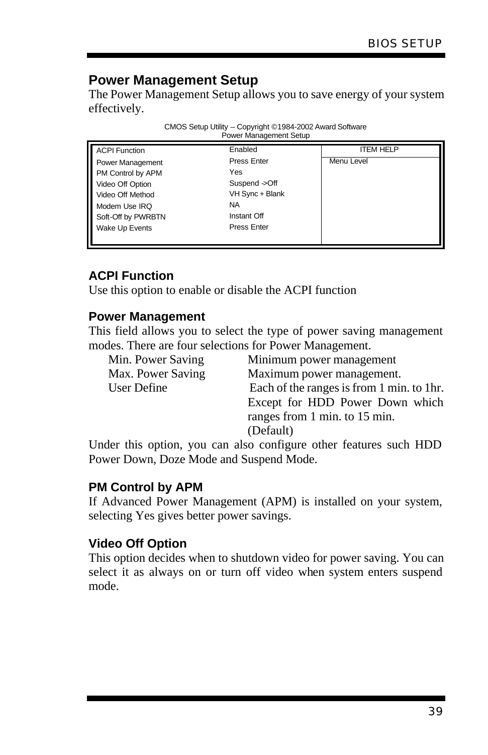## Power Management Setup

The Power Management Setup allows you to save energy of your system effectively.

CMOS Setup Utility – Copyright ©1984-2002 Award Software
Power Management Setup

| | | ITEM HELP |
|---|---|---|
| ACPI Function | Enabled | Menu Level |
| Power Management | Press Enter | |
| PM Control by APM | Yes | |
| Video Off Option | Suspend ->Off | |
| Video Off Method | VH Sync + Blank | |
| Modem Use IRQ | NA | |
| Soft-Off by PWRBTN | Instant Off | |
| Wake Up Events | Press Enter | |

### ACPI Function

Use this option to enable or disable the ACPI function

### Power Management

This field allows you to select the type of power saving management modes. There are four selections for Power Management.

| | |
|---|---|
| Min. Power Saving | Minimum power management |
| Max. Power Saving | Maximum power management. |
| User Define | Each of the ranges is from 1 min. to 1hr. Except for HDD Power Down which ranges from 1 min. to 15 min. (Default) |

Under this option, you can also configure other features such HDD Power Down, Doze Mode and Suspend Mode.

### PM Control by APM

If Advanced Power Management (APM) is installed on your system, selecting Yes gives better power savings.

### Video Off Option

This option decides when to shutdown video for power saving. You can select it as always on or turn off video when system enters suspend mode.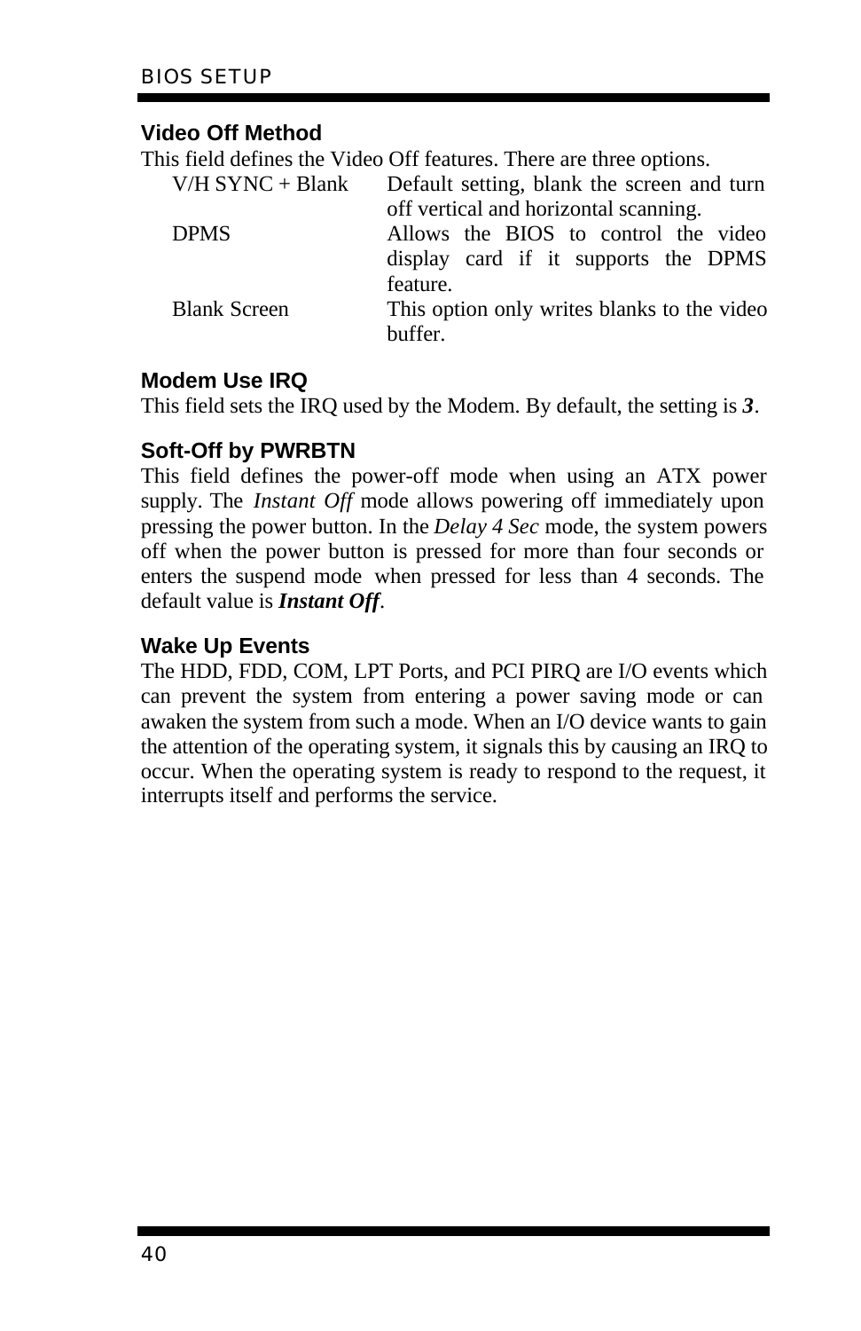### Video Off Method

This field defines the Video Off features. There are three options.

| | |
|---|---|
| V/H SYNC + Blank | Default setting, blank the screen and turn off vertical and horizontal scanning. |
| DPMS | Allows the BIOS to control the video display card if it supports the DPMS feature. |
| Blank Screen | This option only writes blanks to the video buffer. |

### Modem Use IRQ

This field sets the IRQ used by the Modem. By default, the setting is ***3***.

### Soft-Off by PWRBTN

This field defines the power-off mode when using an ATX power supply. The *Instant Off* mode allows powering off immediately upon pressing the power button. In the *Delay 4 Sec* mode, the system powers off when the power button is pressed for more than four seconds or enters the suspend mode when pressed for less than 4 seconds. The default value is ***Instant Off***.

### Wake Up Events

The HDD, FDD, COM, LPT Ports, and PCI PIRQ are I/O events which can prevent the system from entering a power saving mode or can awaken the system from such a mode. When an I/O device wants to gain the attention of the operating system, it signals this by causing an IRQ to occur. When the operating system is ready to respond to the request, it interrupts itself and performs the service.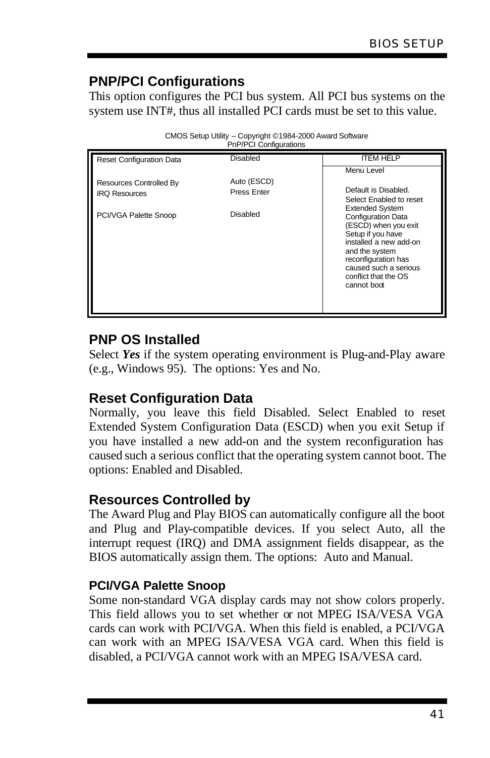## PNP/PCI Configurations

This option configures the PCI bus system. All PCI bus systems on the system use INT#, thus all installed PCI cards must be set to this value.

CMOS Setup Utility – Copyright ©1984-2000 Award Software
PnP/PCI Configurations

| | | ITEM HELP |
|---|---|---|
| Reset Configuration Data | Disabled | Menu Level |
| Resources Controlled By | Auto (ESCD) | Default is Disabled. Select Enabled to reset Extended System Configuration Data (ESCD) when you exit Setup if you have installed a new add-on and the system reconfiguration has caused such a serious conflict that the OS cannot boot |
| IRQ Resources | Press Enter | |
| PCI/VGA Palette Snoop | Disabled | |

## PNP OS Installed

Select ***Yes*** if the system operating environment is Plug-and-Play aware (e.g., Windows 95). The options: Yes and No.

## Reset Configuration Data

Normally, you leave this field Disabled. Select Enabled to reset Extended System Configuration Data (ESCD) when you exit Setup if you have installed a new add-on and the system reconfiguration has caused such a serious conflict that the operating system cannot boot. The options: Enabled and Disabled.

## Resources Controlled by

The Award Plug and Play BIOS can automatically configure all the boot and Plug and Play-compatible devices. If you select Auto, all the interrupt request (IRQ) and DMA assignment fields disappear, as the BIOS automatically assign them. The options: Auto and Manual.

### PCI/VGA Palette Snoop

Some non-standard VGA display cards may not show colors properly. This field allows you to set whether or not MPEG ISA/VESA VGA cards can work with PCI/VGA. When this field is enabled, a PCI/VGA can work with an MPEG ISA/VESA VGA card. When this field is disabled, a PCI/VGA cannot work with an MPEG ISA/VESA card.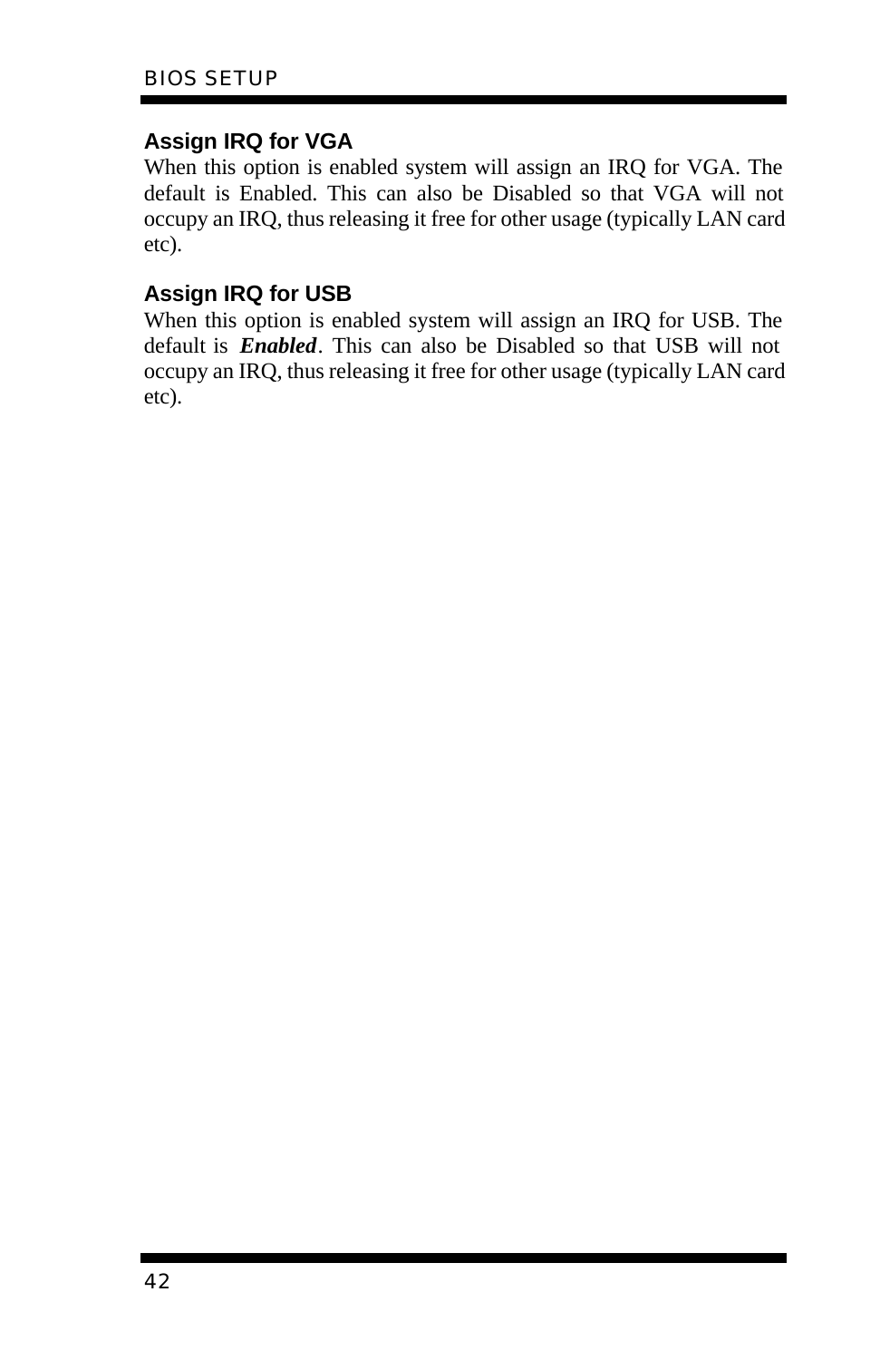### Assign IRQ for VGA

When this option is enabled system will assign an IRQ for VGA. The default is Enabled. This can also be Disabled so that VGA will not occupy an IRQ, thus releasing it free for other usage (typically LAN card etc).

### Assign IRQ for USB

When this option is enabled system will assign an IRQ for USB. The default is ***Enabled***. This can also be Disabled so that USB will not occupy an IRQ, thus releasing it free for other usage (typically LAN card etc).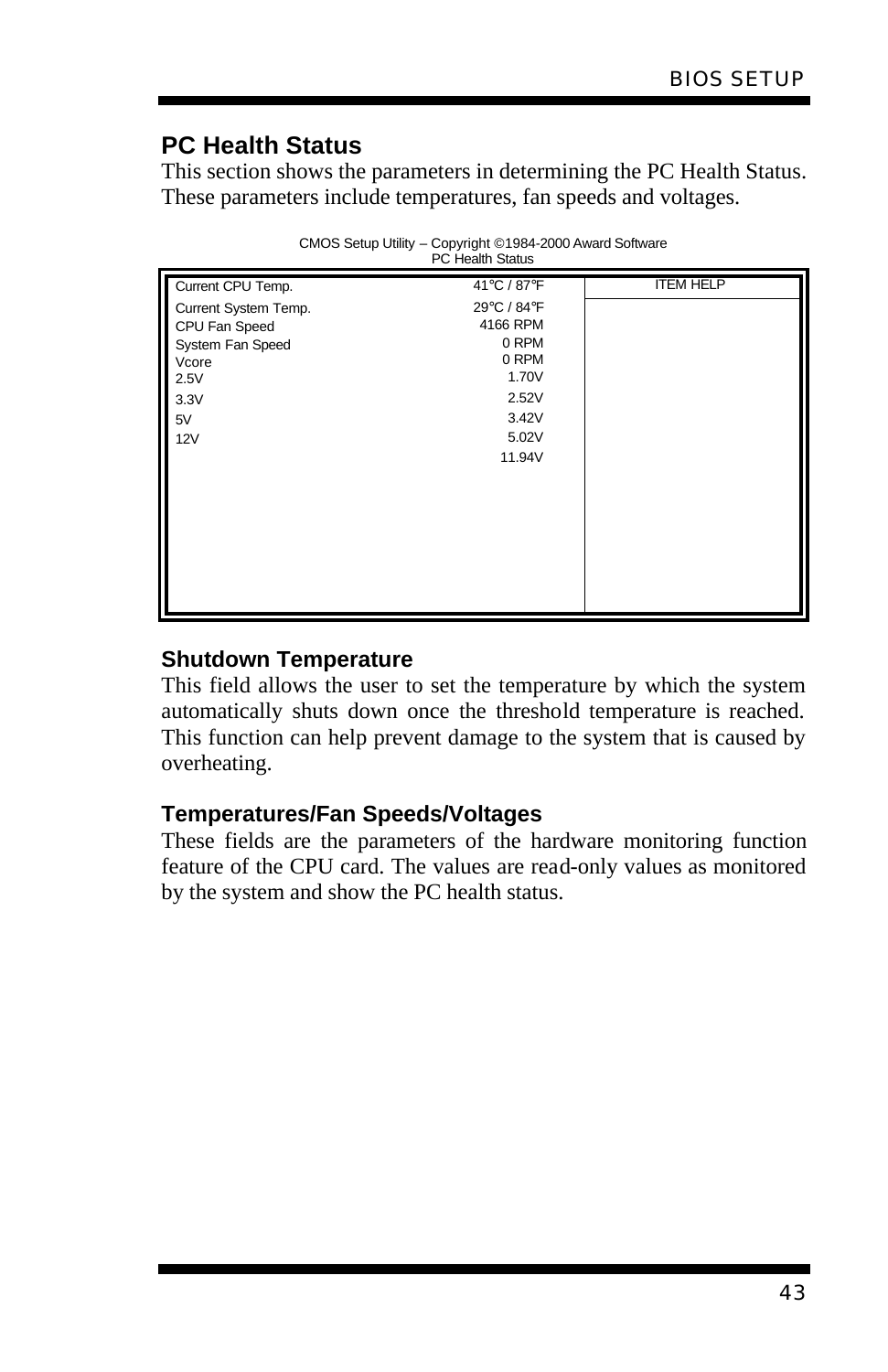## PC Health Status

This section shows the parameters in determining the PC Health Status. These parameters include temperatures, fan speeds and voltages.

CMOS Setup Utility – Copyright ©1984-2000 Award Software
PC Health Status

| Current CPU Temp. | 41°C / 87°F | ITEM HELP |
|---|---|---|
| Current System Temp. | 29°C / 84°F | |
| CPU Fan Speed | 4166 RPM | |
| System Fan Speed | 0 RPM | |
| Vcore | 0 RPM | |
| 2.5V | 1.70V | |
| 3.3V | 2.52V | |
| 5V | 3.42V | |
| 12V | 5.02V | |
| | 11.94V | |

### Shutdown Temperature

This field allows the user to set the temperature by which the system automatically shuts down once the threshold temperature is reached. This function can help prevent damage to the system that is caused by overheating.

### Temperatures/Fan Speeds/Voltages

These fields are the parameters of the hardware monitoring function feature of the CPU card. The values are read-only values as monitored by the system and show the PC health status.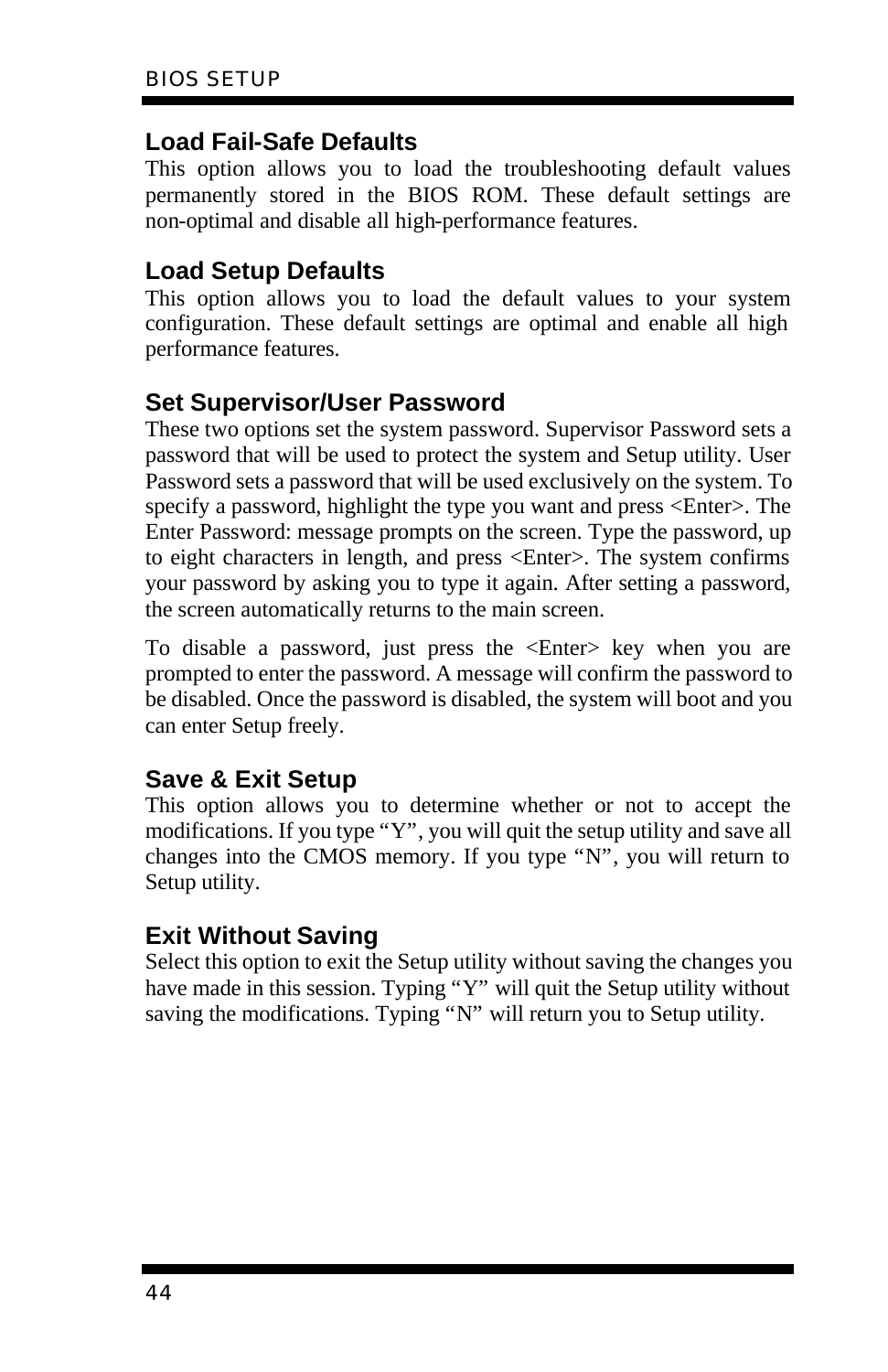### Load Fail-Safe Defaults

This option allows you to load the troubleshooting default values permanently stored in the BIOS ROM. These default settings are non-optimal and disable all high-performance features.

### Load Setup Defaults

This option allows you to load the default values to your system configuration. These default settings are optimal and enable all high performance features.

### Set Supervisor/User Password

These two options set the system password. Supervisor Password sets a password that will be used to protect the system and Setup utility. User Password sets a password that will be used exclusively on the system. To specify a password, highlight the type you want and press <Enter>. The Enter Password: message prompts on the screen. Type the password, up to eight characters in length, and press <Enter>. The system confirms your password by asking you to type it again. After setting a password, the screen automatically returns to the main screen.

To disable a password, just press the <Enter> key when you are prompted to enter the password. A message will confirm the password to be disabled. Once the password is disabled, the system will boot and you can enter Setup freely.

### Save & Exit Setup

This option allows you to determine whether or not to accept the modifications. If you type "Y", you will quit the setup utility and save all changes into the CMOS memory. If you type "N", you will return to Setup utility.

### Exit Without Saving

Select this option to exit the Setup utility without saving the changes you have made in this session. Typing "Y" will quit the Setup utility without saving the modifications. Typing "N" will return you to Setup utility.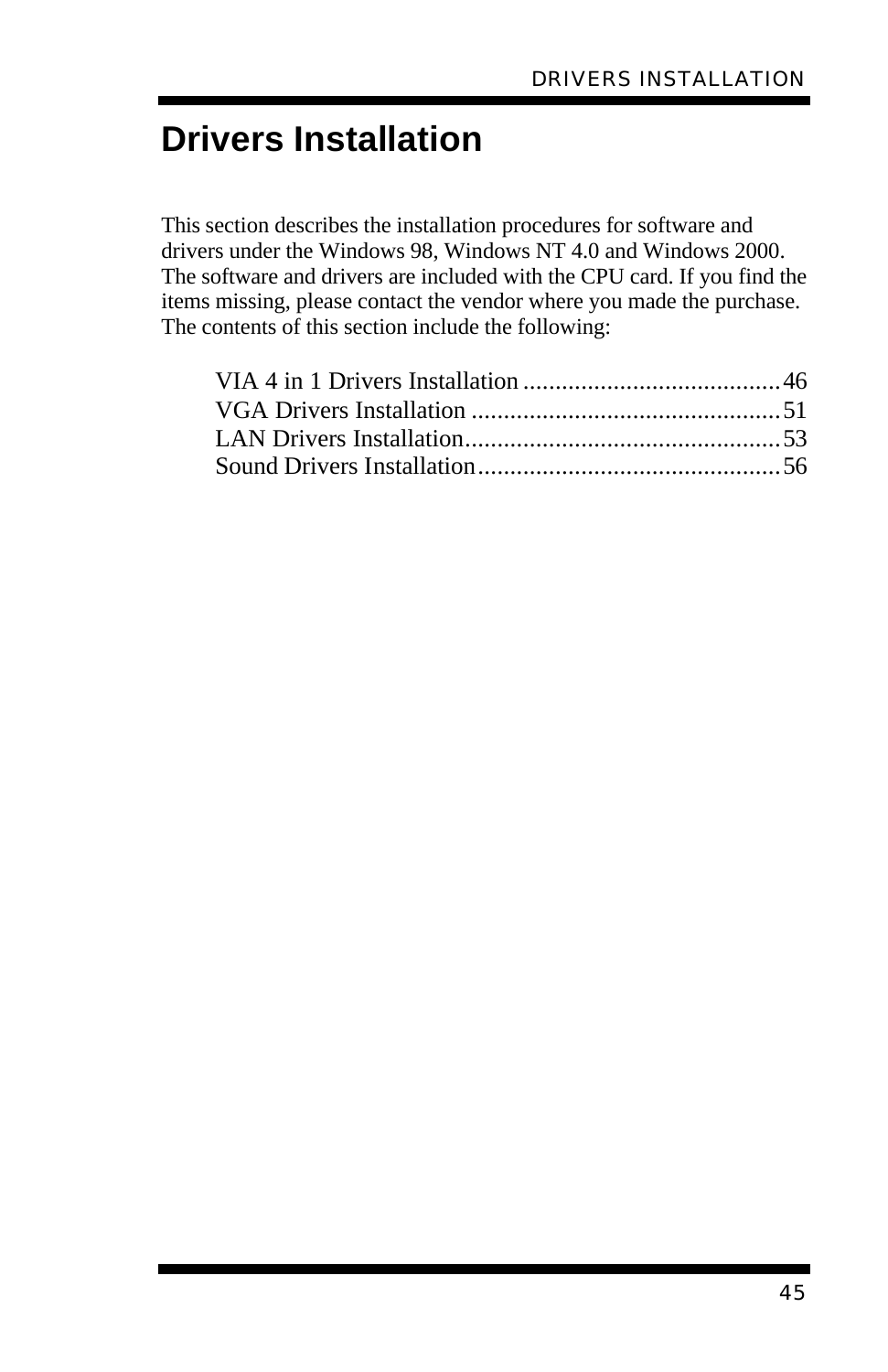# Drivers Installation

This section describes the installation procedures for software and drivers under the Windows 98, Windows NT 4.0 and Windows 2000. The software and drivers are included with the CPU card. If you find the items missing, please contact the vendor where you made the purchase. The contents of this section include the following:

- VIA 4 in 1 Drivers Installation ........................................ 46
- VGA Drivers Installation ................................................ 51
- LAN Drivers Installation................................................. 53
- Sound Drivers Installation............................................... 56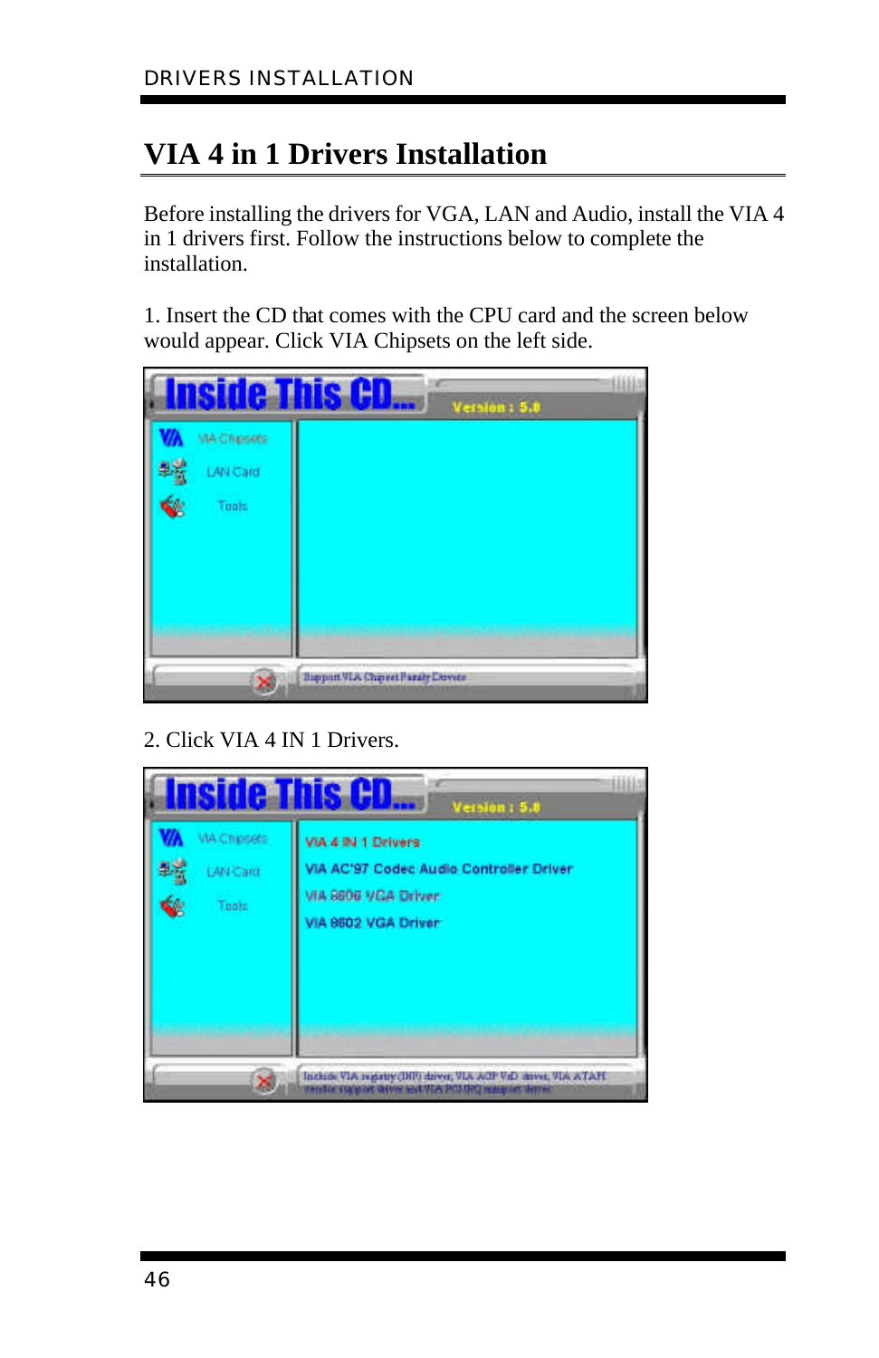# VIA 4 in 1 Drivers Installation

Before installing the drivers for VGA, LAN and Audio, install the VIA 4 in 1 drivers first. Follow the instructions below to complete the installation.

1. Insert the CD that comes with the CPU card and the screen below would appear. Click VIA Chipsets on the left side.

2. Click VIA 4 IN 1 Drivers.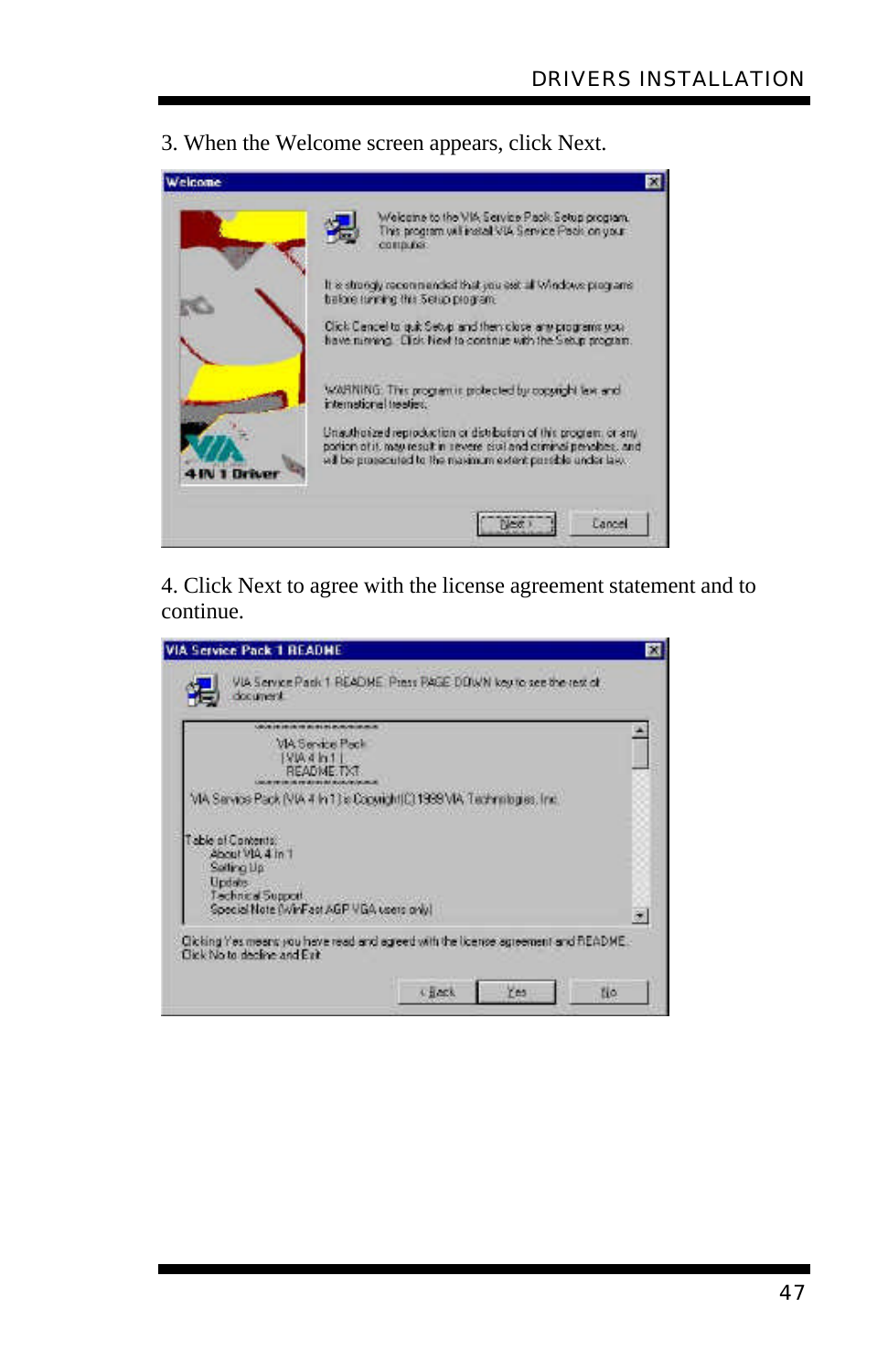3. When the Welcome screen appears, click Next.

4. Click Next to agree with the license agreement statement and to continue.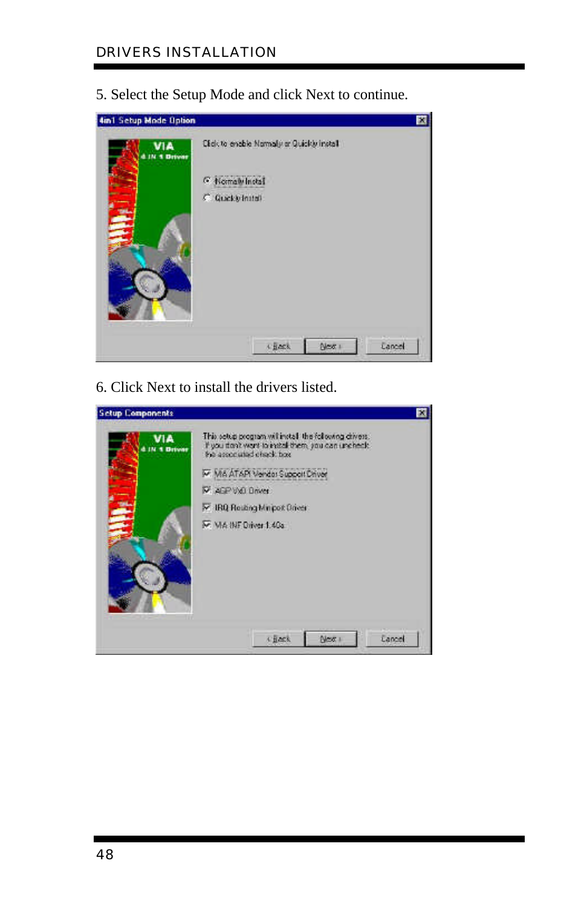5. Select the Setup Mode and click Next to continue.

6. Click Next to install the drivers listed.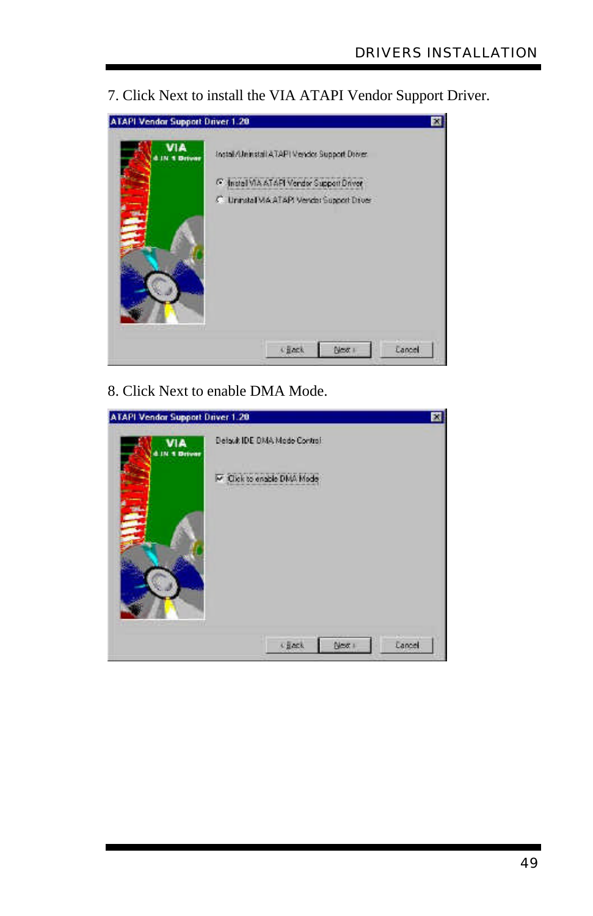7. Click Next to install the VIA ATAPI Vendor Support Driver.

8. Click Next to enable DMA Mode.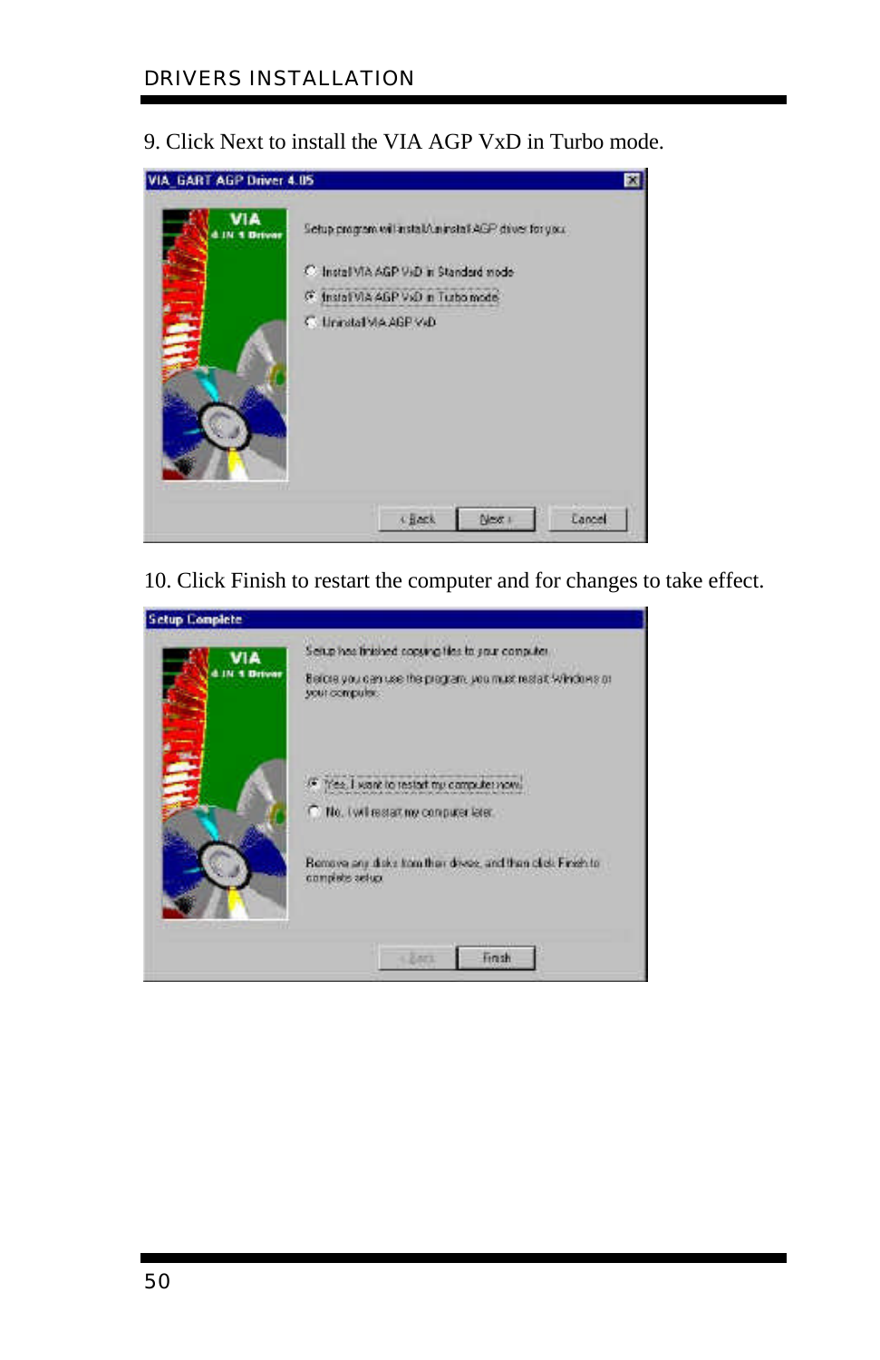9. Click Next to install the VIA AGP VxD in Turbo mode.

10. Click Finish to restart the computer and for changes to take effect.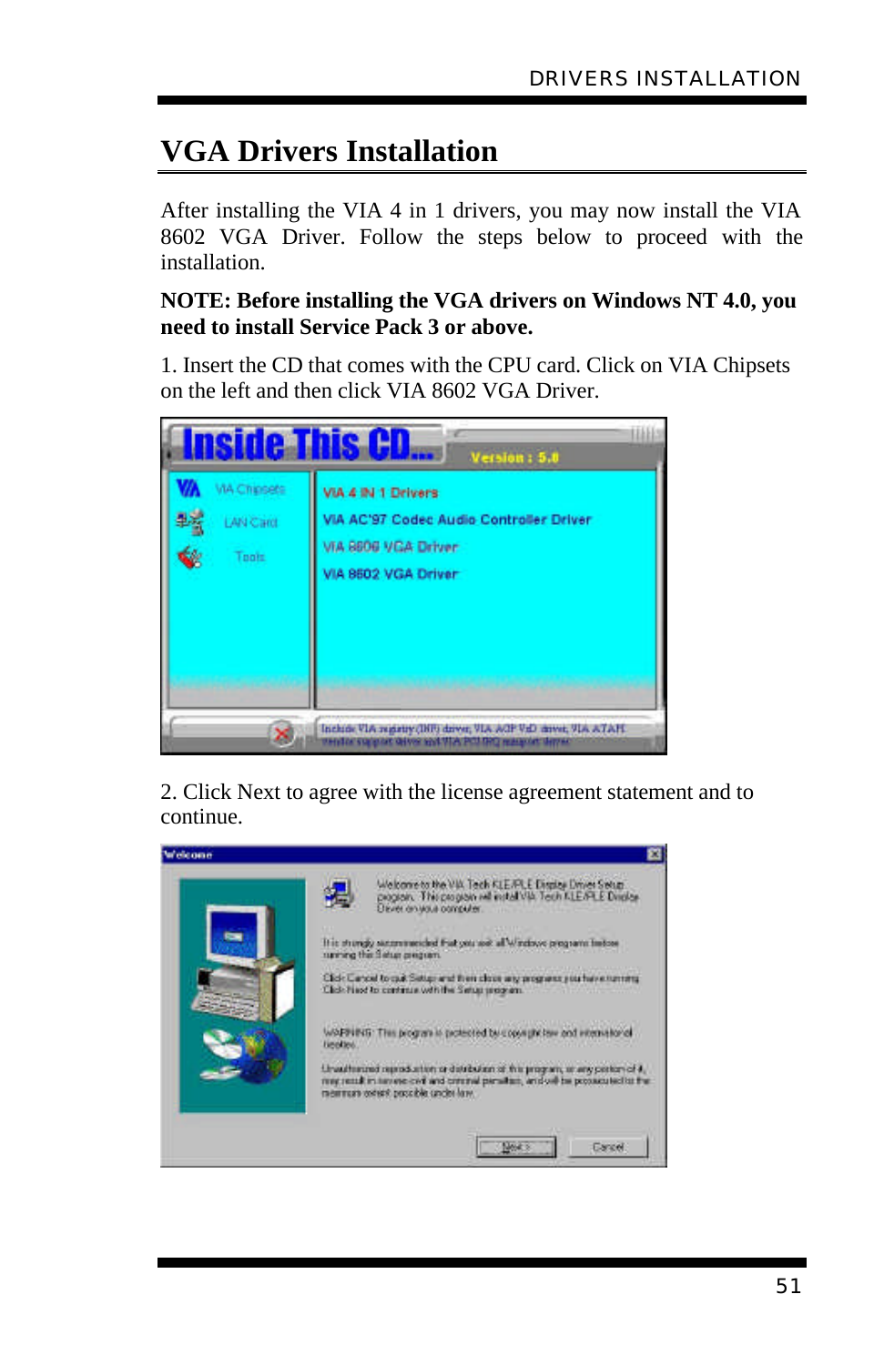# VGA Drivers Installation

After installing the VIA 4 in 1 drivers, you may now install the VIA 8602 VGA Driver. Follow the steps below to proceed with the installation.

**NOTE: Before installing the VGA drivers on Windows NT 4.0, you need to install Service Pack 3 or above.**

1. Insert the CD that comes with the CPU card. Click on VIA Chipsets on the left and then click VIA 8602 VGA Driver.

2. Click Next to agree with the license agreement statement and to continue.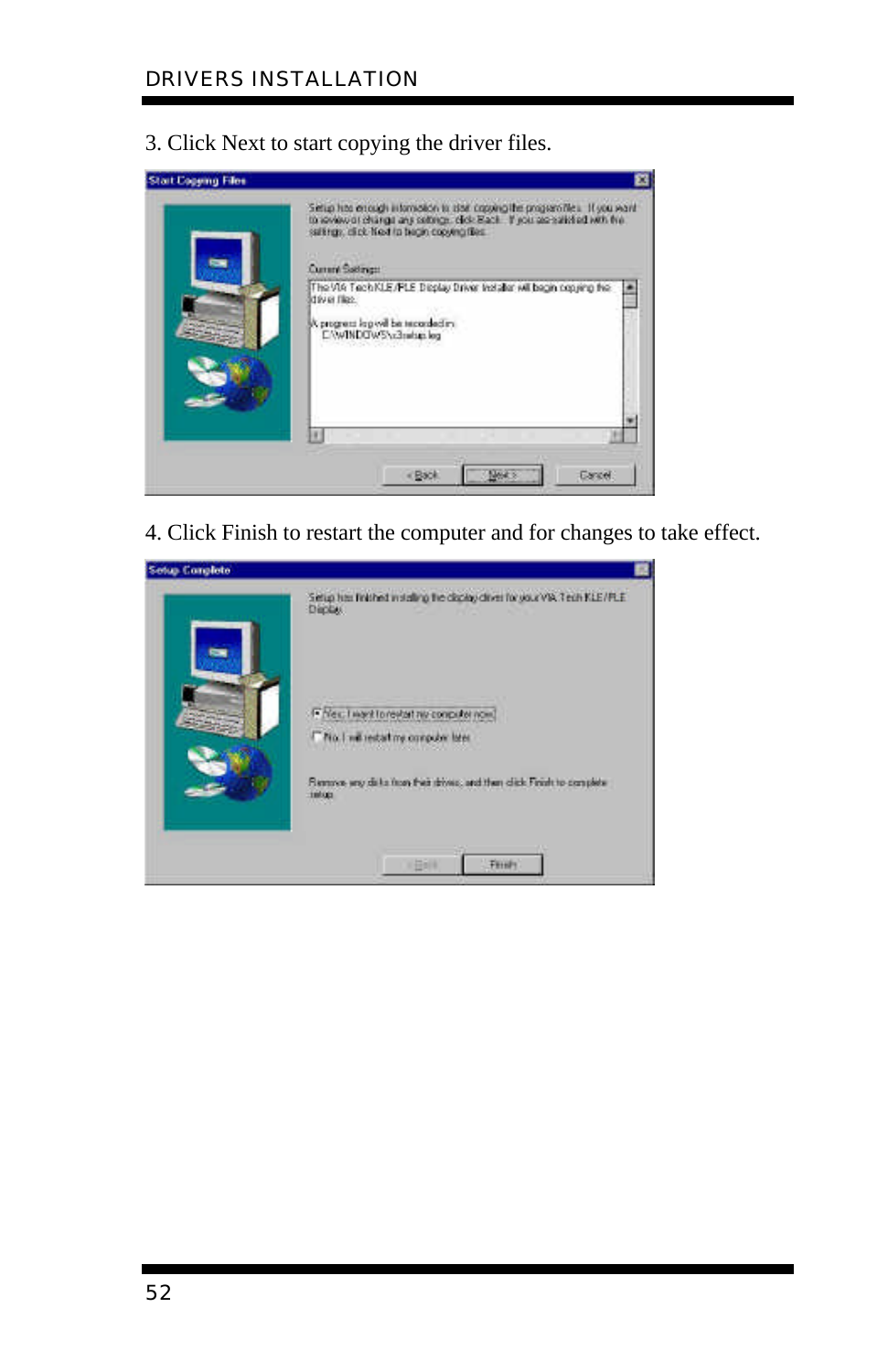3. Click Next to start copying the driver files.

4. Click Finish to restart the computer and for changes to take effect.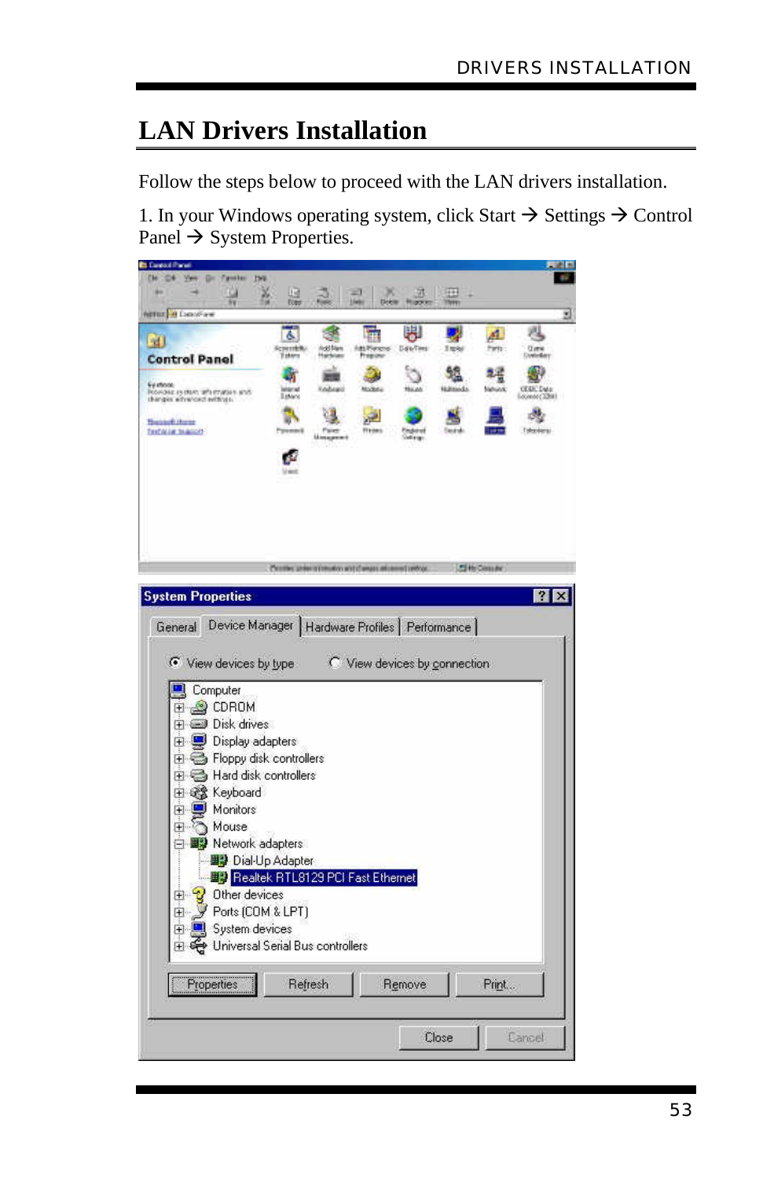# LAN Drivers Installation

Follow the steps below to proceed with the LAN drivers installation.

1. In your Windows operating system, click Start → Settings → Control Panel → System Properties.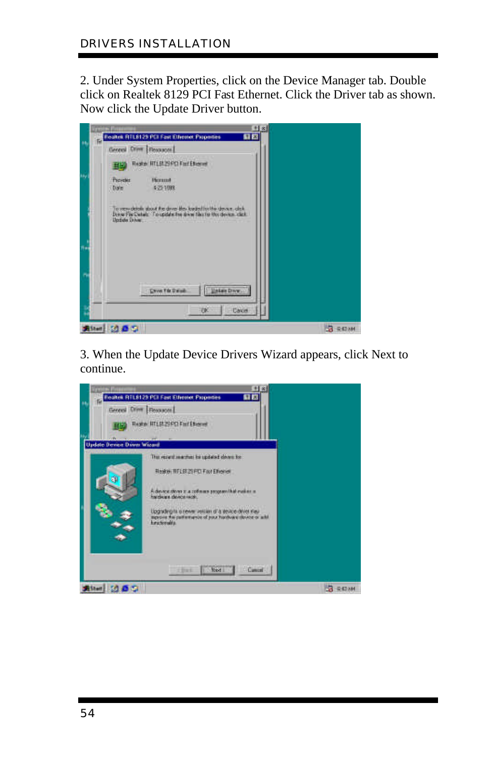2. Under System Properties, click on the Device Manager tab. Double click on Realtek 8129 PCI Fast Ethernet. Click the Driver tab as shown. Now click the Update Driver button.

3. When the Update Device Drivers Wizard appears, click Next to continue.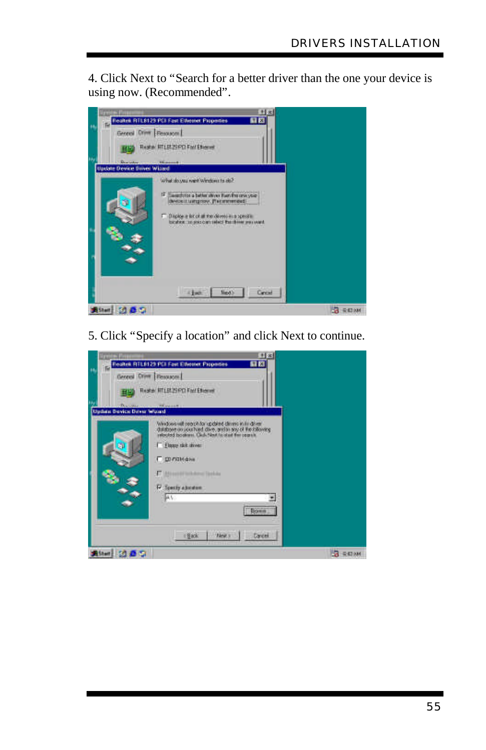4. Click Next to “Search for a better driver than the one your device is using now. (Recommended”.

5. Click “Specify a location” and click Next to continue.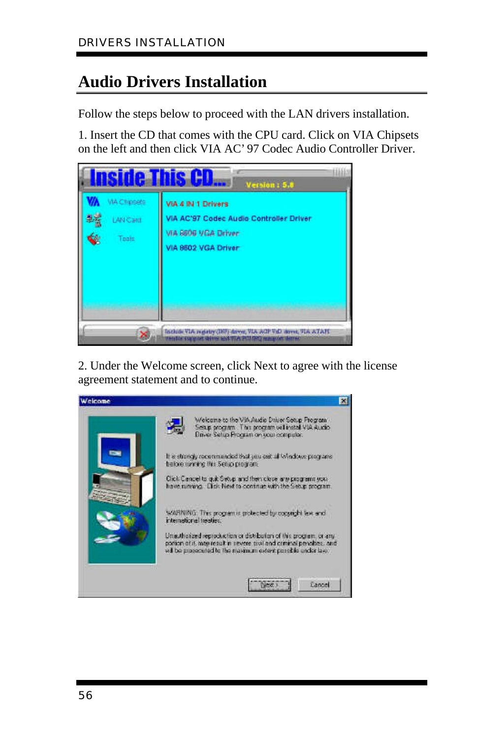## Audio Drivers Installation

Follow the steps below to proceed with the LAN drivers installation.

1. Insert the CD that comes with the CPU card. Click on VIA Chipsets on the left and then click VIA AC' 97 Codec Audio Controller Driver.

2. Under the Welcome screen, click Next to agree with the license agreement statement and to continue.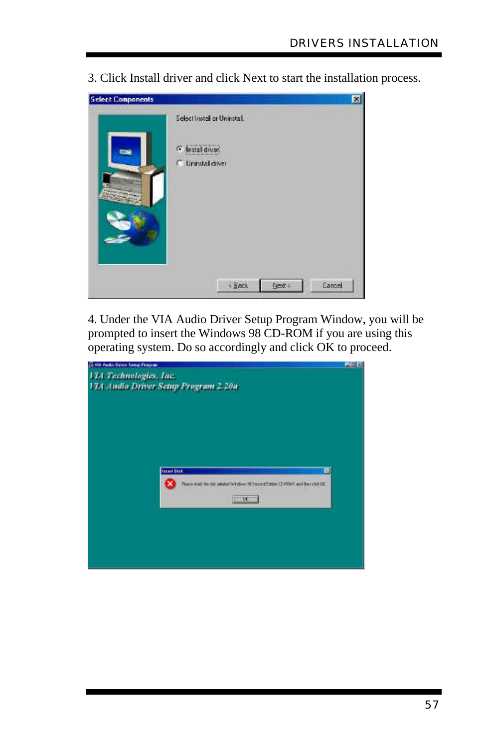3. Click Install driver and click Next to start the installation process.

4. Under the VIA Audio Driver Setup Program Window, you will be prompted to insert the Windows 98 CD-ROM if you are using this operating system. Do so accordingly and click OK to proceed.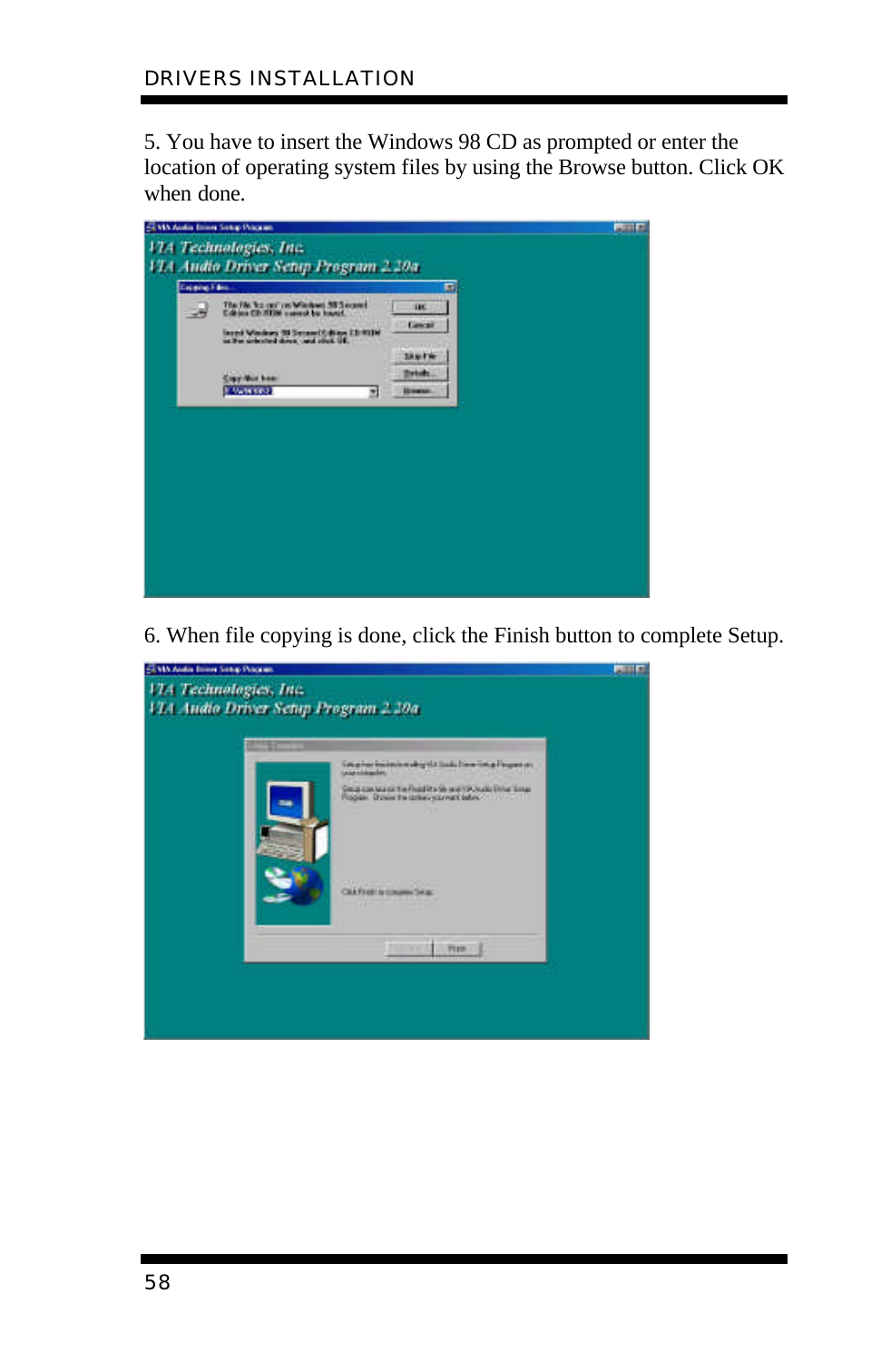5. You have to insert the Windows 98 CD as prompted or enter the location of operating system files by using the Browse button. Click OK when done.

6. When file copying is done, click the Finish button to complete Setup.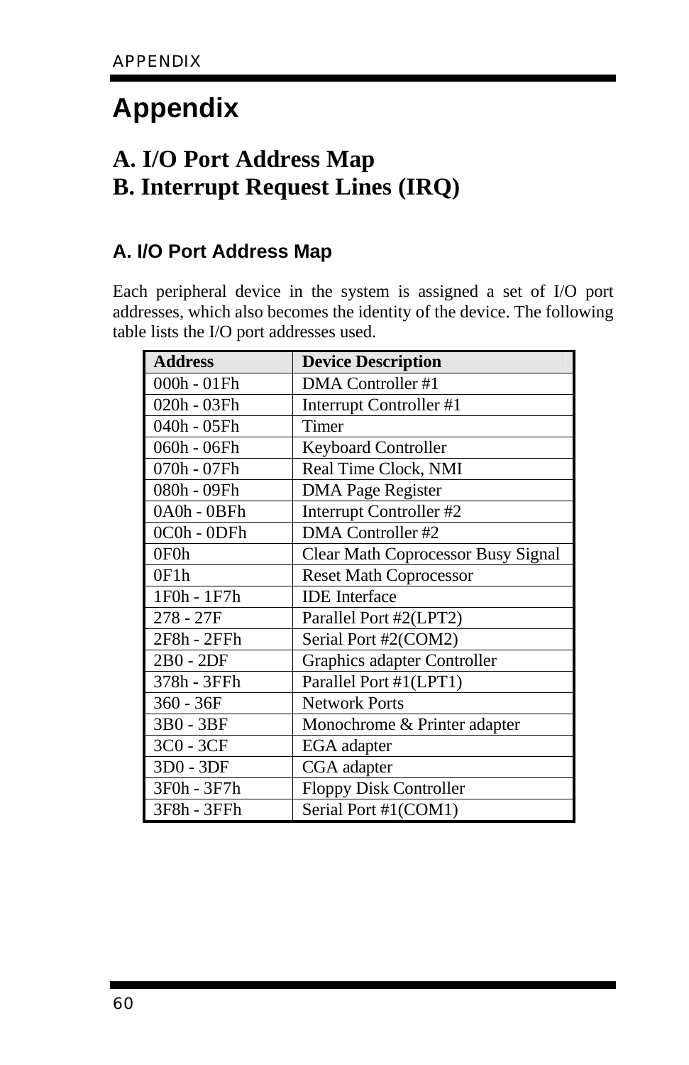# Appendix

## A. I/O Port Address Map
## B. Interrupt Request Lines (IRQ)

### A. I/O Port Address Map

Each peripheral device in the system is assigned a set of I/O port addresses, which also becomes the identity of the device. The following table lists the I/O port addresses used.

| Address | Device Description |
|---|---|
| 000h - 01Fh | DMA Controller #1 |
| 020h - 03Fh | Interrupt Controller #1 |
| 040h - 05Fh | Timer |
| 060h - 06Fh | Keyboard Controller |
| 070h - 07Fh | Real Time Clock, NMI |
| 080h - 09Fh | DMA Page Register |
| 0A0h - 0BFh | Interrupt Controller #2 |
| 0C0h - 0DFh | DMA Controller #2 |
| 0F0h | Clear Math Coprocessor Busy Signal |
| 0F1h | Reset Math Coprocessor |
| 1F0h - 1F7h | IDE Interface |
| 278 - 27F | Parallel Port #2(LPT2) |
| 2F8h - 2FFh | Serial Port #2(COM2) |
| 2B0 - 2DF | Graphics adapter Controller |
| 378h - 3FFh | Parallel Port #1(LPT1) |
| 360 - 36F | Network Ports |
| 3B0 - 3BF | Monochrome & Printer adapter |
| 3C0 - 3CF | EGA adapter |
| 3D0 - 3DF | CGA adapter |
| 3F0h - 3F7h | Floppy Disk Controller |
| 3F8h - 3FFh | Serial Port #1(COM1) |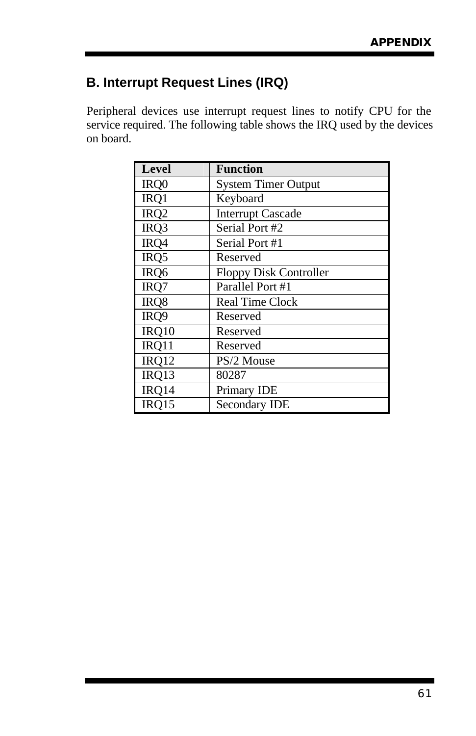## B. Interrupt Request Lines (IRQ)

Peripheral devices use interrupt request lines to notify CPU for the service required. The following table shows the IRQ used by the devices on board.

| Level | Function |
|---|---|
| IRQ0 | System Timer Output |
| IRQ1 | Keyboard |
| IRQ2 | Interrupt Cascade |
| IRQ3 | Serial Port #2 |
| IRQ4 | Serial Port #1 |
| IRQ5 | Reserved |
| IRQ6 | Floppy Disk Controller |
| IRQ7 | Parallel Port #1 |
| IRQ8 | Real Time Clock |
| IRQ9 | Reserved |
| IRQ10 | Reserved |
| IRQ11 | Reserved |
| IRQ12 | PS/2 Mouse |
| IRQ13 | 80287 |
| IRQ14 | Primary IDE |
| IRQ15 | Secondary IDE |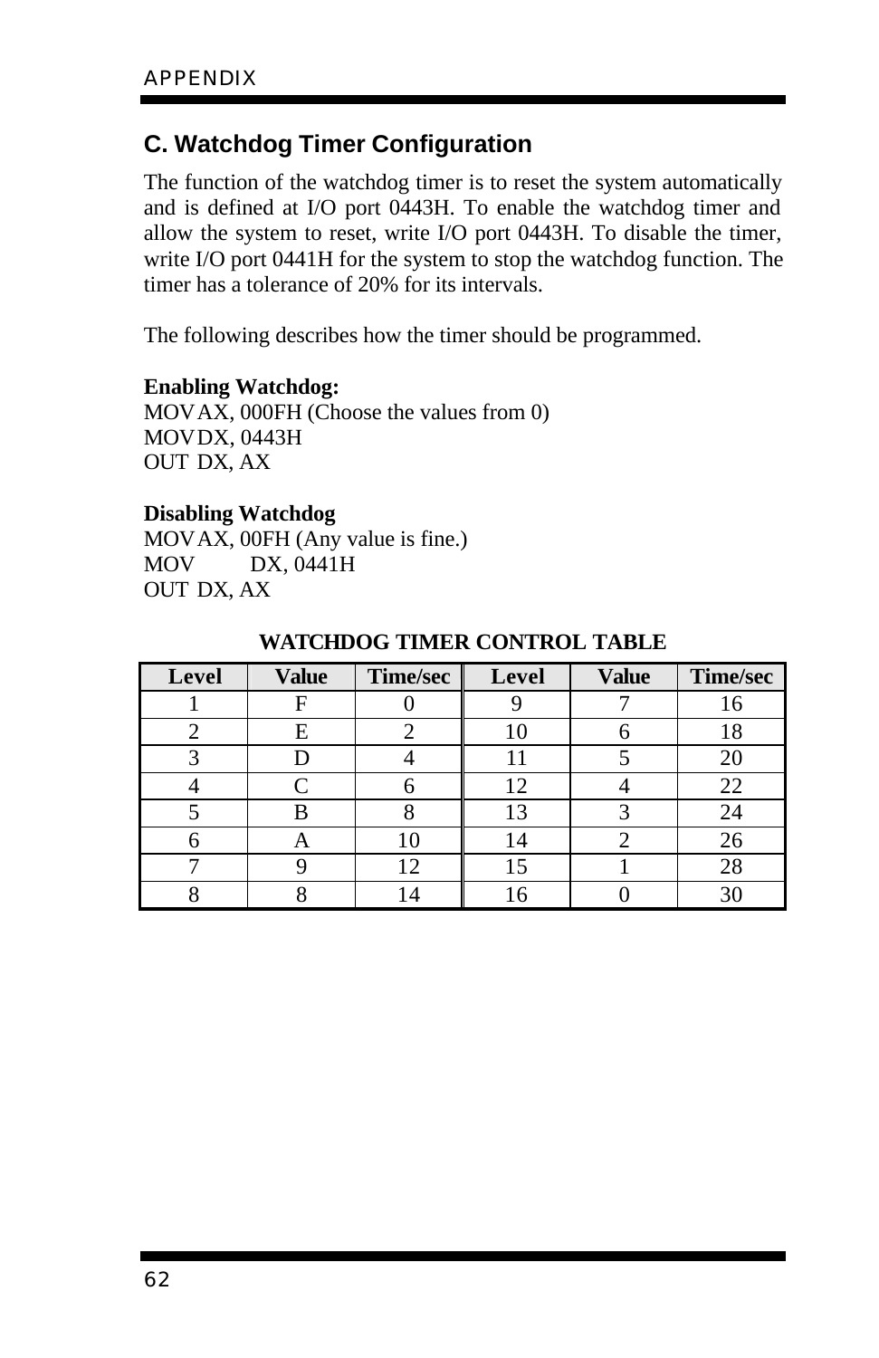## C. Watchdog Timer Configuration

The function of the watchdog timer is to reset the system automatically and is defined at I/O port 0443H. To enable the watchdog timer and allow the system to reset, write I/O port 0443H. To disable the timer, write I/O port 0441H for the system to stop the watchdog function. The timer has a tolerance of 20% for its intervals.

The following describes how the timer should be programmed.

**Enabling Watchdog:**

```
MOV AX, 000FH (Choose the values from 0)
MOV DX, 0443H
OUT DX, AX
```

**Disabling Watchdog**

```
MOV AX, 00FH (Any value is fine.)
MOV     DX, 0441H
OUT DX, AX
```

**WATCHDOG TIMER CONTROL TABLE**

| Level | Value | Time/sec | Level | Value | Time/sec |
|---|---|---|---|---|---|
| 1 | F | 0 | 9 | 7 | 16 |
| 2 | E | 2 | 10 | 6 | 18 |
| 3 | D | 4 | 11 | 5 | 20 |
| 4 | C | 6 | 12 | 4 | 22 |
| 5 | B | 8 | 13 | 3 | 24 |
| 6 | A | 10 | 14 | 2 | 26 |
| 7 | 9 | 12 | 15 | 1 | 28 |
| 8 | 8 | 14 | 16 | 0 | 30 |